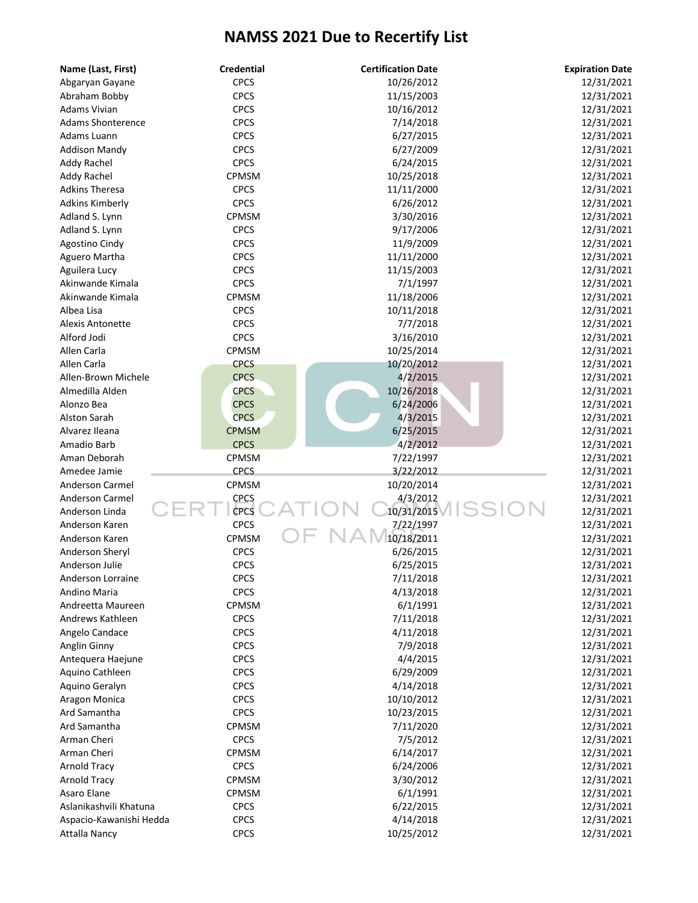# NAMSS 2021 Due to Recertify List

| Name (Last, First) | Credential | Certification Date | Expiration Date |
|---|---|---|---|
| Abgaryan Gayane | CPCS | 10/26/2012 | 12/31/2021 |
| Abraham Bobby | CPCS | 11/15/2003 | 12/31/2021 |
| Adams Vivian | CPCS | 10/16/2012 | 12/31/2021 |
| Adams Shonterence | CPCS | 7/14/2018 | 12/31/2021 |
| Adams Luann | CPCS | 6/27/2015 | 12/31/2021 |
| Addison Mandy | CPCS | 6/27/2009 | 12/31/2021 |
| Addy Rachel | CPCS | 6/24/2015 | 12/31/2021 |
| Addy Rachel | CPMSM | 10/25/2018 | 12/31/2021 |
| Adkins Theresa | CPCS | 11/11/2000 | 12/31/2021 |
| Adkins Kimberly | CPCS | 6/26/2012 | 12/31/2021 |
| Adland S. Lynn | CPMSM | 3/30/2016 | 12/31/2021 |
| Adland S. Lynn | CPCS | 9/17/2006 | 12/31/2021 |
| Agostino Cindy | CPCS | 11/9/2009 | 12/31/2021 |
| Aguero Martha | CPCS | 11/11/2000 | 12/31/2021 |
| Aguilera Lucy | CPCS | 11/15/2003 | 12/31/2021 |
| Akinwande Kimala | CPCS | 7/1/1997 | 12/31/2021 |
| Akinwande Kimala | CPMSM | 11/18/2006 | 12/31/2021 |
| Albea Lisa | CPCS | 10/11/2018 | 12/31/2021 |
| Alexis Antonette | CPCS | 7/7/2018 | 12/31/2021 |
| Alford Jodi | CPCS | 3/16/2010 | 12/31/2021 |
| Allen Carla | CPMSM | 10/25/2014 | 12/31/2021 |
| Allen Carla | CPCS | 10/20/2012 | 12/31/2021 |
| Allen-Brown Michele | CPCS | 4/2/2015 | 12/31/2021 |
| Almedilla Alden | CPCS | 10/26/2018 | 12/31/2021 |
| Alonzo Bea | CPCS | 6/24/2006 | 12/31/2021 |
| Alston Sarah | CPCS | 4/3/2015 | 12/31/2021 |
| Alvarez Ileana | CPMSM | 6/25/2015 | 12/31/2021 |
| Amadio Barb | CPCS | 4/2/2012 | 12/31/2021 |
| Aman Deborah | CPMSM | 7/22/1997 | 12/31/2021 |
| Amedee Jamie | CPCS | 3/22/2012 | 12/31/2021 |
| Anderson Carmel | CPMSM | 10/20/2014 | 12/31/2021 |
| Anderson Carmel | CPCS | 4/3/2012 | 12/31/2021 |
| Anderson Linda | CPCS | 10/31/2015 | 12/31/2021 |
| Anderson Karen | CPCS | 7/22/1997 | 12/31/2021 |
| Anderson Karen | CPMSM | 10/18/2011 | 12/31/2021 |
| Anderson Sheryl | CPCS | 6/26/2015 | 12/31/2021 |
| Anderson Julie | CPCS | 6/25/2015 | 12/31/2021 |
| Anderson Lorraine | CPCS | 7/11/2018 | 12/31/2021 |
| Andino Maria | CPCS | 4/13/2018 | 12/31/2021 |
| Andreetta Maureen | CPMSM | 6/1/1991 | 12/31/2021 |
| Andrews Kathleen | CPCS | 7/11/2018 | 12/31/2021 |
| Angelo Candace | CPCS | 4/11/2018 | 12/31/2021 |
| Anglin Ginny | CPCS | 7/9/2018 | 12/31/2021 |
| Antequera Haejune | CPCS | 4/4/2015 | 12/31/2021 |
| Aquino Cathleen | CPCS | 6/29/2009 | 12/31/2021 |
| Aquino Geralyn | CPCS | 4/14/2018 | 12/31/2021 |
| Aragon Monica | CPCS | 10/10/2012 | 12/31/2021 |
| Ard Samantha | CPCS | 10/23/2015 | 12/31/2021 |
| Ard Samantha | CPMSM | 7/11/2020 | 12/31/2021 |
| Arman Cheri | CPCS | 7/5/2012 | 12/31/2021 |
| Arman Cheri | CPMSM | 6/14/2017 | 12/31/2021 |
| Arnold Tracy | CPCS | 6/24/2006 | 12/31/2021 |
| Arnold Tracy | CPMSM | 3/30/2012 | 12/31/2021 |
| Asaro Elane | CPMSM | 6/1/1991 | 12/31/2021 |
| Aslanikashvili Khatuna | CPCS | 6/22/2015 | 12/31/2021 |
| Aspacio-Kawanishi Hedda | CPCS | 4/14/2018 | 12/31/2021 |
| Attalla Nancy | CPCS | 10/25/2012 | 12/31/2021 |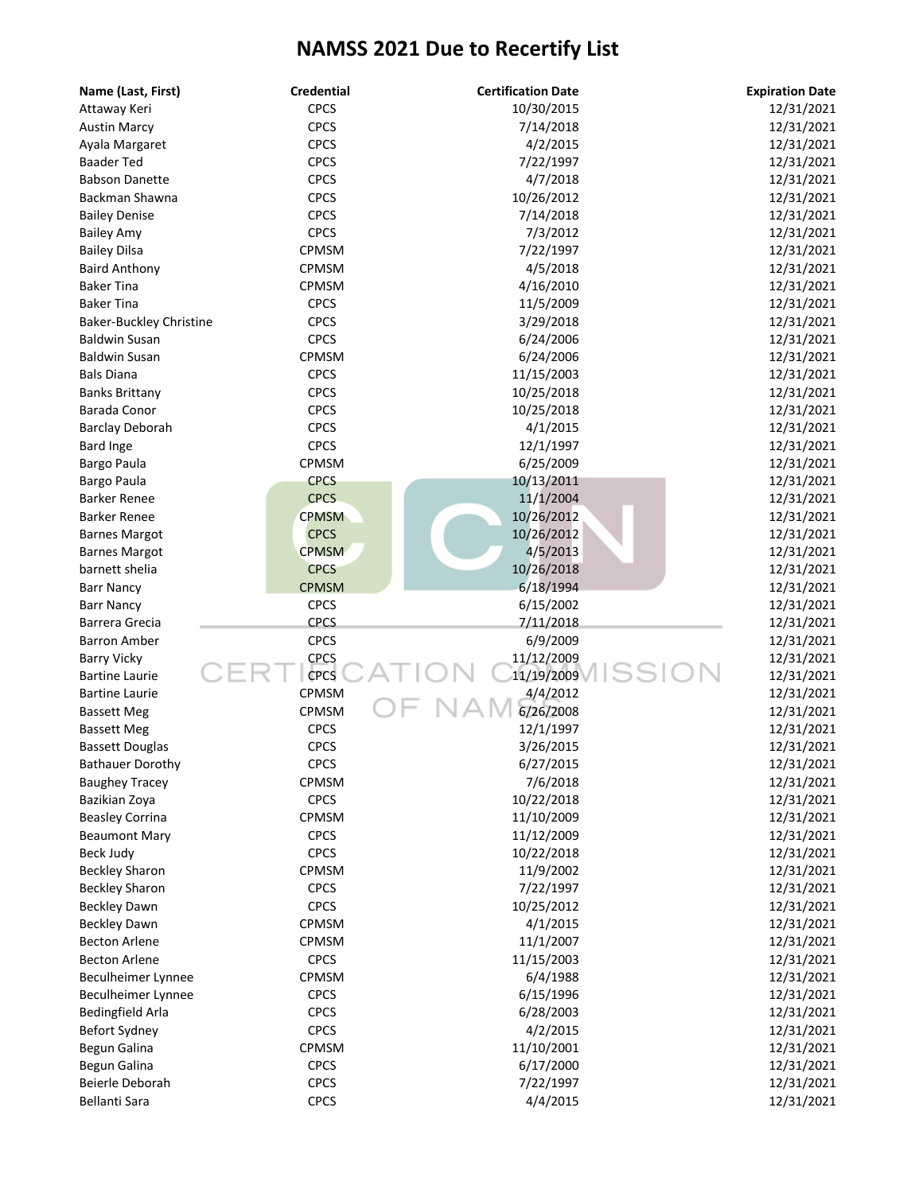# NAMSS 2021 Due to Recertify List

| Name (Last, First) | Credential | Certification Date | Expiration Date |
|---|---|---|---|
| Attaway Keri | CPCS | 10/30/2015 | 12/31/2021 |
| Austin Marcy | CPCS | 7/14/2018 | 12/31/2021 |
| Ayala Margaret | CPCS | 4/2/2015 | 12/31/2021 |
| Baader Ted | CPCS | 7/22/1997 | 12/31/2021 |
| Babson Danette | CPCS | 4/7/2018 | 12/31/2021 |
| Backman Shawna | CPCS | 10/26/2012 | 12/31/2021 |
| Bailey Denise | CPCS | 7/14/2018 | 12/31/2021 |
| Bailey Amy | CPCS | 7/3/2012 | 12/31/2021 |
| Bailey Dilsa | CPMSM | 7/22/1997 | 12/31/2021 |
| Baird Anthony | CPMSM | 4/5/2018 | 12/31/2021 |
| Baker Tina | CPMSM | 4/16/2010 | 12/31/2021 |
| Baker Tina | CPCS | 11/5/2009 | 12/31/2021 |
| Baker-Buckley Christine | CPCS | 3/29/2018 | 12/31/2021 |
| Baldwin Susan | CPCS | 6/24/2006 | 12/31/2021 |
| Baldwin Susan | CPMSM | 6/24/2006 | 12/31/2021 |
| Bals Diana | CPCS | 11/15/2003 | 12/31/2021 |
| Banks Brittany | CPCS | 10/25/2018 | 12/31/2021 |
| Barada Conor | CPCS | 10/25/2018 | 12/31/2021 |
| Barclay Deborah | CPCS | 4/1/2015 | 12/31/2021 |
| Bard Inge | CPCS | 12/1/1997 | 12/31/2021 |
| Bargo Paula | CPMSM | 6/25/2009 | 12/31/2021 |
| Bargo Paula | CPCS | 10/13/2011 | 12/31/2021 |
| Barker Renee | CPCS | 11/1/2004 | 12/31/2021 |
| Barker Renee | CPMSM | 10/26/2012 | 12/31/2021 |
| Barnes Margot | CPCS | 10/26/2012 | 12/31/2021 |
| Barnes Margot | CPMSM | 4/5/2013 | 12/31/2021 |
| barnett shelia | CPCS | 10/26/2018 | 12/31/2021 |
| Barr Nancy | CPMSM | 6/18/1994 | 12/31/2021 |
| Barr Nancy | CPCS | 6/15/2002 | 12/31/2021 |
| Barrera Grecia | CPCS | 7/11/2018 | 12/31/2021 |
| Barron Amber | CPCS | 6/9/2009 | 12/31/2021 |
| Barry Vicky | CPCS | 11/12/2009 | 12/31/2021 |
| Bartine Laurie | CPCS | 11/19/2009 | 12/31/2021 |
| Bartine Laurie | CPMSM | 4/4/2012 | 12/31/2021 |
| Bassett Meg | CPMSM | 6/26/2008 | 12/31/2021 |
| Bassett Meg | CPCS | 12/1/1997 | 12/31/2021 |
| Bassett Douglas | CPCS | 3/26/2015 | 12/31/2021 |
| Bathauer Dorothy | CPCS | 6/27/2015 | 12/31/2021 |
| Baughey Tracey | CPMSM | 7/6/2018 | 12/31/2021 |
| Bazikian Zoya | CPCS | 10/22/2018 | 12/31/2021 |
| Beasley Corrina | CPMSM | 11/10/2009 | 12/31/2021 |
| Beaumont Mary | CPCS | 11/12/2009 | 12/31/2021 |
| Beck Judy | CPCS | 10/22/2018 | 12/31/2021 |
| Beckley Sharon | CPMSM | 11/9/2002 | 12/31/2021 |
| Beckley Sharon | CPCS | 7/22/1997 | 12/31/2021 |
| Beckley Dawn | CPCS | 10/25/2012 | 12/31/2021 |
| Beckley Dawn | CPMSM | 4/1/2015 | 12/31/2021 |
| Becton Arlene | CPMSM | 11/1/2007 | 12/31/2021 |
| Becton Arlene | CPCS | 11/15/2003 | 12/31/2021 |
| Beculheimer Lynnee | CPMSM | 6/4/1988 | 12/31/2021 |
| Beculheimer Lynnee | CPCS | 6/15/1996 | 12/31/2021 |
| Bedingfield Arla | CPCS | 6/28/2003 | 12/31/2021 |
| Befort Sydney | CPCS | 4/2/2015 | 12/31/2021 |
| Begun Galina | CPMSM | 11/10/2001 | 12/31/2021 |
| Begun Galina | CPCS | 6/17/2000 | 12/31/2021 |
| Beierle Deborah | CPCS | 7/22/1997 | 12/31/2021 |
| Bellanti Sara | CPCS | 4/4/2015 | 12/31/2021 |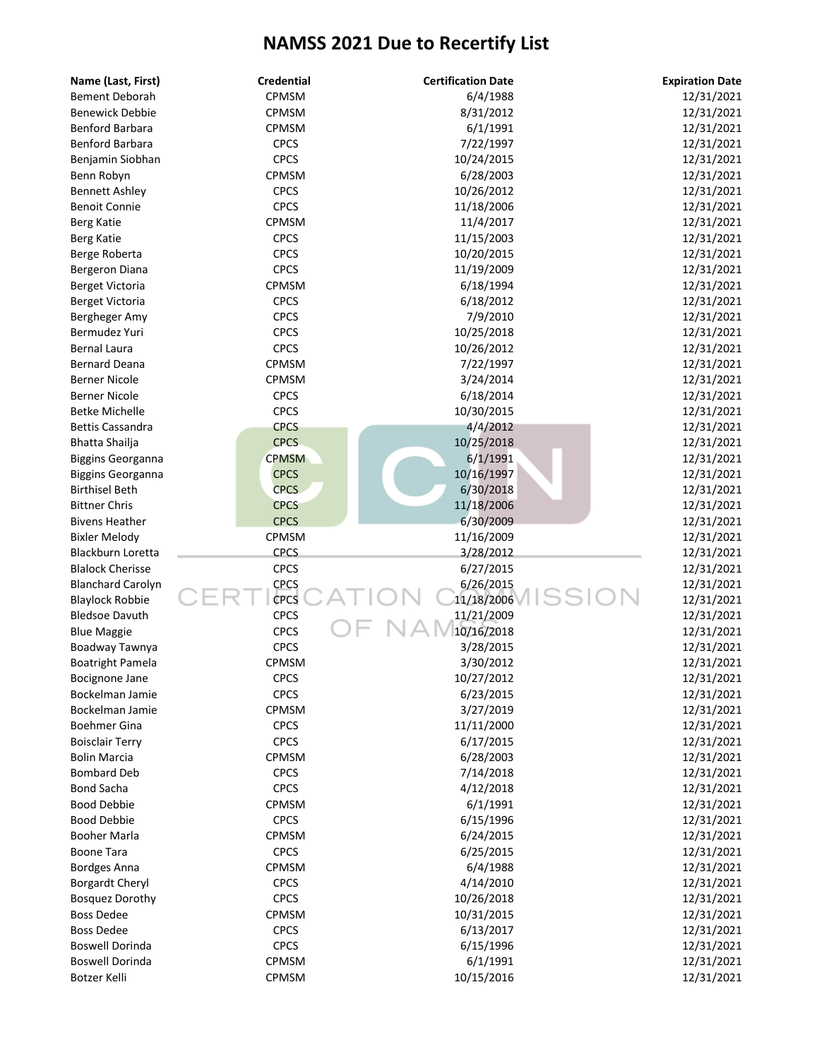# NAMSS 2021 Due to Recertify List

| Name (Last, First) | Credential | Certification Date | Expiration Date |
|---|---|---|---|
| Bement Deborah | CPMSM | 6/4/1988 | 12/31/2021 |
| Benewick Debbie | CPMSM | 8/31/2012 | 12/31/2021 |
| Benford Barbara | CPMSM | 6/1/1991 | 12/31/2021 |
| Benford Barbara | CPCS | 7/22/1997 | 12/31/2021 |
| Benjamin Siobhan | CPCS | 10/24/2015 | 12/31/2021 |
| Benn Robyn | CPMSM | 6/28/2003 | 12/31/2021 |
| Bennett Ashley | CPCS | 10/26/2012 | 12/31/2021 |
| Benoit Connie | CPCS | 11/18/2006 | 12/31/2021 |
| Berg Katie | CPMSM | 11/4/2017 | 12/31/2021 |
| Berg Katie | CPCS | 11/15/2003 | 12/31/2021 |
| Berge Roberta | CPCS | 10/20/2015 | 12/31/2021 |
| Bergeron Diana | CPCS | 11/19/2009 | 12/31/2021 |
| Berget Victoria | CPMSM | 6/18/1994 | 12/31/2021 |
| Berget Victoria | CPCS | 6/18/2012 | 12/31/2021 |
| Bergheger Amy | CPCS | 7/9/2010 | 12/31/2021 |
| Bermudez Yuri | CPCS | 10/25/2018 | 12/31/2021 |
| Bernal Laura | CPCS | 10/26/2012 | 12/31/2021 |
| Bernard Deana | CPMSM | 7/22/1997 | 12/31/2021 |
| Berner Nicole | CPMSM | 3/24/2014 | 12/31/2021 |
| Berner Nicole | CPCS | 6/18/2014 | 12/31/2021 |
| Betke Michelle | CPCS | 10/30/2015 | 12/31/2021 |
| Bettis Cassandra | CPCS | 4/4/2012 | 12/31/2021 |
| Bhatta Shailja | CPCS | 10/25/2018 | 12/31/2021 |
| Biggins Georganna | CPMSM | 6/1/1991 | 12/31/2021 |
| Biggins Georganna | CPCS | 10/16/1997 | 12/31/2021 |
| Birthisel Beth | CPCS | 6/30/2018 | 12/31/2021 |
| Bittner Chris | CPCS | 11/18/2006 | 12/31/2021 |
| Bivens Heather | CPCS | 6/30/2009 | 12/31/2021 |
| Bixler Melody | CPMSM | 11/16/2009 | 12/31/2021 |
| Blackburn Loretta | CPCS | 3/28/2012 | 12/31/2021 |
| Blalock Cherisse | CPCS | 6/27/2015 | 12/31/2021 |
| Blanchard Carolyn | CPCS | 6/26/2015 | 12/31/2021 |
| Blaylock Robbie | CPCS | 11/18/2006 | 12/31/2021 |
| Bledsoe Davuth | CPCS | 11/21/2009 | 12/31/2021 |
| Blue Maggie | CPCS | 10/16/2018 | 12/31/2021 |
| Boadway Tawnya | CPCS | 3/28/2015 | 12/31/2021 |
| Boatright Pamela | CPMSM | 3/30/2012 | 12/31/2021 |
| Bocignone Jane | CPCS | 10/27/2012 | 12/31/2021 |
| Bockelman Jamie | CPCS | 6/23/2015 | 12/31/2021 |
| Bockelman Jamie | CPMSM | 3/27/2019 | 12/31/2021 |
| Boehmer Gina | CPCS | 11/11/2000 | 12/31/2021 |
| Boisclair Terry | CPCS | 6/17/2015 | 12/31/2021 |
| Bolin Marcia | CPMSM | 6/28/2003 | 12/31/2021 |
| Bombard Deb | CPCS | 7/14/2018 | 12/31/2021 |
| Bond Sacha | CPCS | 4/12/2018 | 12/31/2021 |
| Bood Debbie | CPMSM | 6/1/1991 | 12/31/2021 |
| Bood Debbie | CPCS | 6/15/1996 | 12/31/2021 |
| Booher Marla | CPMSM | 6/24/2015 | 12/31/2021 |
| Boone Tara | CPCS | 6/25/2015 | 12/31/2021 |
| Bordges Anna | CPMSM | 6/4/1988 | 12/31/2021 |
| Borgardt Cheryl | CPCS | 4/14/2010 | 12/31/2021 |
| Bosquez Dorothy | CPCS | 10/26/2018 | 12/31/2021 |
| Boss Dedee | CPMSM | 10/31/2015 | 12/31/2021 |
| Boss Dedee | CPCS | 6/13/2017 | 12/31/2021 |
| Boswell Dorinda | CPCS | 6/15/1996 | 12/31/2021 |
| Boswell Dorinda | CPMSM | 6/1/1991 | 12/31/2021 |
| Botzer Kelli | CPMSM | 10/15/2016 | 12/31/2021 |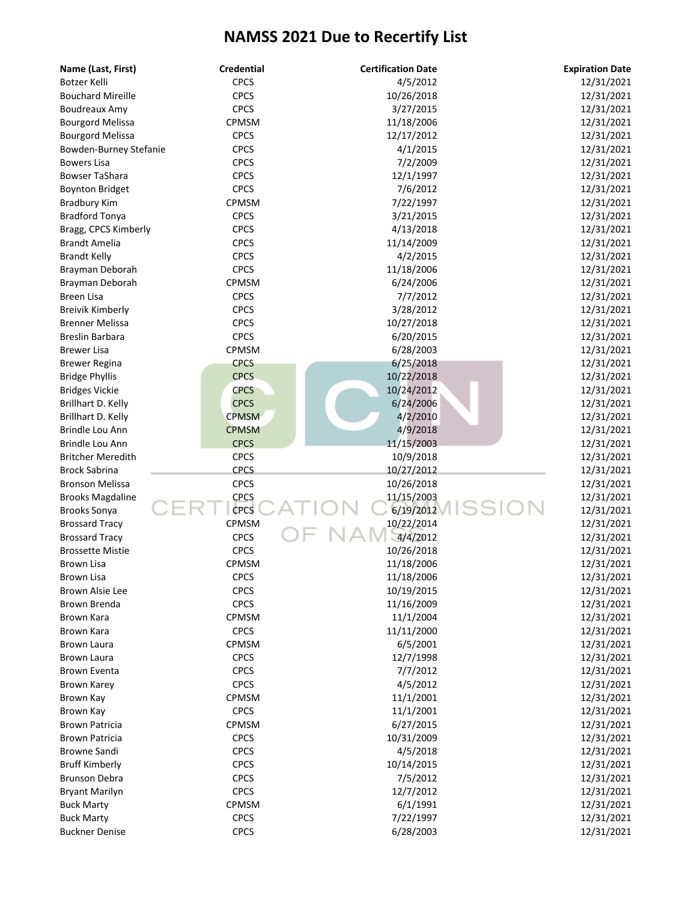# NAMSS 2021 Due to Recertify List

| Name (Last, First) | Credential | Certification Date | Expiration Date |
|---|---|---|---|
| Botzer Kelli | CPCS | 4/5/2012 | 12/31/2021 |
| Bouchard Mireille | CPCS | 10/26/2018 | 12/31/2021 |
| Boudreaux Amy | CPCS | 3/27/2015 | 12/31/2021 |
| Bourgord Melissa | CPMSM | 11/18/2006 | 12/31/2021 |
| Bourgord Melissa | CPCS | 12/17/2012 | 12/31/2021 |
| Bowden-Burney Stefanie | CPCS | 4/1/2015 | 12/31/2021 |
| Bowers Lisa | CPCS | 7/2/2009 | 12/31/2021 |
| Bowser TaShara | CPCS | 12/1/1997 | 12/31/2021 |
| Boynton Bridget | CPCS | 7/6/2012 | 12/31/2021 |
| Bradbury Kim | CPMSM | 7/22/1997 | 12/31/2021 |
| Bradford Tonya | CPCS | 3/21/2015 | 12/31/2021 |
| Bragg, CPCS Kimberly | CPCS | 4/13/2018 | 12/31/2021 |
| Brandt Amelia | CPCS | 11/14/2009 | 12/31/2021 |
| Brandt Kelly | CPCS | 4/2/2015 | 12/31/2021 |
| Brayman Deborah | CPCS | 11/18/2006 | 12/31/2021 |
| Brayman Deborah | CPMSM | 6/24/2006 | 12/31/2021 |
| Breen Lisa | CPCS | 7/7/2012 | 12/31/2021 |
| Breivik Kimberly | CPCS | 3/28/2012 | 12/31/2021 |
| Brenner Melissa | CPCS | 10/27/2018 | 12/31/2021 |
| Breslin Barbara | CPCS | 6/20/2015 | 12/31/2021 |
| Brewer Lisa | CPMSM | 6/28/2003 | 12/31/2021 |
| Brewer Regina | CPCS | 6/25/2018 | 12/31/2021 |
| Bridge Phyllis | CPCS | 10/22/2018 | 12/31/2021 |
| Bridges Vickie | CPCS | 10/24/2012 | 12/31/2021 |
| Brillhart D. Kelly | CPCS | 6/24/2006 | 12/31/2021 |
| Brillhart D. Kelly | CPMSM | 4/2/2010 | 12/31/2021 |
| Brindle Lou Ann | CPMSM | 4/9/2018 | 12/31/2021 |
| Brindle Lou Ann | CPCS | 11/15/2003 | 12/31/2021 |
| Britcher Meredith | CPCS | 10/9/2018 | 12/31/2021 |
| Brock Sabrina | CPCS | 10/27/2012 | 12/31/2021 |
| Bronson Melissa | CPCS | 10/26/2018 | 12/31/2021 |
| Brooks Magdaline | CPCS | 11/15/2003 | 12/31/2021 |
| Brooks Sonya | CPCS | 6/19/2012 | 12/31/2021 |
| Brossard Tracy | CPMSM | 10/22/2014 | 12/31/2021 |
| Brossard Tracy | CPCS | 4/4/2012 | 12/31/2021 |
| Brossette Mistie | CPCS | 10/26/2018 | 12/31/2021 |
| Brown Lisa | CPMSM | 11/18/2006 | 12/31/2021 |
| Brown Lisa | CPCS | 11/18/2006 | 12/31/2021 |
| Brown Alsie Lee | CPCS | 10/19/2015 | 12/31/2021 |
| Brown Brenda | CPCS | 11/16/2009 | 12/31/2021 |
| Brown Kara | CPMSM | 11/1/2004 | 12/31/2021 |
| Brown Kara | CPCS | 11/11/2000 | 12/31/2021 |
| Brown Laura | CPMSM | 6/5/2001 | 12/31/2021 |
| Brown Laura | CPCS | 12/7/1998 | 12/31/2021 |
| Brown Eventa | CPCS | 7/7/2012 | 12/31/2021 |
| Brown Karey | CPCS | 4/5/2012 | 12/31/2021 |
| Brown Kay | CPMSM | 11/1/2001 | 12/31/2021 |
| Brown Kay | CPCS | 11/1/2001 | 12/31/2021 |
| Brown Patricia | CPMSM | 6/27/2015 | 12/31/2021 |
| Brown Patricia | CPCS | 10/31/2009 | 12/31/2021 |
| Browne Sandi | CPCS | 4/5/2018 | 12/31/2021 |
| Bruff Kimberly | CPCS | 10/14/2015 | 12/31/2021 |
| Brunson Debra | CPCS | 7/5/2012 | 12/31/2021 |
| Bryant Marilyn | CPCS | 12/7/2012 | 12/31/2021 |
| Buck Marty | CPMSM | 6/1/1991 | 12/31/2021 |
| Buck Marty | CPCS | 7/22/1997 | 12/31/2021 |
| Buckner Denise | CPCS | 6/28/2003 | 12/31/2021 |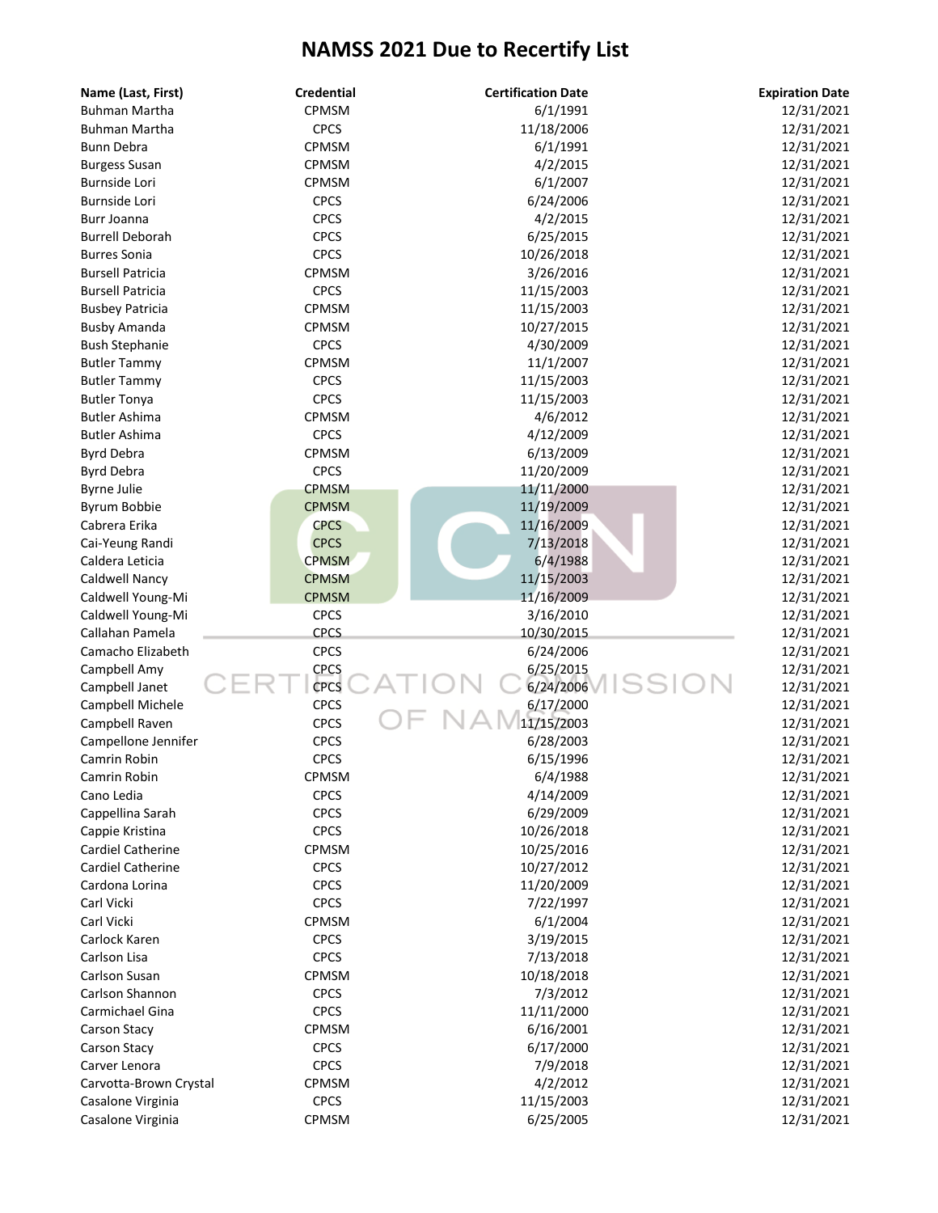# NAMSS 2021 Due to Recertify List

| Name (Last, First) | Credential | Certification Date | Expiration Date |
|---|---|---|---|
| Buhman Martha | CPMSM | 6/1/1991 | 12/31/2021 |
| Buhman Martha | CPCS | 11/18/2006 | 12/31/2021 |
| Bunn Debra | CPMSM | 6/1/1991 | 12/31/2021 |
| Burgess Susan | CPMSM | 4/2/2015 | 12/31/2021 |
| Burnside Lori | CPMSM | 6/1/2007 | 12/31/2021 |
| Burnside Lori | CPCS | 6/24/2006 | 12/31/2021 |
| Burr Joanna | CPCS | 4/2/2015 | 12/31/2021 |
| Burrell Deborah | CPCS | 6/25/2015 | 12/31/2021 |
| Burres Sonia | CPCS | 10/26/2018 | 12/31/2021 |
| Bursell Patricia | CPMSM | 3/26/2016 | 12/31/2021 |
| Bursell Patricia | CPCS | 11/15/2003 | 12/31/2021 |
| Busbey Patricia | CPMSM | 11/15/2003 | 12/31/2021 |
| Busby Amanda | CPMSM | 10/27/2015 | 12/31/2021 |
| Bush Stephanie | CPCS | 4/30/2009 | 12/31/2021 |
| Butler Tammy | CPMSM | 11/1/2007 | 12/31/2021 |
| Butler Tammy | CPCS | 11/15/2003 | 12/31/2021 |
| Butler Tonya | CPCS | 11/15/2003 | 12/31/2021 |
| Butler Ashima | CPMSM | 4/6/2012 | 12/31/2021 |
| Butler Ashima | CPCS | 4/12/2009 | 12/31/2021 |
| Byrd Debra | CPMSM | 6/13/2009 | 12/31/2021 |
| Byrd Debra | CPCS | 11/20/2009 | 12/31/2021 |
| Byrne Julie | CPMSM | 11/11/2000 | 12/31/2021 |
| Byrum Bobbie | CPMSM | 11/19/2009 | 12/31/2021 |
| Cabrera Erika | CPCS | 11/16/2009 | 12/31/2021 |
| Cai-Yeung Randi | CPCS | 7/13/2018 | 12/31/2021 |
| Caldera Leticia | CPMSM | 6/4/1988 | 12/31/2021 |
| Caldwell Nancy | CPMSM | 11/15/2003 | 12/31/2021 |
| Caldwell Young-Mi | CPMSM | 11/16/2009 | 12/31/2021 |
| Caldwell Young-Mi | CPCS | 3/16/2010 | 12/31/2021 |
| Callahan Pamela | CPCS | 10/30/2015 | 12/31/2021 |
| Camacho Elizabeth | CPCS | 6/24/2006 | 12/31/2021 |
| Campbell Amy | CPCS | 6/25/2015 | 12/31/2021 |
| Campbell Janet | CPCS | 6/24/2006 | 12/31/2021 |
| Campbell Michele | CPCS | 6/17/2000 | 12/31/2021 |
| Campbell Raven | CPCS | 11/15/2003 | 12/31/2021 |
| Campellone Jennifer | CPCS | 6/28/2003 | 12/31/2021 |
| Camrin Robin | CPCS | 6/15/1996 | 12/31/2021 |
| Camrin Robin | CPMSM | 6/4/1988 | 12/31/2021 |
| Cano Ledia | CPCS | 4/14/2009 | 12/31/2021 |
| Cappellina Sarah | CPCS | 6/29/2009 | 12/31/2021 |
| Cappie Kristina | CPCS | 10/26/2018 | 12/31/2021 |
| Cardiel Catherine | CPMSM | 10/25/2016 | 12/31/2021 |
| Cardiel Catherine | CPCS | 10/27/2012 | 12/31/2021 |
| Cardona Lorina | CPCS | 11/20/2009 | 12/31/2021 |
| Carl Vicki | CPCS | 7/22/1997 | 12/31/2021 |
| Carl Vicki | CPMSM | 6/1/2004 | 12/31/2021 |
| Carlock Karen | CPCS | 3/19/2015 | 12/31/2021 |
| Carlson Lisa | CPCS | 7/13/2018 | 12/31/2021 |
| Carlson Susan | CPMSM | 10/18/2018 | 12/31/2021 |
| Carlson Shannon | CPCS | 7/3/2012 | 12/31/2021 |
| Carmichael Gina | CPCS | 11/11/2000 | 12/31/2021 |
| Carson Stacy | CPMSM | 6/16/2001 | 12/31/2021 |
| Carson Stacy | CPCS | 6/17/2000 | 12/31/2021 |
| Carver Lenora | CPCS | 7/9/2018 | 12/31/2021 |
| Carvotta-Brown Crystal | CPMSM | 4/2/2012 | 12/31/2021 |
| Casalone Virginia | CPCS | 11/15/2003 | 12/31/2021 |
| Casalone Virginia | CPMSM | 6/25/2005 | 12/31/2021 |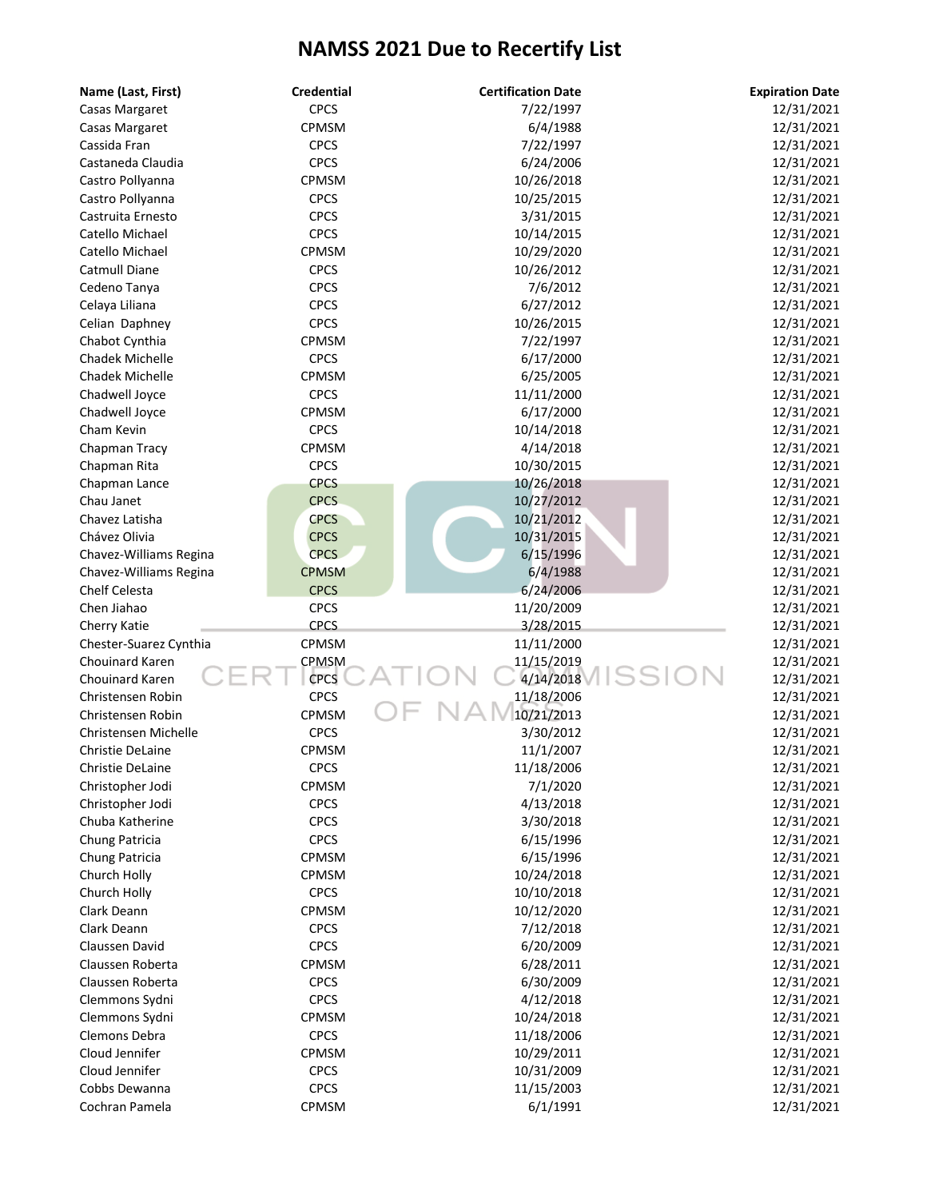# NAMSS 2021 Due to Recertify List

| Name (Last, First) | Credential | Certification Date | Expiration Date |
|---|---|---|---|
| Casas Margaret | CPCS | 7/22/1997 | 12/31/2021 |
| Casas Margaret | CPMSM | 6/4/1988 | 12/31/2021 |
| Cassida Fran | CPCS | 7/22/1997 | 12/31/2021 |
| Castaneda Claudia | CPCS | 6/24/2006 | 12/31/2021 |
| Castro Pollyanna | CPMSM | 10/26/2018 | 12/31/2021 |
| Castro Pollyanna | CPCS | 10/25/2015 | 12/31/2021 |
| Castruita Ernesto | CPCS | 3/31/2015 | 12/31/2021 |
| Catello Michael | CPCS | 10/14/2015 | 12/31/2021 |
| Catello Michael | CPMSM | 10/29/2020 | 12/31/2021 |
| Catmull Diane | CPCS | 10/26/2012 | 12/31/2021 |
| Cedeno Tanya | CPCS | 7/6/2012 | 12/31/2021 |
| Celaya Liliana | CPCS | 6/27/2012 | 12/31/2021 |
| Celian Daphney | CPCS | 10/26/2015 | 12/31/2021 |
| Chabot Cynthia | CPMSM | 7/22/1997 | 12/31/2021 |
| Chadek Michelle | CPCS | 6/17/2000 | 12/31/2021 |
| Chadek Michelle | CPMSM | 6/25/2005 | 12/31/2021 |
| Chadwell Joyce | CPCS | 11/11/2000 | 12/31/2021 |
| Chadwell Joyce | CPMSM | 6/17/2000 | 12/31/2021 |
| Cham Kevin | CPCS | 10/14/2018 | 12/31/2021 |
| Chapman Tracy | CPMSM | 4/14/2018 | 12/31/2021 |
| Chapman Rita | CPCS | 10/30/2015 | 12/31/2021 |
| Chapman Lance | CPCS | 10/26/2018 | 12/31/2021 |
| Chau Janet | CPCS | 10/27/2012 | 12/31/2021 |
| Chavez Latisha | CPCS | 10/21/2012 | 12/31/2021 |
| Chávez Olivia | CPCS | 10/31/2015 | 12/31/2021 |
| Chavez-Williams Regina | CPCS | 6/15/1996 | 12/31/2021 |
| Chavez-Williams Regina | CPMSM | 6/4/1988 | 12/31/2021 |
| Chelf Celesta | CPCS | 6/24/2006 | 12/31/2021 |
| Chen Jiahao | CPCS | 11/20/2009 | 12/31/2021 |
| Cherry Katie | CPCS | 3/28/2015 | 12/31/2021 |
| Chester-Suarez Cynthia | CPMSM | 11/11/2000 | 12/31/2021 |
| Chouinard Karen | CPMSM | 11/15/2019 | 12/31/2021 |
| Chouinard Karen | CPCS | 4/14/2018 | 12/31/2021 |
| Christensen Robin | CPCS | 11/18/2006 | 12/31/2021 |
| Christensen Robin | CPMSM | 10/21/2013 | 12/31/2021 |
| Christensen Michelle | CPCS | 3/30/2012 | 12/31/2021 |
| Christie DeLaine | CPMSM | 11/1/2007 | 12/31/2021 |
| Christie DeLaine | CPCS | 11/18/2006 | 12/31/2021 |
| Christopher Jodi | CPMSM | 7/1/2020 | 12/31/2021 |
| Christopher Jodi | CPCS | 4/13/2018 | 12/31/2021 |
| Chuba Katherine | CPCS | 3/30/2018 | 12/31/2021 |
| Chung Patricia | CPCS | 6/15/1996 | 12/31/2021 |
| Chung Patricia | CPMSM | 6/15/1996 | 12/31/2021 |
| Church Holly | CPMSM | 10/24/2018 | 12/31/2021 |
| Church Holly | CPCS | 10/10/2018 | 12/31/2021 |
| Clark Deann | CPMSM | 10/12/2020 | 12/31/2021 |
| Clark Deann | CPCS | 7/12/2018 | 12/31/2021 |
| Claussen David | CPCS | 6/20/2009 | 12/31/2021 |
| Claussen Roberta | CPMSM | 6/28/2011 | 12/31/2021 |
| Claussen Roberta | CPCS | 6/30/2009 | 12/31/2021 |
| Clemmons Sydni | CPCS | 4/12/2018 | 12/31/2021 |
| Clemmons Sydni | CPMSM | 10/24/2018 | 12/31/2021 |
| Clemons Debra | CPCS | 11/18/2006 | 12/31/2021 |
| Cloud Jennifer | CPMSM | 10/29/2011 | 12/31/2021 |
| Cloud Jennifer | CPCS | 10/31/2009 | 12/31/2021 |
| Cobbs Dewanna | CPCS | 11/15/2003 | 12/31/2021 |
| Cochran Pamela | CPMSM | 6/1/1991 | 12/31/2021 |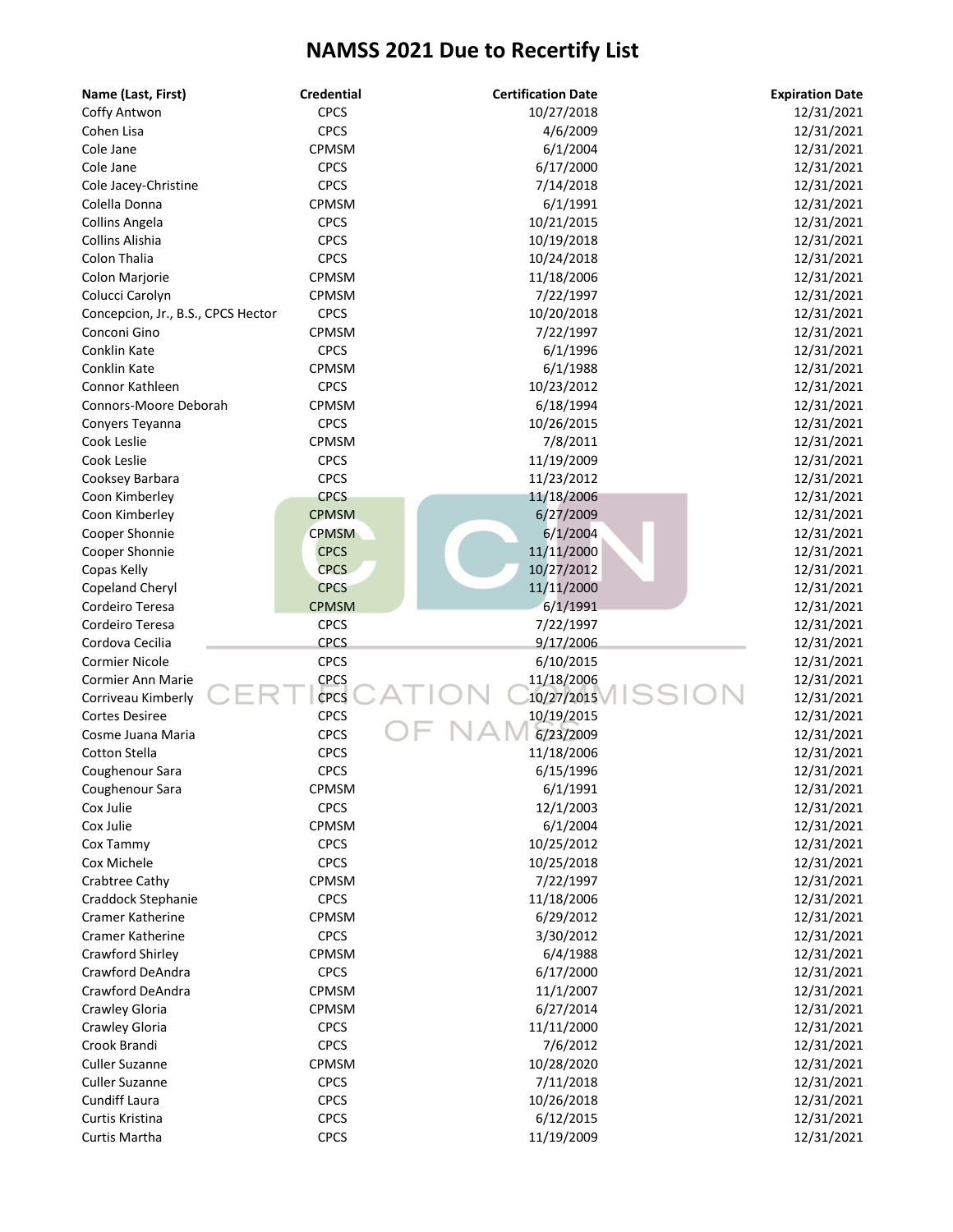# NAMSS 2021 Due to Recertify List

| Name (Last, First) | Credential | Certification Date | Expiration Date |
|---|---|---|---|
| Coffy Antwon | CPCS | 10/27/2018 | 12/31/2021 |
| Cohen Lisa | CPCS | 4/6/2009 | 12/31/2021 |
| Cole Jane | CPMSM | 6/1/2004 | 12/31/2021 |
| Cole Jane | CPCS | 6/17/2000 | 12/31/2021 |
| Cole Jacey-Christine | CPCS | 7/14/2018 | 12/31/2021 |
| Colella Donna | CPMSM | 6/1/1991 | 12/31/2021 |
| Collins Angela | CPCS | 10/21/2015 | 12/31/2021 |
| Collins Alishia | CPCS | 10/19/2018 | 12/31/2021 |
| Colon Thalia | CPCS | 10/24/2018 | 12/31/2021 |
| Colon Marjorie | CPMSM | 11/18/2006 | 12/31/2021 |
| Colucci Carolyn | CPMSM | 7/22/1997 | 12/31/2021 |
| Concepcion, Jr., B.S., CPCS Hector | CPCS | 10/20/2018 | 12/31/2021 |
| Conconi Gino | CPMSM | 7/22/1997 | 12/31/2021 |
| Conklin Kate | CPCS | 6/1/1996 | 12/31/2021 |
| Conklin Kate | CPMSM | 6/1/1988 | 12/31/2021 |
| Connor Kathleen | CPCS | 10/23/2012 | 12/31/2021 |
| Connors-Moore Deborah | CPMSM | 6/18/1994 | 12/31/2021 |
| Conyers Teyanna | CPCS | 10/26/2015 | 12/31/2021 |
| Cook Leslie | CPMSM | 7/8/2011 | 12/31/2021 |
| Cook Leslie | CPCS | 11/19/2009 | 12/31/2021 |
| Cooksey Barbara | CPCS | 11/23/2012 | 12/31/2021 |
| Coon Kimberley | CPCS | 11/18/2006 | 12/31/2021 |
| Coon Kimberley | CPMSM | 6/27/2009 | 12/31/2021 |
| Cooper Shonnie | CPMSM | 6/1/2004 | 12/31/2021 |
| Cooper Shonnie | CPCS | 11/11/2000 | 12/31/2021 |
| Copas Kelly | CPCS | 10/27/2012 | 12/31/2021 |
| Copeland Cheryl | CPCS | 11/11/2000 | 12/31/2021 |
| Cordeiro Teresa | CPMSM | 6/1/1991 | 12/31/2021 |
| Cordeiro Teresa | CPCS | 7/22/1997 | 12/31/2021 |
| Cordova Cecilia | CPCS | 9/17/2006 | 12/31/2021 |
| Cormier Nicole | CPCS | 6/10/2015 | 12/31/2021 |
| Cormier Ann Marie | CPCS | 11/18/2006 | 12/31/2021 |
| Corriveau Kimberly | CPCS | 10/27/2015 | 12/31/2021 |
| Cortes Desiree | CPCS | 10/19/2015 | 12/31/2021 |
| Cosme Juana Maria | CPCS | 6/23/2009 | 12/31/2021 |
| Cotton Stella | CPCS | 11/18/2006 | 12/31/2021 |
| Coughenour Sara | CPCS | 6/15/1996 | 12/31/2021 |
| Coughenour Sara | CPMSM | 6/1/1991 | 12/31/2021 |
| Cox Julie | CPCS | 12/1/2003 | 12/31/2021 |
| Cox Julie | CPMSM | 6/1/2004 | 12/31/2021 |
| Cox Tammy | CPCS | 10/25/2012 | 12/31/2021 |
| Cox Michele | CPCS | 10/25/2018 | 12/31/2021 |
| Crabtree Cathy | CPMSM | 7/22/1997 | 12/31/2021 |
| Craddock Stephanie | CPCS | 11/18/2006 | 12/31/2021 |
| Cramer Katherine | CPMSM | 6/29/2012 | 12/31/2021 |
| Cramer Katherine | CPCS | 3/30/2012 | 12/31/2021 |
| Crawford Shirley | CPMSM | 6/4/1988 | 12/31/2021 |
| Crawford DeAndra | CPCS | 6/17/2000 | 12/31/2021 |
| Crawford DeAndra | CPMSM | 11/1/2007 | 12/31/2021 |
| Crawley Gloria | CPMSM | 6/27/2014 | 12/31/2021 |
| Crawley Gloria | CPCS | 11/11/2000 | 12/31/2021 |
| Crook Brandi | CPCS | 7/6/2012 | 12/31/2021 |
| Culler Suzanne | CPMSM | 10/28/2020 | 12/31/2021 |
| Culler Suzanne | CPCS | 7/11/2018 | 12/31/2021 |
| Cundiff Laura | CPCS | 10/26/2018 | 12/31/2021 |
| Curtis Kristina | CPCS | 6/12/2015 | 12/31/2021 |
| Curtis Martha | CPCS | 11/19/2009 | 12/31/2021 |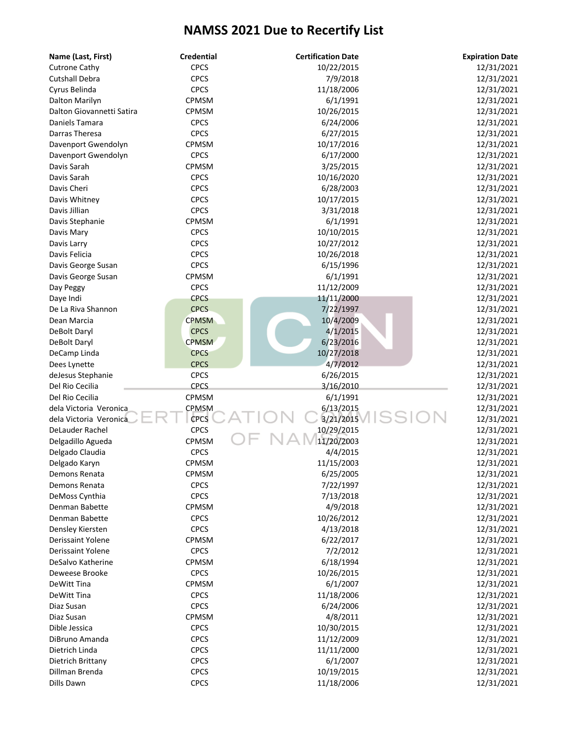# NAMSS 2021 Due to Recertify List

| Name (Last, First) | Credential | Certification Date | Expiration Date |
|---|---|---|---|
| Cutrone Cathy | CPCS | 10/22/2015 | 12/31/2021 |
| Cutshall Debra | CPCS | 7/9/2018 | 12/31/2021 |
| Cyrus Belinda | CPCS | 11/18/2006 | 12/31/2021 |
| Dalton Marilyn | CPMSM | 6/1/1991 | 12/31/2021 |
| Dalton Giovannetti Satira | CPMSM | 10/26/2015 | 12/31/2021 |
| Daniels Tamara | CPCS | 6/24/2006 | 12/31/2021 |
| Darras Theresa | CPCS | 6/27/2015 | 12/31/2021 |
| Davenport Gwendolyn | CPMSM | 10/17/2016 | 12/31/2021 |
| Davenport Gwendolyn | CPCS | 6/17/2000 | 12/31/2021 |
| Davis Sarah | CPMSM | 3/25/2015 | 12/31/2021 |
| Davis Sarah | CPCS | 10/16/2020 | 12/31/2021 |
| Davis Cheri | CPCS | 6/28/2003 | 12/31/2021 |
| Davis Whitney | CPCS | 10/17/2015 | 12/31/2021 |
| Davis Jillian | CPCS | 3/31/2018 | 12/31/2021 |
| Davis Stephanie | CPMSM | 6/1/1991 | 12/31/2021 |
| Davis Mary | CPCS | 10/10/2015 | 12/31/2021 |
| Davis Larry | CPCS | 10/27/2012 | 12/31/2021 |
| Davis Felicia | CPCS | 10/26/2018 | 12/31/2021 |
| Davis George Susan | CPCS | 6/15/1996 | 12/31/2021 |
| Davis George Susan | CPMSM | 6/1/1991 | 12/31/2021 |
| Day Peggy | CPCS | 11/12/2009 | 12/31/2021 |
| Daye Indi | CPCS | 11/11/2000 | 12/31/2021 |
| De La Riva Shannon | CPCS | 7/22/1997 | 12/31/2021 |
| Dean Marcia | CPMSM | 10/4/2009 | 12/31/2021 |
| DeBolt Daryl | CPCS | 4/1/2015 | 12/31/2021 |
| DeBolt Daryl | CPMSM | 6/23/2016 | 12/31/2021 |
| DeCamp Linda | CPCS | 10/27/2018 | 12/31/2021 |
| Dees Lynette | CPCS | 4/7/2012 | 12/31/2021 |
| deJesus Stephanie | CPCS | 6/26/2015 | 12/31/2021 |
| Del Rio Cecilia | CPCS | 3/16/2010 | 12/31/2021 |
| Del Rio Cecilia | CPMSM | 6/1/1991 | 12/31/2021 |
| dela Victoria Veronica | CPMSM | 6/13/2015 | 12/31/2021 |
| dela Victoria Veronica | CPCS | 3/21/2015 | 12/31/2021 |
| DeLauder Rachel | CPCS | 10/29/2015 | 12/31/2021 |
| Delgadillo Agueda | CPMSM | 11/20/2003 | 12/31/2021 |
| Delgado Claudia | CPCS | 4/4/2015 | 12/31/2021 |
| Delgado Karyn | CPMSM | 11/15/2003 | 12/31/2021 |
| Demons Renata | CPMSM | 6/25/2005 | 12/31/2021 |
| Demons Renata | CPCS | 7/22/1997 | 12/31/2021 |
| DeMoss Cynthia | CPCS | 7/13/2018 | 12/31/2021 |
| Denman Babette | CPMSM | 4/9/2018 | 12/31/2021 |
| Denman Babette | CPCS | 10/26/2012 | 12/31/2021 |
| Densley Kiersten | CPCS | 4/13/2018 | 12/31/2021 |
| Derissaint Yolene | CPMSM | 6/22/2017 | 12/31/2021 |
| Derissaint Yolene | CPCS | 7/2/2012 | 12/31/2021 |
| DeSalvo Katherine | CPMSM | 6/18/1994 | 12/31/2021 |
| Deweese Brooke | CPCS | 10/26/2015 | 12/31/2021 |
| DeWitt Tina | CPMSM | 6/1/2007 | 12/31/2021 |
| DeWitt Tina | CPCS | 11/18/2006 | 12/31/2021 |
| Diaz Susan | CPCS | 6/24/2006 | 12/31/2021 |
| Diaz Susan | CPMSM | 4/8/2011 | 12/31/2021 |
| Dible Jessica | CPCS | 10/30/2015 | 12/31/2021 |
| DiBruno Amanda | CPCS | 11/12/2009 | 12/31/2021 |
| Dietrich Linda | CPCS | 11/11/2000 | 12/31/2021 |
| Dietrich Brittany | CPCS | 6/1/2007 | 12/31/2021 |
| Dillman Brenda | CPCS | 10/19/2015 | 12/31/2021 |
| Dills Dawn | CPCS | 11/18/2006 | 12/31/2021 |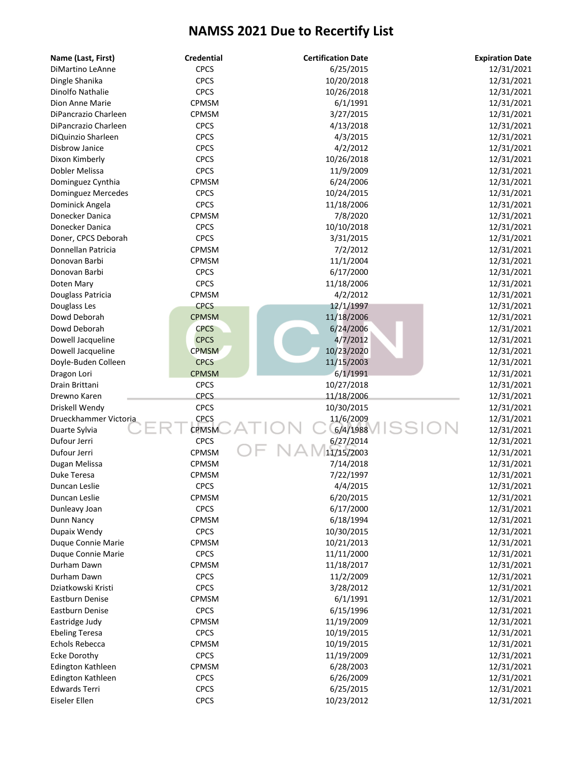# NAMSS 2021 Due to Recertify List

| Name (Last, First) | Credential | Certification Date | Expiration Date |
|---|---|---|---|
| DiMartino LeAnne | CPCS | 6/25/2015 | 12/31/2021 |
| Dingle Shanika | CPCS | 10/20/2018 | 12/31/2021 |
| Dinolfo Nathalie | CPCS | 10/26/2018 | 12/31/2021 |
| Dion Anne Marie | CPMSM | 6/1/1991 | 12/31/2021 |
| DiPancrazio Charleen | CPMSM | 3/27/2015 | 12/31/2021 |
| DiPancrazio Charleen | CPCS | 4/13/2018 | 12/31/2021 |
| DiQuinzio Sharleen | CPCS | 4/3/2015 | 12/31/2021 |
| Disbrow Janice | CPCS | 4/2/2012 | 12/31/2021 |
| Dixon Kimberly | CPCS | 10/26/2018 | 12/31/2021 |
| Dobler Melissa | CPCS | 11/9/2009 | 12/31/2021 |
| Dominguez Cynthia | CPMSM | 6/24/2006 | 12/31/2021 |
| Dominguez Mercedes | CPCS | 10/24/2015 | 12/31/2021 |
| Dominick Angela | CPCS | 11/18/2006 | 12/31/2021 |
| Donecker Danica | CPMSM | 7/8/2020 | 12/31/2021 |
| Donecker Danica | CPCS | 10/10/2018 | 12/31/2021 |
| Doner, CPCS Deborah | CPCS | 3/31/2015 | 12/31/2021 |
| Donnellan Patricia | CPMSM | 7/2/2012 | 12/31/2021 |
| Donovan Barbi | CPMSM | 11/1/2004 | 12/31/2021 |
| Donovan Barbi | CPCS | 6/17/2000 | 12/31/2021 |
| Doten Mary | CPCS | 11/18/2006 | 12/31/2021 |
| Douglass Patricia | CPMSM | 4/2/2012 | 12/31/2021 |
| Douglass Les | CPCS | 12/1/1997 | 12/31/2021 |
| Dowd Deborah | CPMSM | 11/18/2006 | 12/31/2021 |
| Dowd Deborah | CPCS | 6/24/2006 | 12/31/2021 |
| Dowell Jacqueline | CPCS | 4/7/2012 | 12/31/2021 |
| Dowell Jacqueline | CPMSM | 10/23/2020 | 12/31/2021 |
| Doyle-Buden Colleen | CPCS | 11/15/2003 | 12/31/2021 |
| Dragon Lori | CPMSM | 6/1/1991 | 12/31/2021 |
| Drain Brittani | CPCS | 10/27/2018 | 12/31/2021 |
| Drewno Karen | CPCS | 11/18/2006 | 12/31/2021 |
| Driskell Wendy | CPCS | 10/30/2015 | 12/31/2021 |
| Drueckhammer Victoria | CPCS | 11/6/2009 | 12/31/2021 |
| Duarte Sylvia | CPMSM | 6/4/1988 | 12/31/2021 |
| Dufour Jerri | CPCS | 6/27/2014 | 12/31/2021 |
| Dufour Jerri | CPMSM | 11/15/2003 | 12/31/2021 |
| Dugan Melissa | CPMSM | 7/14/2018 | 12/31/2021 |
| Duke Teresa | CPMSM | 7/22/1997 | 12/31/2021 |
| Duncan Leslie | CPCS | 4/4/2015 | 12/31/2021 |
| Duncan Leslie | CPMSM | 6/20/2015 | 12/31/2021 |
| Dunleavy Joan | CPCS | 6/17/2000 | 12/31/2021 |
| Dunn Nancy | CPMSM | 6/18/1994 | 12/31/2021 |
| Dupaix Wendy | CPCS | 10/30/2015 | 12/31/2021 |
| Duque Connie Marie | CPMSM | 10/21/2013 | 12/31/2021 |
| Duque Connie Marie | CPCS | 11/11/2000 | 12/31/2021 |
| Durham Dawn | CPMSM | 11/18/2017 | 12/31/2021 |
| Durham Dawn | CPCS | 11/2/2009 | 12/31/2021 |
| Dziatkowski Kristi | CPCS | 3/28/2012 | 12/31/2021 |
| Eastburn Denise | CPMSM | 6/1/1991 | 12/31/2021 |
| Eastburn Denise | CPCS | 6/15/1996 | 12/31/2021 |
| Eastridge Judy | CPMSM | 11/19/2009 | 12/31/2021 |
| Ebeling Teresa | CPCS | 10/19/2015 | 12/31/2021 |
| Echols Rebecca | CPMSM | 10/19/2015 | 12/31/2021 |
| Ecke Dorothy | CPCS | 11/19/2009 | 12/31/2021 |
| Edington Kathleen | CPMSM | 6/28/2003 | 12/31/2021 |
| Edington Kathleen | CPCS | 6/26/2009 | 12/31/2021 |
| Edwards Terri | CPCS | 6/25/2015 | 12/31/2021 |
| Eiseler Ellen | CPCS | 10/23/2012 | 12/31/2021 |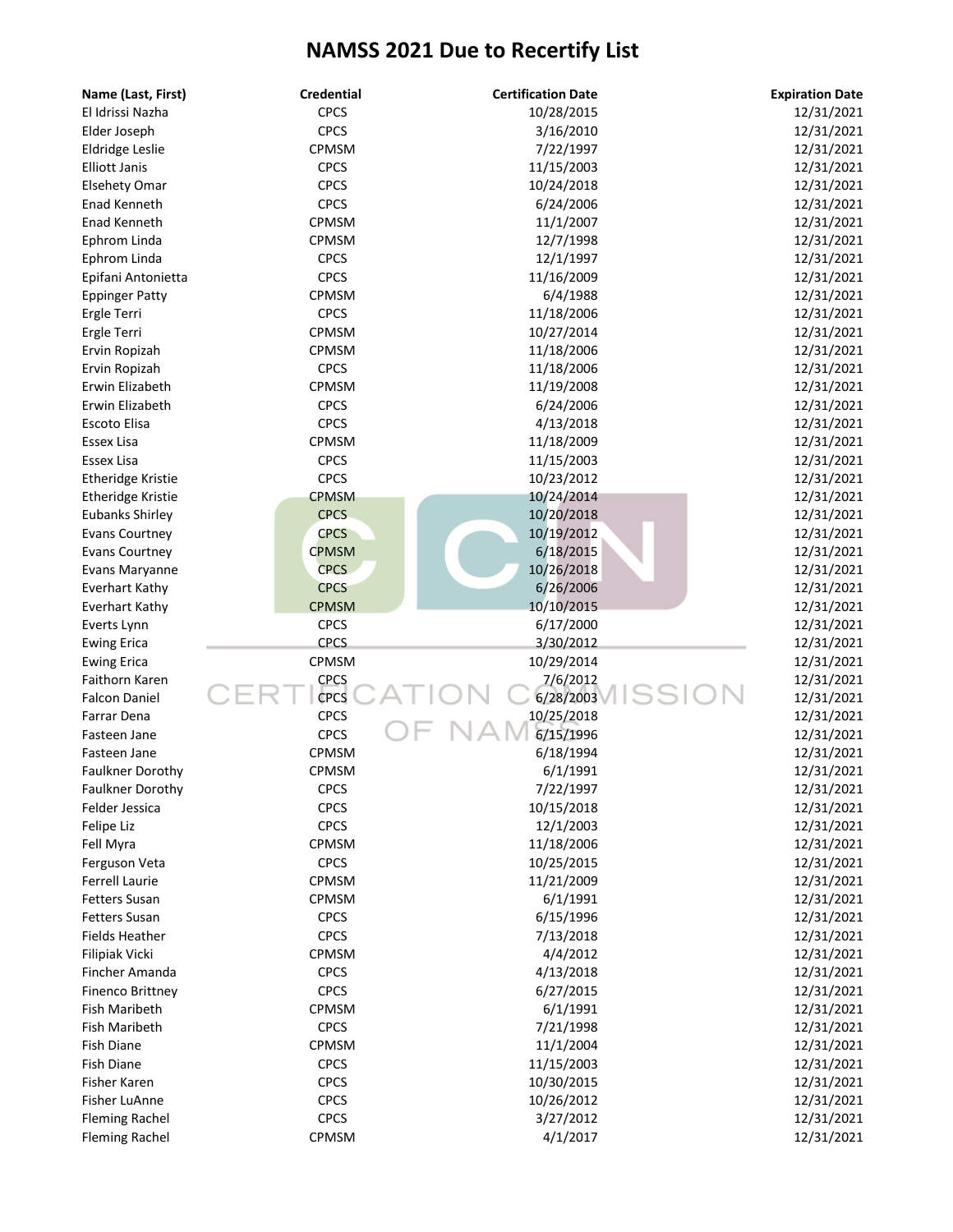# NAMSS 2021 Due to Recertify List

| Name (Last, First) | Credential | Certification Date | Expiration Date |
|---|---|---|---|
| El Idrissi Nazha | CPCS | 10/28/2015 | 12/31/2021 |
| Elder Joseph | CPCS | 3/16/2010 | 12/31/2021 |
| Eldridge Leslie | CPMSM | 7/22/1997 | 12/31/2021 |
| Elliott Janis | CPCS | 11/15/2003 | 12/31/2021 |
| Elsehety Omar | CPCS | 10/24/2018 | 12/31/2021 |
| Enad Kenneth | CPCS | 6/24/2006 | 12/31/2021 |
| Enad Kenneth | CPMSM | 11/1/2007 | 12/31/2021 |
| Ephrom Linda | CPMSM | 12/7/1998 | 12/31/2021 |
| Ephrom Linda | CPCS | 12/1/1997 | 12/31/2021 |
| Epifani Antonietta | CPCS | 11/16/2009 | 12/31/2021 |
| Eppinger Patty | CPMSM | 6/4/1988 | 12/31/2021 |
| Ergle Terri | CPCS | 11/18/2006 | 12/31/2021 |
| Ergle Terri | CPMSM | 10/27/2014 | 12/31/2021 |
| Ervin Ropizah | CPMSM | 11/18/2006 | 12/31/2021 |
| Ervin Ropizah | CPCS | 11/18/2006 | 12/31/2021 |
| Erwin Elizabeth | CPMSM | 11/19/2008 | 12/31/2021 |
| Erwin Elizabeth | CPCS | 6/24/2006 | 12/31/2021 |
| Escoto Elisa | CPCS | 4/13/2018 | 12/31/2021 |
| Essex Lisa | CPMSM | 11/18/2009 | 12/31/2021 |
| Essex Lisa | CPCS | 11/15/2003 | 12/31/2021 |
| Etheridge Kristie | CPCS | 10/23/2012 | 12/31/2021 |
| Etheridge Kristie | CPMSM | 10/24/2014 | 12/31/2021 |
| Eubanks Shirley | CPCS | 10/20/2018 | 12/31/2021 |
| Evans Courtney | CPCS | 10/19/2012 | 12/31/2021 |
| Evans Courtney | CPMSM | 6/18/2015 | 12/31/2021 |
| Evans Maryanne | CPCS | 10/26/2018 | 12/31/2021 |
| Everhart Kathy | CPCS | 6/26/2006 | 12/31/2021 |
| Everhart Kathy | CPMSM | 10/10/2015 | 12/31/2021 |
| Everts Lynn | CPCS | 6/17/2000 | 12/31/2021 |
| Ewing Erica | CPCS | 3/30/2012 | 12/31/2021 |
| Ewing Erica | CPMSM | 10/29/2014 | 12/31/2021 |
| Faithorn Karen | CPCS | 7/6/2012 | 12/31/2021 |
| Falcon Daniel | CPCS | 6/28/2003 | 12/31/2021 |
| Farrar Dena | CPCS | 10/25/2018 | 12/31/2021 |
| Fasteen Jane | CPCS | 6/15/1996 | 12/31/2021 |
| Fasteen Jane | CPMSM | 6/18/1994 | 12/31/2021 |
| Faulkner Dorothy | CPMSM | 6/1/1991 | 12/31/2021 |
| Faulkner Dorothy | CPCS | 7/22/1997 | 12/31/2021 |
| Felder Jessica | CPCS | 10/15/2018 | 12/31/2021 |
| Felipe Liz | CPCS | 12/1/2003 | 12/31/2021 |
| Fell Myra | CPMSM | 11/18/2006 | 12/31/2021 |
| Ferguson Veta | CPCS | 10/25/2015 | 12/31/2021 |
| Ferrell Laurie | CPMSM | 11/21/2009 | 12/31/2021 |
| Fetters Susan | CPMSM | 6/1/1991 | 12/31/2021 |
| Fetters Susan | CPCS | 6/15/1996 | 12/31/2021 |
| Fields Heather | CPCS | 7/13/2018 | 12/31/2021 |
| Filipiak Vicki | CPMSM | 4/4/2012 | 12/31/2021 |
| Fincher Amanda | CPCS | 4/13/2018 | 12/31/2021 |
| Finenco Brittney | CPCS | 6/27/2015 | 12/31/2021 |
| Fish Maribeth | CPMSM | 6/1/1991 | 12/31/2021 |
| Fish Maribeth | CPCS | 7/21/1998 | 12/31/2021 |
| Fish Diane | CPMSM | 11/1/2004 | 12/31/2021 |
| Fish Diane | CPCS | 11/15/2003 | 12/31/2021 |
| Fisher Karen | CPCS | 10/30/2015 | 12/31/2021 |
| Fisher LuAnne | CPCS | 10/26/2012 | 12/31/2021 |
| Fleming Rachel | CPCS | 3/27/2012 | 12/31/2021 |
| Fleming Rachel | CPMSM | 4/1/2017 | 12/31/2021 |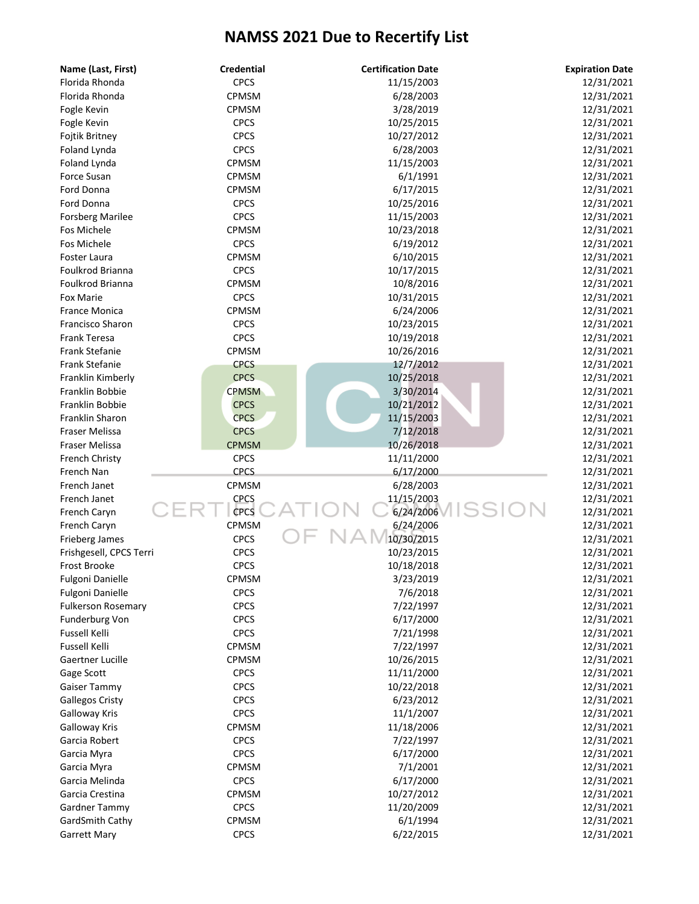# NAMSS 2021 Due to Recertify List

| Name (Last, First) | Credential | Certification Date | Expiration Date |
|---|---|---|---|
| Florida Rhonda | CPCS | 11/15/2003 | 12/31/2021 |
| Florida Rhonda | CPMSM | 6/28/2003 | 12/31/2021 |
| Fogle Kevin | CPMSM | 3/28/2019 | 12/31/2021 |
| Fogle Kevin | CPCS | 10/25/2015 | 12/31/2021 |
| Fojtik Britney | CPCS | 10/27/2012 | 12/31/2021 |
| Foland Lynda | CPCS | 6/28/2003 | 12/31/2021 |
| Foland Lynda | CPMSM | 11/15/2003 | 12/31/2021 |
| Force Susan | CPMSM | 6/1/1991 | 12/31/2021 |
| Ford Donna | CPMSM | 6/17/2015 | 12/31/2021 |
| Ford Donna | CPCS | 10/25/2016 | 12/31/2021 |
| Forsberg Marilee | CPCS | 11/15/2003 | 12/31/2021 |
| Fos Michele | CPMSM | 10/23/2018 | 12/31/2021 |
| Fos Michele | CPCS | 6/19/2012 | 12/31/2021 |
| Foster Laura | CPMSM | 6/10/2015 | 12/31/2021 |
| Foulkrod Brianna | CPCS | 10/17/2015 | 12/31/2021 |
| Foulkrod Brianna | CPMSM | 10/8/2016 | 12/31/2021 |
| Fox Marie | CPCS | 10/31/2015 | 12/31/2021 |
| France Monica | CPMSM | 6/24/2006 | 12/31/2021 |
| Francisco Sharon | CPCS | 10/23/2015 | 12/31/2021 |
| Frank Teresa | CPCS | 10/19/2018 | 12/31/2021 |
| Frank Stefanie | CPMSM | 10/26/2016 | 12/31/2021 |
| Frank Stefanie | CPCS | 12/7/2012 | 12/31/2021 |
| Franklin Kimberly | CPCS | 10/25/2018 | 12/31/2021 |
| Franklin Bobbie | CPMSM | 3/30/2014 | 12/31/2021 |
| Franklin Bobbie | CPCS | 10/21/2012 | 12/31/2021 |
| Franklin Sharon | CPCS | 11/15/2003 | 12/31/2021 |
| Fraser Melissa | CPCS | 7/12/2018 | 12/31/2021 |
| Fraser Melissa | CPMSM | 10/26/2018 | 12/31/2021 |
| French Christy | CPCS | 11/11/2000 | 12/31/2021 |
| French Nan | CPCS | 6/17/2000 | 12/31/2021 |
| French Janet | CPMSM | 6/28/2003 | 12/31/2021 |
| French Janet | CPCS | 11/15/2003 | 12/31/2021 |
| French Caryn | CPCS | 6/24/2006 | 12/31/2021 |
| French Caryn | CPMSM | 6/24/2006 | 12/31/2021 |
| Frieberg James | CPCS | 10/30/2015 | 12/31/2021 |
| Frishgesell, CPCS Terri | CPCS | 10/23/2015 | 12/31/2021 |
| Frost Brooke | CPCS | 10/18/2018 | 12/31/2021 |
| Fulgoni Danielle | CPMSM | 3/23/2019 | 12/31/2021 |
| Fulgoni Danielle | CPCS | 7/6/2018 | 12/31/2021 |
| Fulkerson Rosemary | CPCS | 7/22/1997 | 12/31/2021 |
| Funderburg Von | CPCS | 6/17/2000 | 12/31/2021 |
| Fussell Kelli | CPCS | 7/21/1998 | 12/31/2021 |
| Fussell Kelli | CPMSM | 7/22/1997 | 12/31/2021 |
| Gaertner Lucille | CPMSM | 10/26/2015 | 12/31/2021 |
| Gage Scott | CPCS | 11/11/2000 | 12/31/2021 |
| Gaiser Tammy | CPCS | 10/22/2018 | 12/31/2021 |
| Gallegos Cristy | CPCS | 6/23/2012 | 12/31/2021 |
| Galloway Kris | CPCS | 11/1/2007 | 12/31/2021 |
| Galloway Kris | CPMSM | 11/18/2006 | 12/31/2021 |
| Garcia Robert | CPCS | 7/22/1997 | 12/31/2021 |
| Garcia Myra | CPCS | 6/17/2000 | 12/31/2021 |
| Garcia Myra | CPMSM | 7/1/2001 | 12/31/2021 |
| Garcia Melinda | CPCS | 6/17/2000 | 12/31/2021 |
| Garcia Crestina | CPMSM | 10/27/2012 | 12/31/2021 |
| Gardner Tammy | CPCS | 11/20/2009 | 12/31/2021 |
| GardSmith Cathy | CPMSM | 6/1/1994 | 12/31/2021 |
| Garrett Mary | CPCS | 6/22/2015 | 12/31/2021 |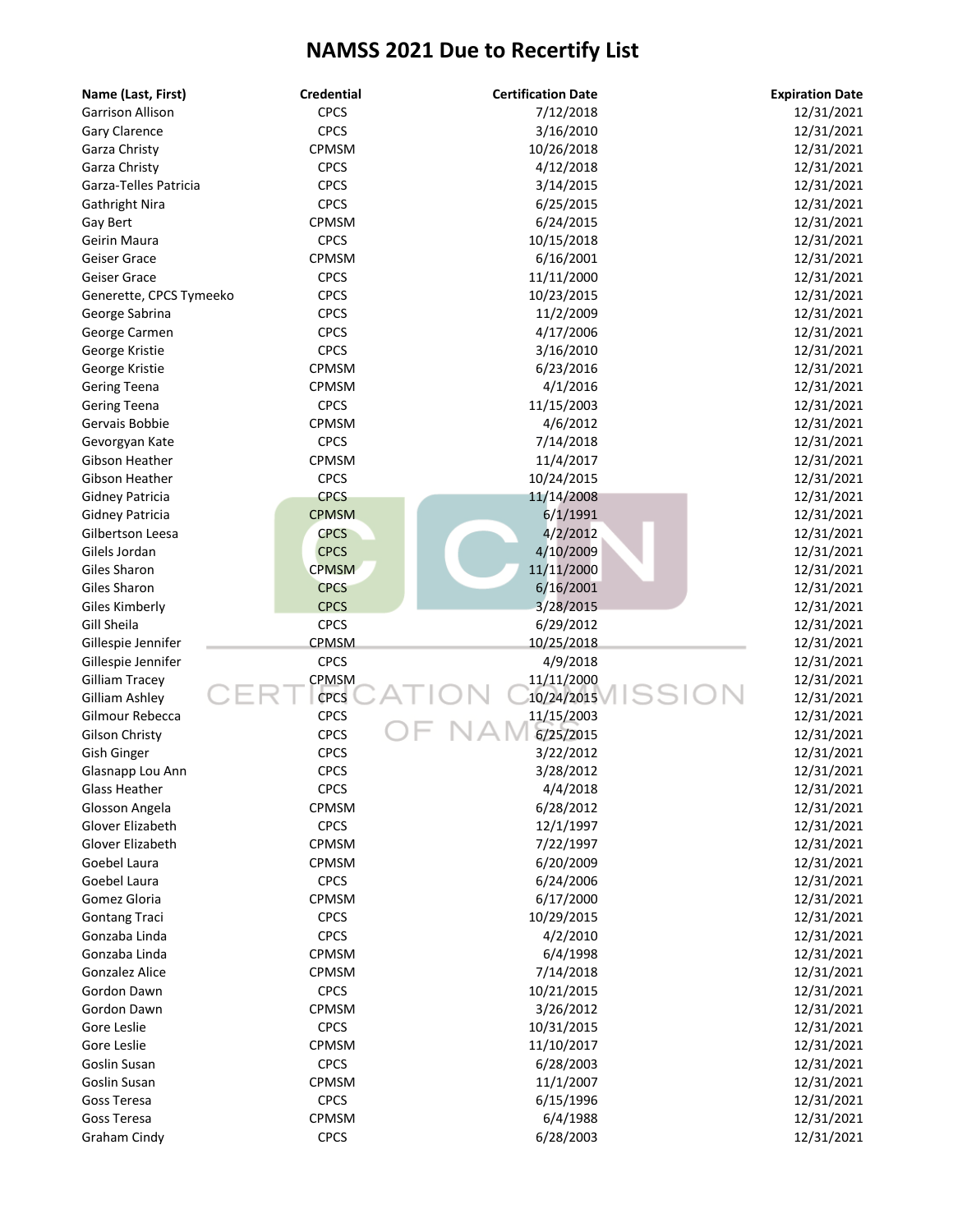# NAMSS 2021 Due to Recertify List

| Name (Last, First) | Credential | Certification Date | Expiration Date |
|---|---|---|---|
| Garrison Allison | CPCS | 7/12/2018 | 12/31/2021 |
| Gary Clarence | CPCS | 3/16/2010 | 12/31/2021 |
| Garza Christy | CPMSM | 10/26/2018 | 12/31/2021 |
| Garza Christy | CPCS | 4/12/2018 | 12/31/2021 |
| Garza-Telles Patricia | CPCS | 3/14/2015 | 12/31/2021 |
| Gathright Nira | CPCS | 6/25/2015 | 12/31/2021 |
| Gay Bert | CPMSM | 6/24/2015 | 12/31/2021 |
| Geirin Maura | CPCS | 10/15/2018 | 12/31/2021 |
| Geiser Grace | CPMSM | 6/16/2001 | 12/31/2021 |
| Geiser Grace | CPCS | 11/11/2000 | 12/31/2021 |
| Generette, CPCS Tymeeko | CPCS | 10/23/2015 | 12/31/2021 |
| George Sabrina | CPCS | 11/2/2009 | 12/31/2021 |
| George Carmen | CPCS | 4/17/2006 | 12/31/2021 |
| George Kristie | CPCS | 3/16/2010 | 12/31/2021 |
| George Kristie | CPMSM | 6/23/2016 | 12/31/2021 |
| Gering Teena | CPMSM | 4/1/2016 | 12/31/2021 |
| Gering Teena | CPCS | 11/15/2003 | 12/31/2021 |
| Gervais Bobbie | CPMSM | 4/6/2012 | 12/31/2021 |
| Gevorgyan Kate | CPCS | 7/14/2018 | 12/31/2021 |
| Gibson Heather | CPMSM | 11/4/2017 | 12/31/2021 |
| Gibson Heather | CPCS | 10/24/2015 | 12/31/2021 |
| Gidney Patricia | CPCS | 11/14/2008 | 12/31/2021 |
| Gidney Patricia | CPMSM | 6/1/1991 | 12/31/2021 |
| Gilbertson Leesa | CPCS | 4/2/2012 | 12/31/2021 |
| Gilels Jordan | CPCS | 4/10/2009 | 12/31/2021 |
| Giles Sharon | CPMSM | 11/11/2000 | 12/31/2021 |
| Giles Sharon | CPCS | 6/16/2001 | 12/31/2021 |
| Giles Kimberly | CPCS | 3/28/2015 | 12/31/2021 |
| Gill Sheila | CPCS | 6/29/2012 | 12/31/2021 |
| Gillespie Jennifer | CPMSM | 10/25/2018 | 12/31/2021 |
| Gillespie Jennifer | CPCS | 4/9/2018 | 12/31/2021 |
| Gilliam Tracey | CPMSM | 11/11/2000 | 12/31/2021 |
| Gilliam Ashley | CPCS | 10/24/2015 | 12/31/2021 |
| Gilmour Rebecca | CPCS | 11/15/2003 | 12/31/2021 |
| Gilson Christy | CPCS | 6/25/2015 | 12/31/2021 |
| Gish Ginger | CPCS | 3/22/2012 | 12/31/2021 |
| Glasnapp Lou Ann | CPCS | 3/28/2012 | 12/31/2021 |
| Glass Heather | CPCS | 4/4/2018 | 12/31/2021 |
| Glosson Angela | CPMSM | 6/28/2012 | 12/31/2021 |
| Glover Elizabeth | CPCS | 12/1/1997 | 12/31/2021 |
| Glover Elizabeth | CPMSM | 7/22/1997 | 12/31/2021 |
| Goebel Laura | CPMSM | 6/20/2009 | 12/31/2021 |
| Goebel Laura | CPCS | 6/24/2006 | 12/31/2021 |
| Gomez Gloria | CPMSM | 6/17/2000 | 12/31/2021 |
| Gontang Traci | CPCS | 10/29/2015 | 12/31/2021 |
| Gonzaba Linda | CPCS | 4/2/2010 | 12/31/2021 |
| Gonzaba Linda | CPMSM | 6/4/1998 | 12/31/2021 |
| Gonzalez Alice | CPMSM | 7/14/2018 | 12/31/2021 |
| Gordon Dawn | CPCS | 10/21/2015 | 12/31/2021 |
| Gordon Dawn | CPMSM | 3/26/2012 | 12/31/2021 |
| Gore Leslie | CPCS | 10/31/2015 | 12/31/2021 |
| Gore Leslie | CPMSM | 11/10/2017 | 12/31/2021 |
| Goslin Susan | CPCS | 6/28/2003 | 12/31/2021 |
| Goslin Susan | CPMSM | 11/1/2007 | 12/31/2021 |
| Goss Teresa | CPCS | 6/15/1996 | 12/31/2021 |
| Goss Teresa | CPMSM | 6/4/1988 | 12/31/2021 |
| Graham Cindy | CPCS | 6/28/2003 | 12/31/2021 |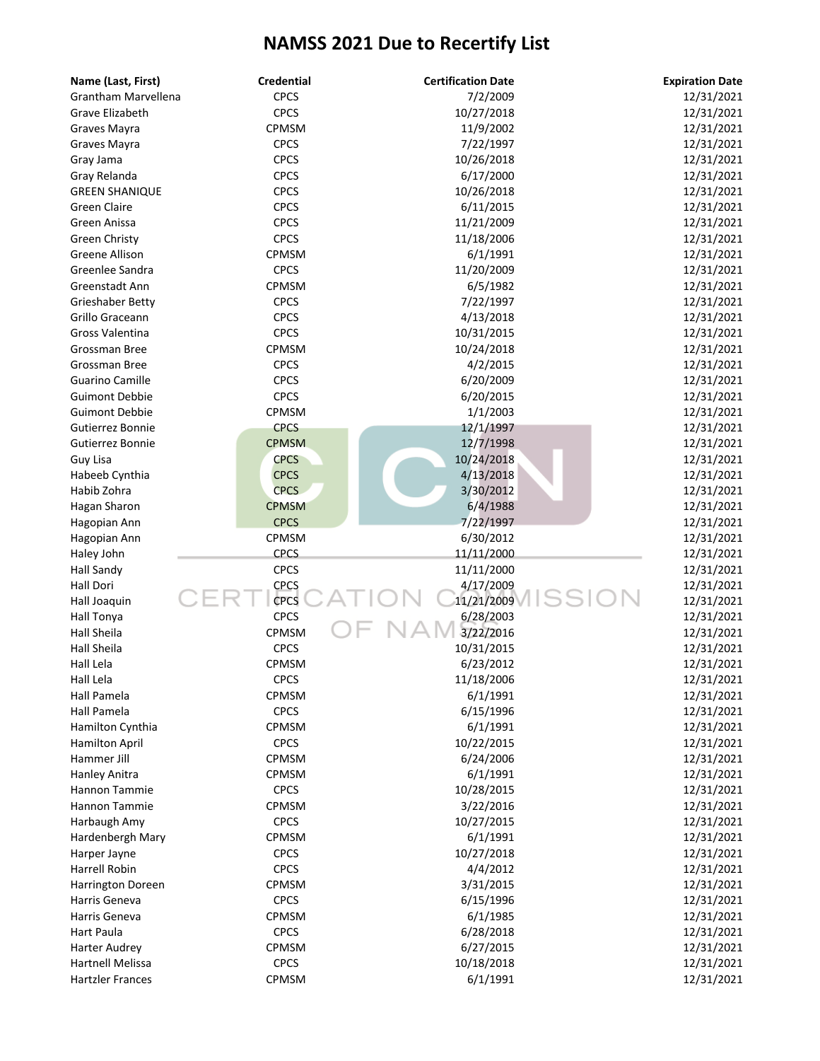# NAMSS 2021 Due to Recertify List

| Name (Last, First) | Credential | Certification Date | Expiration Date |
|---|---|---|---|
| Grantham Marvellena | CPCS | 7/2/2009 | 12/31/2021 |
| Grave Elizabeth | CPCS | 10/27/2018 | 12/31/2021 |
| Graves Mayra | CPMSM | 11/9/2002 | 12/31/2021 |
| Graves Mayra | CPCS | 7/22/1997 | 12/31/2021 |
| Gray Jama | CPCS | 10/26/2018 | 12/31/2021 |
| Gray Relanda | CPCS | 6/17/2000 | 12/31/2021 |
| GREEN SHANIQUE | CPCS | 10/26/2018 | 12/31/2021 |
| Green Claire | CPCS | 6/11/2015 | 12/31/2021 |
| Green Anissa | CPCS | 11/21/2009 | 12/31/2021 |
| Green Christy | CPCS | 11/18/2006 | 12/31/2021 |
| Greene Allison | CPMSM | 6/1/1991 | 12/31/2021 |
| Greenlee Sandra | CPCS | 11/20/2009 | 12/31/2021 |
| Greenstadt Ann | CPMSM | 6/5/1982 | 12/31/2021 |
| Grieshaber Betty | CPCS | 7/22/1997 | 12/31/2021 |
| Grillo Graceann | CPCS | 4/13/2018 | 12/31/2021 |
| Gross Valentina | CPCS | 10/31/2015 | 12/31/2021 |
| Grossman Bree | CPMSM | 10/24/2018 | 12/31/2021 |
| Grossman Bree | CPCS | 4/2/2015 | 12/31/2021 |
| Guarino Camille | CPCS | 6/20/2009 | 12/31/2021 |
| Guimont Debbie | CPCS | 6/20/2015 | 12/31/2021 |
| Guimont Debbie | CPMSM | 1/1/2003 | 12/31/2021 |
| Gutierrez Bonnie | CPCS | 12/1/1997 | 12/31/2021 |
| Gutierrez Bonnie | CPMSM | 12/7/1998 | 12/31/2021 |
| Guy Lisa | CPCS | 10/24/2018 | 12/31/2021 |
| Habeeb Cynthia | CPCS | 4/13/2018 | 12/31/2021 |
| Habib Zohra | CPCS | 3/30/2012 | 12/31/2021 |
| Hagan Sharon | CPMSM | 6/4/1988 | 12/31/2021 |
| Hagopian Ann | CPCS | 7/22/1997 | 12/31/2021 |
| Hagopian Ann | CPMSM | 6/30/2012 | 12/31/2021 |
| Haley John | CPCS | 11/11/2000 | 12/31/2021 |
| Hall Sandy | CPCS | 11/11/2000 | 12/31/2021 |
| Hall Dori | CPCS | 4/17/2009 | 12/31/2021 |
| Hall Joaquin | CPCS | 11/21/2009 | 12/31/2021 |
| Hall Tonya | CPCS | 6/28/2003 | 12/31/2021 |
| Hall Sheila | CPMSM | 3/22/2016 | 12/31/2021 |
| Hall Sheila | CPCS | 10/31/2015 | 12/31/2021 |
| Hall Lela | CPMSM | 6/23/2012 | 12/31/2021 |
| Hall Lela | CPCS | 11/18/2006 | 12/31/2021 |
| Hall Pamela | CPMSM | 6/1/1991 | 12/31/2021 |
| Hall Pamela | CPCS | 6/15/1996 | 12/31/2021 |
| Hamilton Cynthia | CPMSM | 6/1/1991 | 12/31/2021 |
| Hamilton April | CPCS | 10/22/2015 | 12/31/2021 |
| Hammer Jill | CPMSM | 6/24/2006 | 12/31/2021 |
| Hanley Anitra | CPMSM | 6/1/1991 | 12/31/2021 |
| Hannon Tammie | CPCS | 10/28/2015 | 12/31/2021 |
| Hannon Tammie | CPMSM | 3/22/2016 | 12/31/2021 |
| Harbaugh Amy | CPCS | 10/27/2015 | 12/31/2021 |
| Hardenbergh Mary | CPMSM | 6/1/1991 | 12/31/2021 |
| Harper Jayne | CPCS | 10/27/2018 | 12/31/2021 |
| Harrell Robin | CPCS | 4/4/2012 | 12/31/2021 |
| Harrington Doreen | CPMSM | 3/31/2015 | 12/31/2021 |
| Harris Geneva | CPCS | 6/15/1996 | 12/31/2021 |
| Harris Geneva | CPMSM | 6/1/1985 | 12/31/2021 |
| Hart Paula | CPCS | 6/28/2018 | 12/31/2021 |
| Harter Audrey | CPMSM | 6/27/2015 | 12/31/2021 |
| Hartnell Melissa | CPCS | 10/18/2018 | 12/31/2021 |
| Hartzler Frances | CPMSM | 6/1/1991 | 12/31/2021 |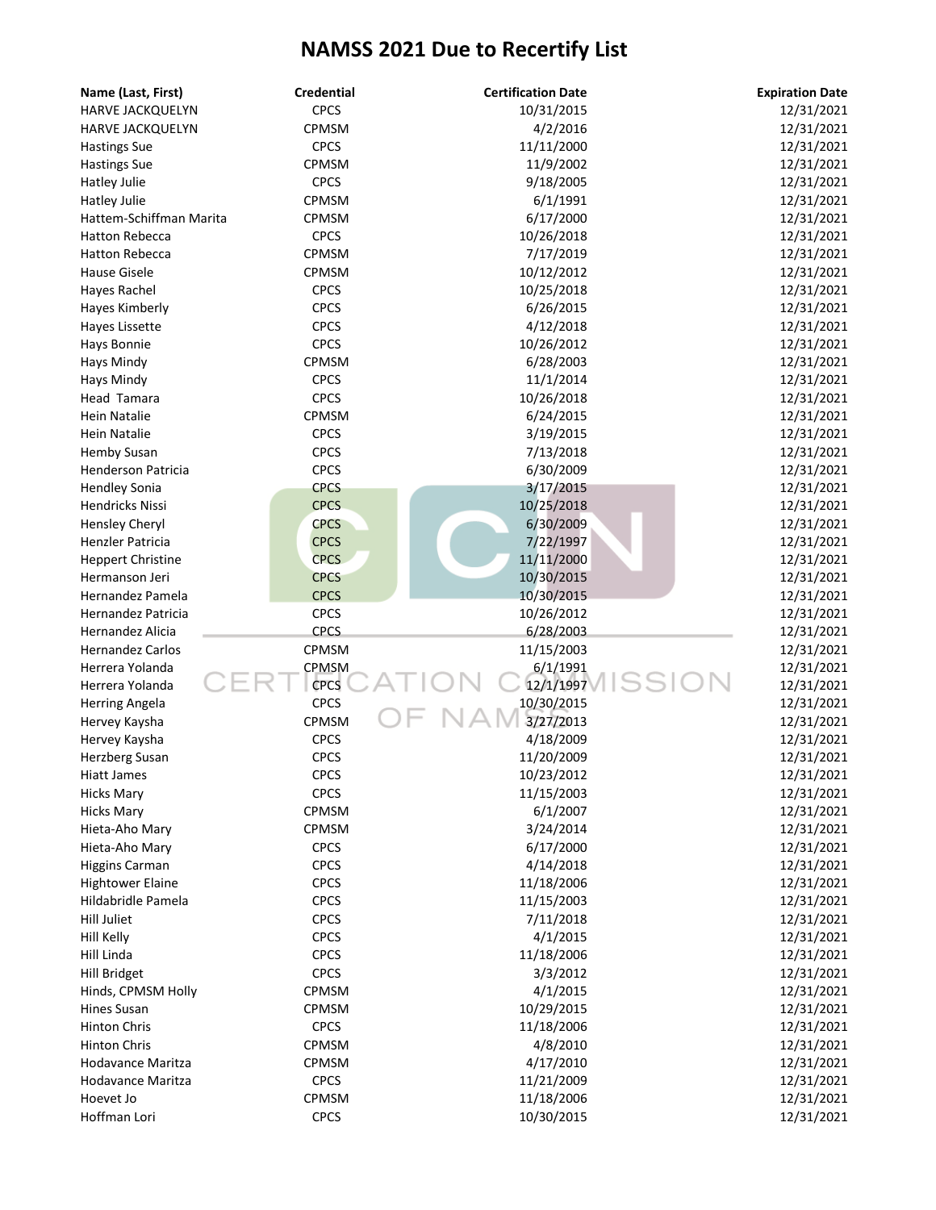# NAMSS 2021 Due to Recertify List

| Name (Last, First) | Credential | Certification Date | Expiration Date |
|---|---|---|---|
| HARVE JACKQUELYN | CPCS | 10/31/2015 | 12/31/2021 |
| HARVE JACKQUELYN | CPMSM | 4/2/2016 | 12/31/2021 |
| Hastings Sue | CPCS | 11/11/2000 | 12/31/2021 |
| Hastings Sue | CPMSM | 11/9/2002 | 12/31/2021 |
| Hatley Julie | CPCS | 9/18/2005 | 12/31/2021 |
| Hatley Julie | CPMSM | 6/1/1991 | 12/31/2021 |
| Hattem-Schiffman Marita | CPMSM | 6/17/2000 | 12/31/2021 |
| Hatton Rebecca | CPCS | 10/26/2018 | 12/31/2021 |
| Hatton Rebecca | CPMSM | 7/17/2019 | 12/31/2021 |
| Hause Gisele | CPMSM | 10/12/2012 | 12/31/2021 |
| Hayes Rachel | CPCS | 10/25/2018 | 12/31/2021 |
| Hayes Kimberly | CPCS | 6/26/2015 | 12/31/2021 |
| Hayes Lissette | CPCS | 4/12/2018 | 12/31/2021 |
| Hays Bonnie | CPCS | 10/26/2012 | 12/31/2021 |
| Hays Mindy | CPMSM | 6/28/2003 | 12/31/2021 |
| Hays Mindy | CPCS | 11/1/2014 | 12/31/2021 |
| Head Tamara | CPCS | 10/26/2018 | 12/31/2021 |
| Hein Natalie | CPMSM | 6/24/2015 | 12/31/2021 |
| Hein Natalie | CPCS | 3/19/2015 | 12/31/2021 |
| Hemby Susan | CPCS | 7/13/2018 | 12/31/2021 |
| Henderson Patricia | CPCS | 6/30/2009 | 12/31/2021 |
| Hendley Sonia | CPCS | 3/17/2015 | 12/31/2021 |
| Hendricks Nissi | CPCS | 10/25/2018 | 12/31/2021 |
| Hensley Cheryl | CPCS | 6/30/2009 | 12/31/2021 |
| Henzler Patricia | CPCS | 7/22/1997 | 12/31/2021 |
| Heppert Christine | CPCS | 11/11/2000 | 12/31/2021 |
| Hermanson Jeri | CPCS | 10/30/2015 | 12/31/2021 |
| Hernandez Pamela | CPCS | 10/30/2015 | 12/31/2021 |
| Hernandez Patricia | CPCS | 10/26/2012 | 12/31/2021 |
| Hernandez Alicia | CPCS | 6/28/2003 | 12/31/2021 |
| Hernandez Carlos | CPMSM | 11/15/2003 | 12/31/2021 |
| Herrera Yolanda | CPMSM | 6/1/1991 | 12/31/2021 |
| Herrera Yolanda | CPCS | 12/1/1997 | 12/31/2021 |
| Herring Angela | CPCS | 10/30/2015 | 12/31/2021 |
| Hervey Kaysha | CPMSM | 3/27/2013 | 12/31/2021 |
| Hervey Kaysha | CPCS | 4/18/2009 | 12/31/2021 |
| Herzberg Susan | CPCS | 11/20/2009 | 12/31/2021 |
| Hiatt James | CPCS | 10/23/2012 | 12/31/2021 |
| Hicks Mary | CPCS | 11/15/2003 | 12/31/2021 |
| Hicks Mary | CPMSM | 6/1/2007 | 12/31/2021 |
| Hieta-Aho Mary | CPMSM | 3/24/2014 | 12/31/2021 |
| Hieta-Aho Mary | CPCS | 6/17/2000 | 12/31/2021 |
| Higgins Carman | CPCS | 4/14/2018 | 12/31/2021 |
| Hightower Elaine | CPCS | 11/18/2006 | 12/31/2021 |
| Hildabridle Pamela | CPCS | 11/15/2003 | 12/31/2021 |
| Hill Juliet | CPCS | 7/11/2018 | 12/31/2021 |
| Hill Kelly | CPCS | 4/1/2015 | 12/31/2021 |
| Hill Linda | CPCS | 11/18/2006 | 12/31/2021 |
| Hill Bridget | CPCS | 3/3/2012 | 12/31/2021 |
| Hinds, CPMSM Holly | CPMSM | 4/1/2015 | 12/31/2021 |
| Hines Susan | CPMSM | 10/29/2015 | 12/31/2021 |
| Hinton Chris | CPCS | 11/18/2006 | 12/31/2021 |
| Hinton Chris | CPMSM | 4/8/2010 | 12/31/2021 |
| Hodavance Maritza | CPMSM | 4/17/2010 | 12/31/2021 |
| Hodavance Maritza | CPCS | 11/21/2009 | 12/31/2021 |
| Hoevet Jo | CPMSM | 11/18/2006 | 12/31/2021 |
| Hoffman Lori | CPCS | 10/30/2015 | 12/31/2021 |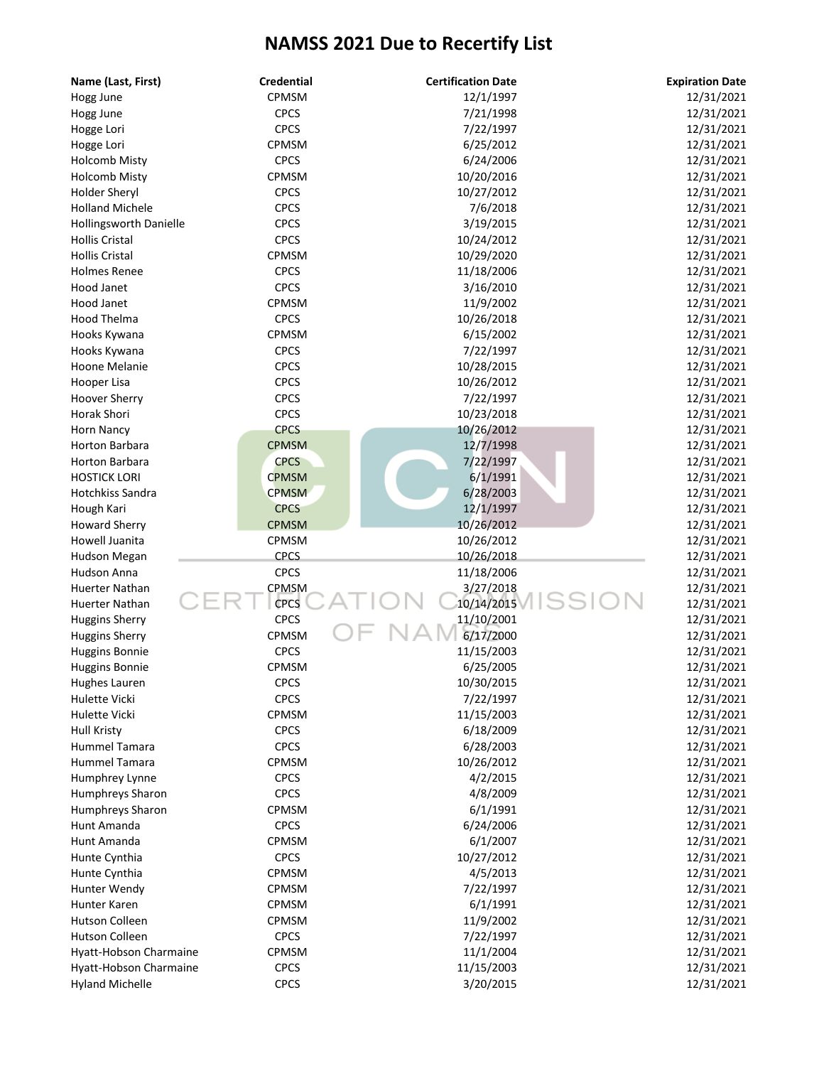# NAMSS 2021 Due to Recertify List

| Name (Last, First) | Credential | Certification Date | Expiration Date |
|---|---|---|---|
| Hogg June | CPMSM | 12/1/1997 | 12/31/2021 |
| Hogg June | CPCS | 7/21/1998 | 12/31/2021 |
| Hogge Lori | CPCS | 7/22/1997 | 12/31/2021 |
| Hogge Lori | CPMSM | 6/25/2012 | 12/31/2021 |
| Holcomb Misty | CPCS | 6/24/2006 | 12/31/2021 |
| Holcomb Misty | CPMSM | 10/20/2016 | 12/31/2021 |
| Holder Sheryl | CPCS | 10/27/2012 | 12/31/2021 |
| Holland Michele | CPCS | 7/6/2018 | 12/31/2021 |
| Hollingsworth Danielle | CPCS | 3/19/2015 | 12/31/2021 |
| Hollis Cristal | CPCS | 10/24/2012 | 12/31/2021 |
| Hollis Cristal | CPMSM | 10/29/2020 | 12/31/2021 |
| Holmes Renee | CPCS | 11/18/2006 | 12/31/2021 |
| Hood Janet | CPCS | 3/16/2010 | 12/31/2021 |
| Hood Janet | CPMSM | 11/9/2002 | 12/31/2021 |
| Hood Thelma | CPCS | 10/26/2018 | 12/31/2021 |
| Hooks Kywana | CPMSM | 6/15/2002 | 12/31/2021 |
| Hooks Kywana | CPCS | 7/22/1997 | 12/31/2021 |
| Hoone Melanie | CPCS | 10/28/2015 | 12/31/2021 |
| Hooper Lisa | CPCS | 10/26/2012 | 12/31/2021 |
| Hoover Sherry | CPCS | 7/22/1997 | 12/31/2021 |
| Horak Shori | CPCS | 10/23/2018 | 12/31/2021 |
| Horn Nancy | CPCS | 10/26/2012 | 12/31/2021 |
| Horton Barbara | CPMSM | 12/7/1998 | 12/31/2021 |
| Horton Barbara | CPCS | 7/22/1997 | 12/31/2021 |
| HOSTICK LORI | CPMSM | 6/1/1991 | 12/31/2021 |
| Hotchkiss Sandra | CPMSM | 6/28/2003 | 12/31/2021 |
| Hough Kari | CPCS | 12/1/1997 | 12/31/2021 |
| Howard Sherry | CPMSM | 10/26/2012 | 12/31/2021 |
| Howell Juanita | CPMSM | 10/26/2012 | 12/31/2021 |
| Hudson Megan | CPCS | 10/26/2018 | 12/31/2021 |
| Hudson Anna | CPCS | 11/18/2006 | 12/31/2021 |
| Huerter Nathan | CPMSM | 3/27/2018 | 12/31/2021 |
| Huerter Nathan | CPCS | 10/14/2015 | 12/31/2021 |
| Huggins Sherry | CPCS | 11/10/2001 | 12/31/2021 |
| Huggins Sherry | CPMSM | 6/17/2000 | 12/31/2021 |
| Huggins Bonnie | CPCS | 11/15/2003 | 12/31/2021 |
| Huggins Bonnie | CPMSM | 6/25/2005 | 12/31/2021 |
| Hughes Lauren | CPCS | 10/30/2015 | 12/31/2021 |
| Hulette Vicki | CPCS | 7/22/1997 | 12/31/2021 |
| Hulette Vicki | CPMSM | 11/15/2003 | 12/31/2021 |
| Hull Kristy | CPCS | 6/18/2009 | 12/31/2021 |
| Hummel Tamara | CPCS | 6/28/2003 | 12/31/2021 |
| Hummel Tamara | CPMSM | 10/26/2012 | 12/31/2021 |
| Humphrey Lynne | CPCS | 4/2/2015 | 12/31/2021 |
| Humphreys Sharon | CPCS | 4/8/2009 | 12/31/2021 |
| Humphreys Sharon | CPMSM | 6/1/1991 | 12/31/2021 |
| Hunt Amanda | CPCS | 6/24/2006 | 12/31/2021 |
| Hunt Amanda | CPMSM | 6/1/2007 | 12/31/2021 |
| Hunte Cynthia | CPCS | 10/27/2012 | 12/31/2021 |
| Hunte Cynthia | CPMSM | 4/5/2013 | 12/31/2021 |
| Hunter Wendy | CPMSM | 7/22/1997 | 12/31/2021 |
| Hunter Karen | CPMSM | 6/1/1991 | 12/31/2021 |
| Hutson Colleen | CPMSM | 11/9/2002 | 12/31/2021 |
| Hutson Colleen | CPCS | 7/22/1997 | 12/31/2021 |
| Hyatt-Hobson Charmaine | CPMSM | 11/1/2004 | 12/31/2021 |
| Hyatt-Hobson Charmaine | CPCS | 11/15/2003 | 12/31/2021 |
| Hyland Michelle | CPCS | 3/20/2015 | 12/31/2021 |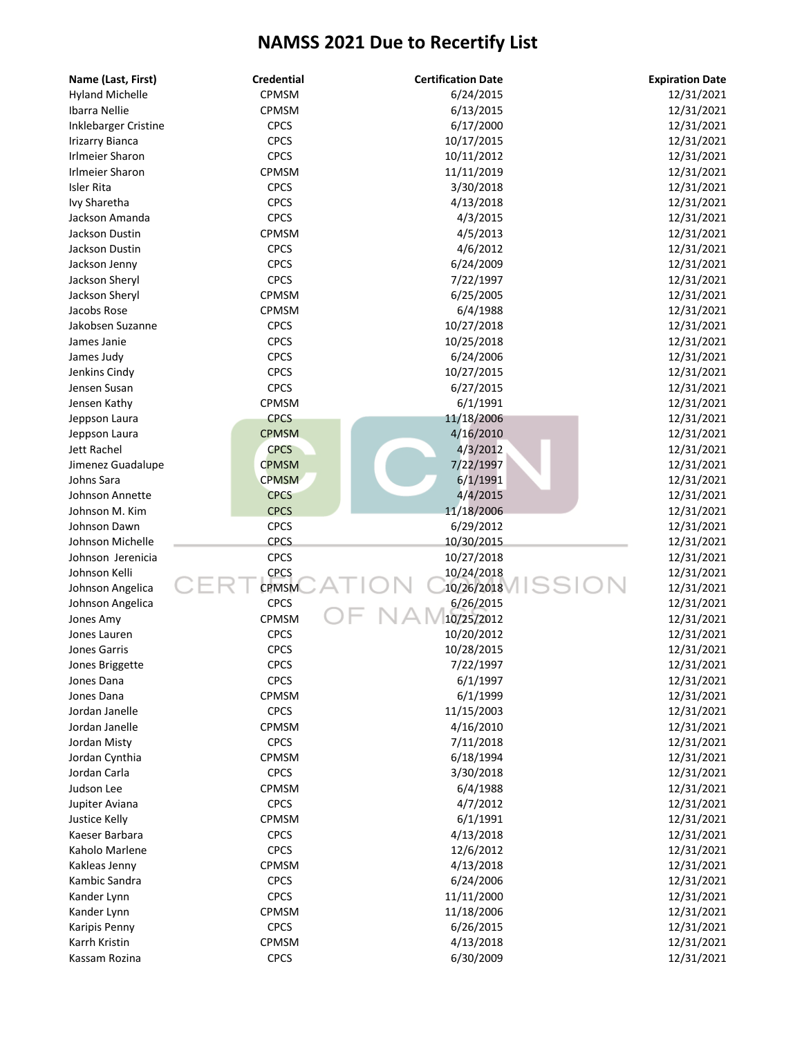# NAMSS 2021 Due to Recertify List

| Name (Last, First) | Credential | Certification Date | Expiration Date |
|---|---|---|---|
| Hyland Michelle | CPMSM | 6/24/2015 | 12/31/2021 |
| Ibarra Nellie | CPMSM | 6/13/2015 | 12/31/2021 |
| Inklebarger Cristine | CPCS | 6/17/2000 | 12/31/2021 |
| Irizarry Bianca | CPCS | 10/17/2015 | 12/31/2021 |
| Irlmeier Sharon | CPCS | 10/11/2012 | 12/31/2021 |
| Irlmeier Sharon | CPMSM | 11/11/2019 | 12/31/2021 |
| Isler Rita | CPCS | 3/30/2018 | 12/31/2021 |
| Ivy Sharetha | CPCS | 4/13/2018 | 12/31/2021 |
| Jackson Amanda | CPCS | 4/3/2015 | 12/31/2021 |
| Jackson Dustin | CPMSM | 4/5/2013 | 12/31/2021 |
| Jackson Dustin | CPCS | 4/6/2012 | 12/31/2021 |
| Jackson Jenny | CPCS | 6/24/2009 | 12/31/2021 |
| Jackson Sheryl | CPCS | 7/22/1997 | 12/31/2021 |
| Jackson Sheryl | CPMSM | 6/25/2005 | 12/31/2021 |
| Jacobs Rose | CPMSM | 6/4/1988 | 12/31/2021 |
| Jakobsen Suzanne | CPCS | 10/27/2018 | 12/31/2021 |
| James Janie | CPCS | 10/25/2018 | 12/31/2021 |
| James Judy | CPCS | 6/24/2006 | 12/31/2021 |
| Jenkins Cindy | CPCS | 10/27/2015 | 12/31/2021 |
| Jensen Susan | CPCS | 6/27/2015 | 12/31/2021 |
| Jensen Kathy | CPMSM | 6/1/1991 | 12/31/2021 |
| Jeppson Laura | CPCS | 11/18/2006 | 12/31/2021 |
| Jeppson Laura | CPMSM | 4/16/2010 | 12/31/2021 |
| Jett Rachel | CPCS | 4/3/2012 | 12/31/2021 |
| Jimenez Guadalupe | CPMSM | 7/22/1997 | 12/31/2021 |
| Johns Sara | CPMSM | 6/1/1991 | 12/31/2021 |
| Johnson Annette | CPCS | 4/4/2015 | 12/31/2021 |
| Johnson M. Kim | CPCS | 11/18/2006 | 12/31/2021 |
| Johnson Dawn | CPCS | 6/29/2012 | 12/31/2021 |
| Johnson Michelle | CPCS | 10/30/2015 | 12/31/2021 |
| Johnson Jerenicia | CPCS | 10/27/2018 | 12/31/2021 |
| Johnson Kelli | CPCS | 10/24/2018 | 12/31/2021 |
| Johnson Angelica | CPMSM | 10/26/2018 | 12/31/2021 |
| Johnson Angelica | CPCS | 6/26/2015 | 12/31/2021 |
| Jones Amy | CPMSM | 10/25/2012 | 12/31/2021 |
| Jones Lauren | CPCS | 10/20/2012 | 12/31/2021 |
| Jones Garris | CPCS | 10/28/2015 | 12/31/2021 |
| Jones Briggette | CPCS | 7/22/1997 | 12/31/2021 |
| Jones Dana | CPCS | 6/1/1997 | 12/31/2021 |
| Jones Dana | CPMSM | 6/1/1999 | 12/31/2021 |
| Jordan Janelle | CPCS | 11/15/2003 | 12/31/2021 |
| Jordan Janelle | CPMSM | 4/16/2010 | 12/31/2021 |
| Jordan Misty | CPCS | 7/11/2018 | 12/31/2021 |
| Jordan Cynthia | CPMSM | 6/18/1994 | 12/31/2021 |
| Jordan Carla | CPCS | 3/30/2018 | 12/31/2021 |
| Judson Lee | CPMSM | 6/4/1988 | 12/31/2021 |
| Jupiter Aviana | CPCS | 4/7/2012 | 12/31/2021 |
| Justice Kelly | CPMSM | 6/1/1991 | 12/31/2021 |
| Kaeser Barbara | CPCS | 4/13/2018 | 12/31/2021 |
| Kaholo Marlene | CPCS | 12/6/2012 | 12/31/2021 |
| Kakleas Jenny | CPMSM | 4/13/2018 | 12/31/2021 |
| Kambic Sandra | CPCS | 6/24/2006 | 12/31/2021 |
| Kander Lynn | CPCS | 11/11/2000 | 12/31/2021 |
| Kander Lynn | CPMSM | 11/18/2006 | 12/31/2021 |
| Karipis Penny | CPCS | 6/26/2015 | 12/31/2021 |
| Karrh Kristin | CPMSM | 4/13/2018 | 12/31/2021 |
| Kassam Rozina | CPCS | 6/30/2009 | 12/31/2021 |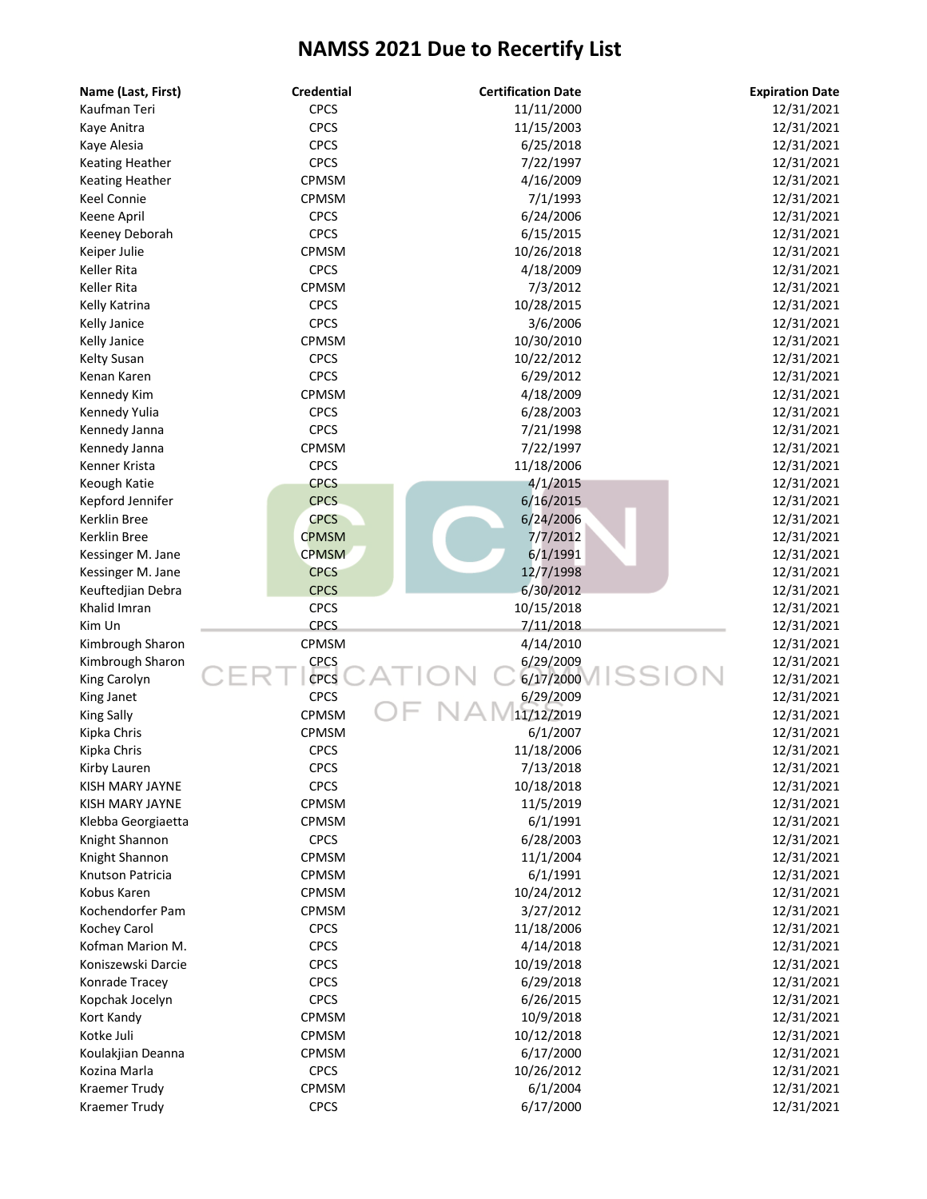# NAMSS 2021 Due to Recertify List

| Name (Last, First) | Credential | Certification Date | Expiration Date |
|---|---|---|---|
| Kaufman Teri | CPCS | 11/11/2000 | 12/31/2021 |
| Kaye Anitra | CPCS | 11/15/2003 | 12/31/2021 |
| Kaye Alesia | CPCS | 6/25/2018 | 12/31/2021 |
| Keating Heather | CPCS | 7/22/1997 | 12/31/2021 |
| Keating Heather | CPMSM | 4/16/2009 | 12/31/2021 |
| Keel Connie | CPMSM | 7/1/1993 | 12/31/2021 |
| Keene April | CPCS | 6/24/2006 | 12/31/2021 |
| Keeney Deborah | CPCS | 6/15/2015 | 12/31/2021 |
| Keiper Julie | CPMSM | 10/26/2018 | 12/31/2021 |
| Keller Rita | CPCS | 4/18/2009 | 12/31/2021 |
| Keller Rita | CPMSM | 7/3/2012 | 12/31/2021 |
| Kelly Katrina | CPCS | 10/28/2015 | 12/31/2021 |
| Kelly Janice | CPCS | 3/6/2006 | 12/31/2021 |
| Kelly Janice | CPMSM | 10/30/2010 | 12/31/2021 |
| Kelty Susan | CPCS | 10/22/2012 | 12/31/2021 |
| Kenan Karen | CPCS | 6/29/2012 | 12/31/2021 |
| Kennedy Kim | CPMSM | 4/18/2009 | 12/31/2021 |
| Kennedy Yulia | CPCS | 6/28/2003 | 12/31/2021 |
| Kennedy Janna | CPCS | 7/21/1998 | 12/31/2021 |
| Kennedy Janna | CPMSM | 7/22/1997 | 12/31/2021 |
| Kenner Krista | CPCS | 11/18/2006 | 12/31/2021 |
| Keough Katie | CPCS | 4/1/2015 | 12/31/2021 |
| Kepford Jennifer | CPCS | 6/16/2015 | 12/31/2021 |
| Kerklin Bree | CPCS | 6/24/2006 | 12/31/2021 |
| Kerklin Bree | CPMSM | 7/7/2012 | 12/31/2021 |
| Kessinger M. Jane | CPMSM | 6/1/1991 | 12/31/2021 |
| Kessinger M. Jane | CPCS | 12/7/1998 | 12/31/2021 |
| Keuftedjian Debra | CPCS | 6/30/2012 | 12/31/2021 |
| Khalid Imran | CPCS | 10/15/2018 | 12/31/2021 |
| Kim Un | CPCS | 7/11/2018 | 12/31/2021 |
| Kimbrough Sharon | CPMSM | 4/14/2010 | 12/31/2021 |
| Kimbrough Sharon | CPCS | 6/29/2009 | 12/31/2021 |
| King Carolyn | CPCS | 6/17/2000 | 12/31/2021 |
| King Janet | CPCS | 6/29/2009 | 12/31/2021 |
| King Sally | CPMSM | 11/12/2019 | 12/31/2021 |
| Kipka Chris | CPMSM | 6/1/2007 | 12/31/2021 |
| Kipka Chris | CPCS | 11/18/2006 | 12/31/2021 |
| Kirby Lauren | CPCS | 7/13/2018 | 12/31/2021 |
| KISH MARY JAYNE | CPCS | 10/18/2018 | 12/31/2021 |
| KISH MARY JAYNE | CPMSM | 11/5/2019 | 12/31/2021 |
| Klebba Georgiaetta | CPMSM | 6/1/1991 | 12/31/2021 |
| Knight Shannon | CPCS | 6/28/2003 | 12/31/2021 |
| Knight Shannon | CPMSM | 11/1/2004 | 12/31/2021 |
| Knutson Patricia | CPMSM | 6/1/1991 | 12/31/2021 |
| Kobus Karen | CPMSM | 10/24/2012 | 12/31/2021 |
| Kochendorfer Pam | CPMSM | 3/27/2012 | 12/31/2021 |
| Kochey Carol | CPCS | 11/18/2006 | 12/31/2021 |
| Kofman Marion M. | CPCS | 4/14/2018 | 12/31/2021 |
| Koniszewski Darcie | CPCS | 10/19/2018 | 12/31/2021 |
| Konrade Tracey | CPCS | 6/29/2018 | 12/31/2021 |
| Kopchak Jocelyn | CPCS | 6/26/2015 | 12/31/2021 |
| Kort Kandy | CPMSM | 10/9/2018 | 12/31/2021 |
| Kotke Juli | CPMSM | 10/12/2018 | 12/31/2021 |
| Koulakjian Deanna | CPMSM | 6/17/2000 | 12/31/2021 |
| Kozina Marla | CPCS | 10/26/2012 | 12/31/2021 |
| Kraemer Trudy | CPMSM | 6/1/2004 | 12/31/2021 |
| Kraemer Trudy | CPCS | 6/17/2000 | 12/31/2021 |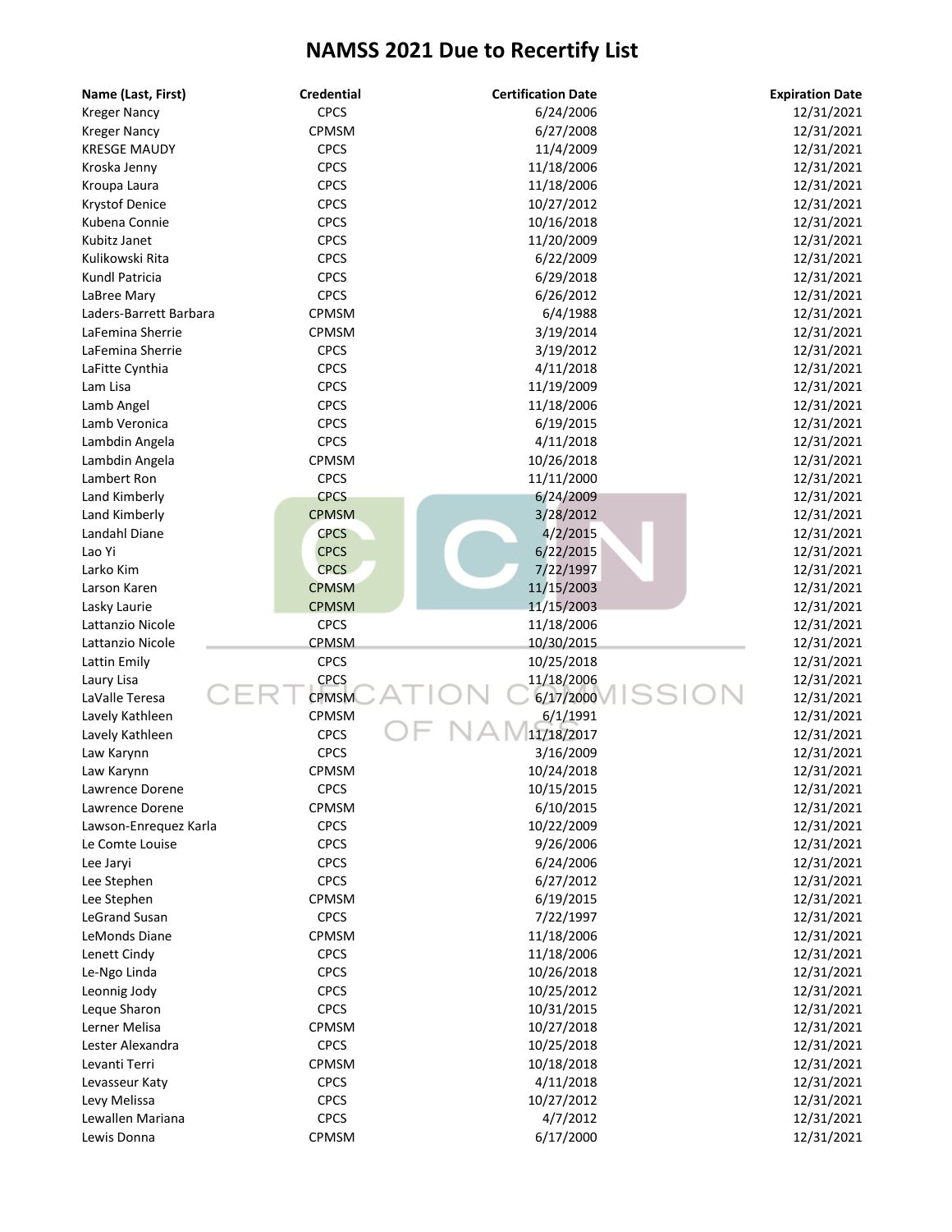# NAMSS 2021 Due to Recertify List

| Name (Last, First) | Credential | Certification Date | Expiration Date |
|---|---|---|---|
| Kreger Nancy | CPCS | 6/24/2006 | 12/31/2021 |
| Kreger Nancy | CPMSM | 6/27/2008 | 12/31/2021 |
| KRESGE MAUDY | CPCS | 11/4/2009 | 12/31/2021 |
| Kroska Jenny | CPCS | 11/18/2006 | 12/31/2021 |
| Kroupa Laura | CPCS | 11/18/2006 | 12/31/2021 |
| Krystof Denice | CPCS | 10/27/2012 | 12/31/2021 |
| Kubena Connie | CPCS | 10/16/2018 | 12/31/2021 |
| Kubitz Janet | CPCS | 11/20/2009 | 12/31/2021 |
| Kulikowski Rita | CPCS | 6/22/2009 | 12/31/2021 |
| Kundl Patricia | CPCS | 6/29/2018 | 12/31/2021 |
| LaBree Mary | CPCS | 6/26/2012 | 12/31/2021 |
| Laders-Barrett Barbara | CPMSM | 6/4/1988 | 12/31/2021 |
| LaFemina Sherrie | CPMSM | 3/19/2014 | 12/31/2021 |
| LaFemina Sherrie | CPCS | 3/19/2012 | 12/31/2021 |
| LaFitte Cynthia | CPCS | 4/11/2018 | 12/31/2021 |
| Lam Lisa | CPCS | 11/19/2009 | 12/31/2021 |
| Lamb Angel | CPCS | 11/18/2006 | 12/31/2021 |
| Lamb Veronica | CPCS | 6/19/2015 | 12/31/2021 |
| Lambdin Angela | CPCS | 4/11/2018 | 12/31/2021 |
| Lambdin Angela | CPMSM | 10/26/2018 | 12/31/2021 |
| Lambert Ron | CPCS | 11/11/2000 | 12/31/2021 |
| Land Kimberly | CPCS | 6/24/2009 | 12/31/2021 |
| Land Kimberly | CPMSM | 3/28/2012 | 12/31/2021 |
| Landahl Diane | CPCS | 4/2/2015 | 12/31/2021 |
| Lao Yi | CPCS | 6/22/2015 | 12/31/2021 |
| Larko Kim | CPCS | 7/22/1997 | 12/31/2021 |
| Larson Karen | CPMSM | 11/15/2003 | 12/31/2021 |
| Lasky Laurie | CPMSM | 11/15/2003 | 12/31/2021 |
| Lattanzio Nicole | CPCS | 11/18/2006 | 12/31/2021 |
| Lattanzio Nicole | CPMSM | 10/30/2015 | 12/31/2021 |
| Lattin Emily | CPCS | 10/25/2018 | 12/31/2021 |
| Laury Lisa | CPCS | 11/18/2006 | 12/31/2021 |
| LaValle Teresa | CPMSM | 6/17/2000 | 12/31/2021 |
| Lavely Kathleen | CPMSM | 6/1/1991 | 12/31/2021 |
| Lavely Kathleen | CPCS | 11/18/2017 | 12/31/2021 |
| Law Karynn | CPCS | 3/16/2009 | 12/31/2021 |
| Law Karynn | CPMSM | 10/24/2018 | 12/31/2021 |
| Lawrence Dorene | CPCS | 10/15/2015 | 12/31/2021 |
| Lawrence Dorene | CPMSM | 6/10/2015 | 12/31/2021 |
| Lawson-Enrequez Karla | CPCS | 10/22/2009 | 12/31/2021 |
| Le Comte Louise | CPCS | 9/26/2006 | 12/31/2021 |
| Lee Jaryi | CPCS | 6/24/2006 | 12/31/2021 |
| Lee Stephen | CPCS | 6/27/2012 | 12/31/2021 |
| Lee Stephen | CPMSM | 6/19/2015 | 12/31/2021 |
| LeGrand Susan | CPCS | 7/22/1997 | 12/31/2021 |
| LeMonds Diane | CPMSM | 11/18/2006 | 12/31/2021 |
| Lenett Cindy | CPCS | 11/18/2006 | 12/31/2021 |
| Le-Ngo Linda | CPCS | 10/26/2018 | 12/31/2021 |
| Leonnig Jody | CPCS | 10/25/2012 | 12/31/2021 |
| Leque Sharon | CPCS | 10/31/2015 | 12/31/2021 |
| Lerner Melisa | CPMSM | 10/27/2018 | 12/31/2021 |
| Lester Alexandra | CPCS | 10/25/2018 | 12/31/2021 |
| Levanti Terri | CPMSM | 10/18/2018 | 12/31/2021 |
| Levasseur Katy | CPCS | 4/11/2018 | 12/31/2021 |
| Levy Melissa | CPCS | 10/27/2012 | 12/31/2021 |
| Lewallen Mariana | CPCS | 4/7/2012 | 12/31/2021 |
| Lewis Donna | CPMSM | 6/17/2000 | 12/31/2021 |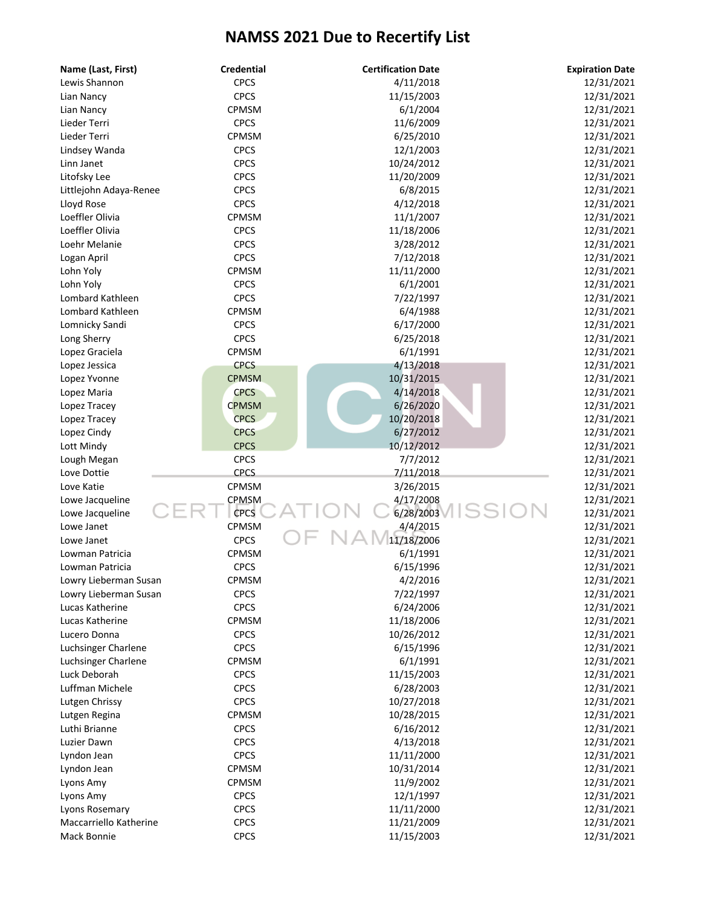# NAMSS 2021 Due to Recertify List

| Name (Last, First) | Credential | Certification Date | Expiration Date |
|---|---|---|---|
| Lewis Shannon | CPCS | 4/11/2018 | 12/31/2021 |
| Lian Nancy | CPCS | 11/15/2003 | 12/31/2021 |
| Lian Nancy | CPMSM | 6/1/2004 | 12/31/2021 |
| Lieder Terri | CPCS | 11/6/2009 | 12/31/2021 |
| Lieder Terri | CPMSM | 6/25/2010 | 12/31/2021 |
| Lindsey Wanda | CPCS | 12/1/2003 | 12/31/2021 |
| Linn Janet | CPCS | 10/24/2012 | 12/31/2021 |
| Litofsky Lee | CPCS | 11/20/2009 | 12/31/2021 |
| Littlejohn Adaya-Renee | CPCS | 6/8/2015 | 12/31/2021 |
| Lloyd Rose | CPCS | 4/12/2018 | 12/31/2021 |
| Loeffler Olivia | CPMSM | 11/1/2007 | 12/31/2021 |
| Loeffler Olivia | CPCS | 11/18/2006 | 12/31/2021 |
| Loehr Melanie | CPCS | 3/28/2012 | 12/31/2021 |
| Logan April | CPCS | 7/12/2018 | 12/31/2021 |
| Lohn Yoly | CPMSM | 11/11/2000 | 12/31/2021 |
| Lohn Yoly | CPCS | 6/1/2001 | 12/31/2021 |
| Lombard Kathleen | CPCS | 7/22/1997 | 12/31/2021 |
| Lombard Kathleen | CPMSM | 6/4/1988 | 12/31/2021 |
| Lomnicky Sandi | CPCS | 6/17/2000 | 12/31/2021 |
| Long Sherry | CPCS | 6/25/2018 | 12/31/2021 |
| Lopez Graciela | CPMSM | 6/1/1991 | 12/31/2021 |
| Lopez Jessica | CPCS | 4/13/2018 | 12/31/2021 |
| Lopez Yvonne | CPMSM | 10/31/2015 | 12/31/2021 |
| Lopez Maria | CPCS | 4/14/2018 | 12/31/2021 |
| Lopez Tracey | CPMSM | 6/26/2020 | 12/31/2021 |
| Lopez Tracey | CPCS | 10/20/2018 | 12/31/2021 |
| Lopez Cindy | CPCS | 6/27/2012 | 12/31/2021 |
| Lott Mindy | CPCS | 10/12/2012 | 12/31/2021 |
| Lough Megan | CPCS | 7/7/2012 | 12/31/2021 |
| Love Dottie | CPCS | 7/11/2018 | 12/31/2021 |
| Love Katie | CPMSM | 3/26/2015 | 12/31/2021 |
| Lowe Jacqueline | CPMSM | 4/17/2008 | 12/31/2021 |
| Lowe Jacqueline | CPCS | 6/28/2003 | 12/31/2021 |
| Lowe Janet | CPMSM | 4/4/2015 | 12/31/2021 |
| Lowe Janet | CPCS | 11/18/2006 | 12/31/2021 |
| Lowman Patricia | CPMSM | 6/1/1991 | 12/31/2021 |
| Lowman Patricia | CPCS | 6/15/1996 | 12/31/2021 |
| Lowry Lieberman Susan | CPMSM | 4/2/2016 | 12/31/2021 |
| Lowry Lieberman Susan | CPCS | 7/22/1997 | 12/31/2021 |
| Lucas Katherine | CPCS | 6/24/2006 | 12/31/2021 |
| Lucas Katherine | CPMSM | 11/18/2006 | 12/31/2021 |
| Lucero Donna | CPCS | 10/26/2012 | 12/31/2021 |
| Luchsinger Charlene | CPCS | 6/15/1996 | 12/31/2021 |
| Luchsinger Charlene | CPMSM | 6/1/1991 | 12/31/2021 |
| Luck Deborah | CPCS | 11/15/2003 | 12/31/2021 |
| Luffman Michele | CPCS | 6/28/2003 | 12/31/2021 |
| Lutgen Chrissy | CPCS | 10/27/2018 | 12/31/2021 |
| Lutgen Regina | CPMSM | 10/28/2015 | 12/31/2021 |
| Luthi Brianne | CPCS | 6/16/2012 | 12/31/2021 |
| Luzier Dawn | CPCS | 4/13/2018 | 12/31/2021 |
| Lyndon Jean | CPCS | 11/11/2000 | 12/31/2021 |
| Lyndon Jean | CPMSM | 10/31/2014 | 12/31/2021 |
| Lyons Amy | CPMSM | 11/9/2002 | 12/31/2021 |
| Lyons Amy | CPCS | 12/1/1997 | 12/31/2021 |
| Lyons Rosemary | CPCS | 11/11/2000 | 12/31/2021 |
| Maccarriello Katherine | CPCS | 11/21/2009 | 12/31/2021 |
| Mack Bonnie | CPCS | 11/15/2003 | 12/31/2021 |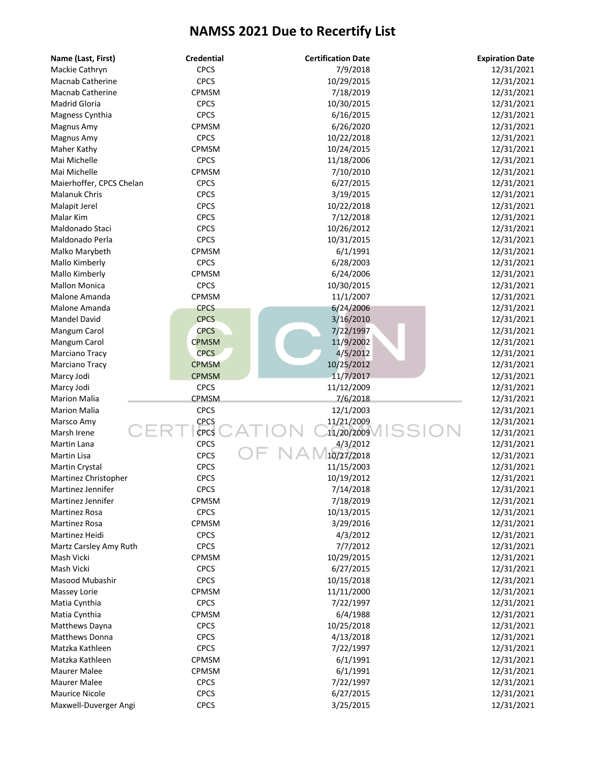# NAMSS 2021 Due to Recertify List

| Name (Last, First) | Credential | Certification Date | Expiration Date |
|---|---|---|---|
| Mackie Cathryn | CPCS | 7/9/2018 | 12/31/2021 |
| Macnab Catherine | CPCS | 10/29/2015 | 12/31/2021 |
| Macnab Catherine | CPMSM | 7/18/2019 | 12/31/2021 |
| Madrid Gloria | CPCS | 10/30/2015 | 12/31/2021 |
| Magness Cynthia | CPCS | 6/16/2015 | 12/31/2021 |
| Magnus Amy | CPMSM | 6/26/2020 | 12/31/2021 |
| Magnus Amy | CPCS | 10/22/2018 | 12/31/2021 |
| Maher Kathy | CPMSM | 10/24/2015 | 12/31/2021 |
| Mai Michelle | CPCS | 11/18/2006 | 12/31/2021 |
| Mai Michelle | CPMSM | 7/10/2010 | 12/31/2021 |
| Maierhoffer, CPCS Chelan | CPCS | 6/27/2015 | 12/31/2021 |
| Malanuk Chris | CPCS | 3/19/2015 | 12/31/2021 |
| Malapit Jerel | CPCS | 10/22/2018 | 12/31/2021 |
| Malar Kim | CPCS | 7/12/2018 | 12/31/2021 |
| Maldonado Staci | CPCS | 10/26/2012 | 12/31/2021 |
| Maldonado Perla | CPCS | 10/31/2015 | 12/31/2021 |
| Malko Marybeth | CPMSM | 6/1/1991 | 12/31/2021 |
| Mallo Kimberly | CPCS | 6/28/2003 | 12/31/2021 |
| Mallo Kimberly | CPMSM | 6/24/2006 | 12/31/2021 |
| Mallon Monica | CPCS | 10/30/2015 | 12/31/2021 |
| Malone Amanda | CPMSM | 11/1/2007 | 12/31/2021 |
| Malone Amanda | CPCS | 6/24/2006 | 12/31/2021 |
| Mandel David | CPCS | 3/16/2010 | 12/31/2021 |
| Mangum Carol | CPCS | 7/22/1997 | 12/31/2021 |
| Mangum Carol | CPMSM | 11/9/2002 | 12/31/2021 |
| Marciano Tracy | CPCS | 4/5/2012 | 12/31/2021 |
| Marciano Tracy | CPMSM | 10/25/2012 | 12/31/2021 |
| Marcy Jodi | CPMSM | 11/7/2017 | 12/31/2021 |
| Marcy Jodi | CPCS | 11/12/2009 | 12/31/2021 |
| Marion Malia | CPMSM | 7/6/2018 | 12/31/2021 |
| Marion Malia | CPCS | 12/1/2003 | 12/31/2021 |
| Marsco Amy | CPCS | 11/21/2009 | 12/31/2021 |
| Marsh Irene | CPCS | 11/20/2009 | 12/31/2021 |
| Martin Lana | CPCS | 4/3/2012 | 12/31/2021 |
| Martin Lisa | CPCS | 10/27/2018 | 12/31/2021 |
| Martin Crystal | CPCS | 11/15/2003 | 12/31/2021 |
| Martinez Christopher | CPCS | 10/19/2012 | 12/31/2021 |
| Martinez Jennifer | CPCS | 7/14/2018 | 12/31/2021 |
| Martinez Jennifer | CPMSM | 7/18/2019 | 12/31/2021 |
| Martinez Rosa | CPCS | 10/13/2015 | 12/31/2021 |
| Martinez Rosa | CPMSM | 3/29/2016 | 12/31/2021 |
| Martinez Heidi | CPCS | 4/3/2012 | 12/31/2021 |
| Martz Carsley Amy Ruth | CPCS | 7/7/2012 | 12/31/2021 |
| Mash Vicki | CPMSM | 10/29/2015 | 12/31/2021 |
| Mash Vicki | CPCS | 6/27/2015 | 12/31/2021 |
| Masood Mubashir | CPCS | 10/15/2018 | 12/31/2021 |
| Massey Lorie | CPMSM | 11/11/2000 | 12/31/2021 |
| Matia Cynthia | CPCS | 7/22/1997 | 12/31/2021 |
| Matia Cynthia | CPMSM | 6/4/1988 | 12/31/2021 |
| Matthews Dayna | CPCS | 10/25/2018 | 12/31/2021 |
| Matthews Donna | CPCS | 4/13/2018 | 12/31/2021 |
| Matzka Kathleen | CPCS | 7/22/1997 | 12/31/2021 |
| Matzka Kathleen | CPMSM | 6/1/1991 | 12/31/2021 |
| Maurer Malee | CPMSM | 6/1/1991 | 12/31/2021 |
| Maurer Malee | CPCS | 7/22/1997 | 12/31/2021 |
| Maurice Nicole | CPCS | 6/27/2015 | 12/31/2021 |
| Maxwell-Duverger Angi | CPCS | 3/25/2015 | 12/31/2021 |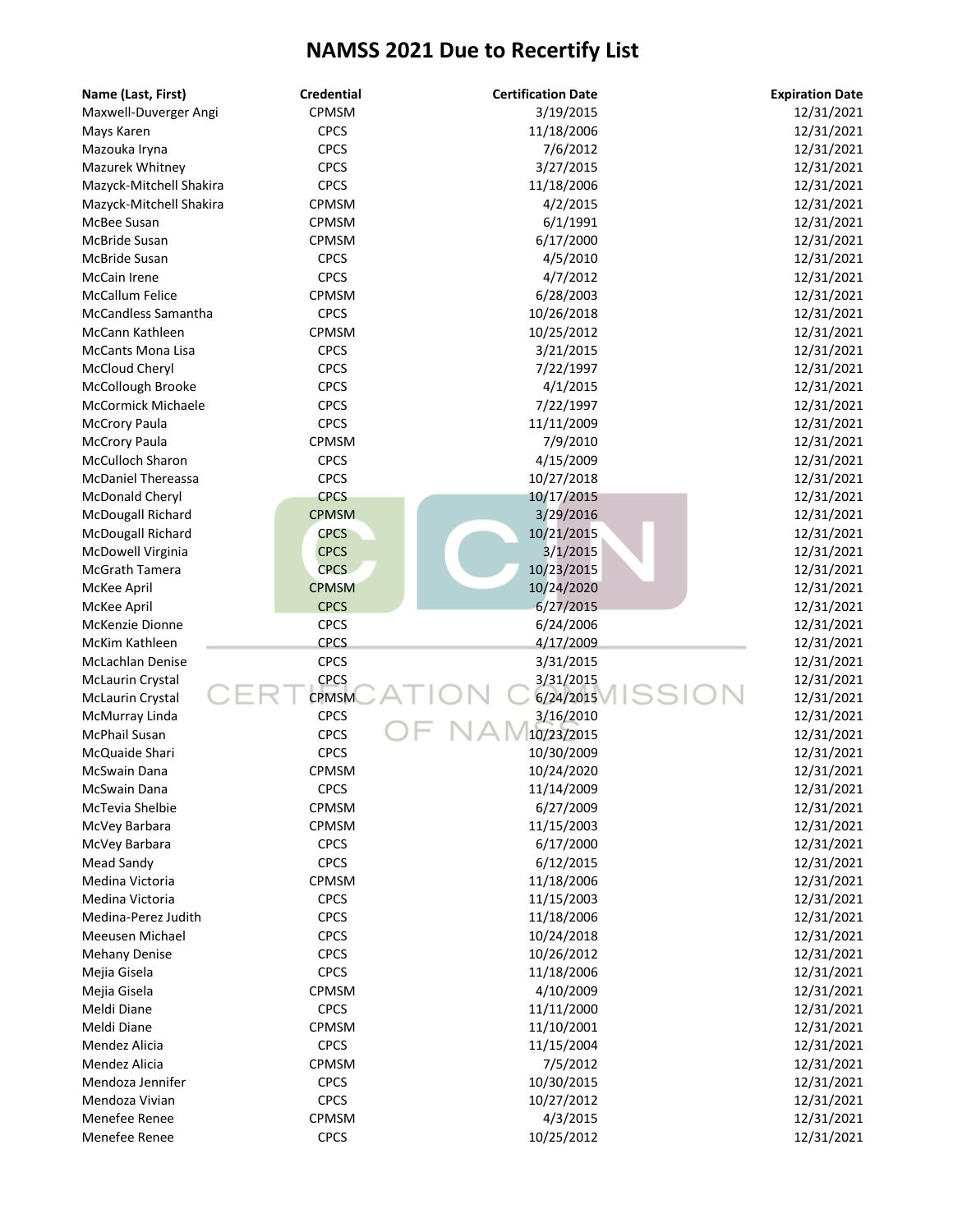# NAMSS 2021 Due to Recertify List

| Name (Last, First) | Credential | Certification Date | Expiration Date |
|---|---|---|---|
| Maxwell-Duverger Angi | CPMSM | 3/19/2015 | 12/31/2021 |
| Mays Karen | CPCS | 11/18/2006 | 12/31/2021 |
| Mazouka Iryna | CPCS | 7/6/2012 | 12/31/2021 |
| Mazurek Whitney | CPCS | 3/27/2015 | 12/31/2021 |
| Mazyck-Mitchell Shakira | CPCS | 11/18/2006 | 12/31/2021 |
| Mazyck-Mitchell Shakira | CPMSM | 4/2/2015 | 12/31/2021 |
| McBee Susan | CPMSM | 6/1/1991 | 12/31/2021 |
| McBride Susan | CPMSM | 6/17/2000 | 12/31/2021 |
| McBride Susan | CPCS | 4/5/2010 | 12/31/2021 |
| McCain Irene | CPCS | 4/7/2012 | 12/31/2021 |
| McCallum Felice | CPMSM | 6/28/2003 | 12/31/2021 |
| McCandless Samantha | CPCS | 10/26/2018 | 12/31/2021 |
| McCann Kathleen | CPMSM | 10/25/2012 | 12/31/2021 |
| McCants Mona Lisa | CPCS | 3/21/2015 | 12/31/2021 |
| McCloud Cheryl | CPCS | 7/22/1997 | 12/31/2021 |
| McCollough Brooke | CPCS | 4/1/2015 | 12/31/2021 |
| McCormick Michaele | CPCS | 7/22/1997 | 12/31/2021 |
| McCrory Paula | CPCS | 11/11/2009 | 12/31/2021 |
| McCrory Paula | CPMSM | 7/9/2010 | 12/31/2021 |
| McCulloch Sharon | CPCS | 4/15/2009 | 12/31/2021 |
| McDaniel Thereassa | CPCS | 10/27/2018 | 12/31/2021 |
| McDonald Cheryl | CPCS | 10/17/2015 | 12/31/2021 |
| McDougall Richard | CPMSM | 3/29/2016 | 12/31/2021 |
| McDougall Richard | CPCS | 10/21/2015 | 12/31/2021 |
| McDowell Virginia | CPCS | 3/1/2015 | 12/31/2021 |
| McGrath Tamera | CPCS | 10/23/2015 | 12/31/2021 |
| McKee April | CPMSM | 10/24/2020 | 12/31/2021 |
| McKee April | CPCS | 6/27/2015 | 12/31/2021 |
| McKenzie Dionne | CPCS | 6/24/2006 | 12/31/2021 |
| McKim Kathleen | CPCS | 4/17/2009 | 12/31/2021 |
| McLachlan Denise | CPCS | 3/31/2015 | 12/31/2021 |
| McLaurin Crystal | CPCS | 3/31/2015 | 12/31/2021 |
| McLaurin Crystal | CPMSM | 6/24/2015 | 12/31/2021 |
| McMurray Linda | CPCS | 3/16/2010 | 12/31/2021 |
| McPhail Susan | CPCS | 10/23/2015 | 12/31/2021 |
| McQuaide Shari | CPCS | 10/30/2009 | 12/31/2021 |
| McSwain Dana | CPMSM | 10/24/2020 | 12/31/2021 |
| McSwain Dana | CPCS | 11/14/2009 | 12/31/2021 |
| McTevia Shelbie | CPMSM | 6/27/2009 | 12/31/2021 |
| McVey Barbara | CPMSM | 11/15/2003 | 12/31/2021 |
| McVey Barbara | CPCS | 6/17/2000 | 12/31/2021 |
| Mead Sandy | CPCS | 6/12/2015 | 12/31/2021 |
| Medina Victoria | CPMSM | 11/18/2006 | 12/31/2021 |
| Medina Victoria | CPCS | 11/15/2003 | 12/31/2021 |
| Medina-Perez Judith | CPCS | 11/18/2006 | 12/31/2021 |
| Meeusen Michael | CPCS | 10/24/2018 | 12/31/2021 |
| Mehany Denise | CPCS | 10/26/2012 | 12/31/2021 |
| Mejia Gisela | CPCS | 11/18/2006 | 12/31/2021 |
| Mejia Gisela | CPMSM | 4/10/2009 | 12/31/2021 |
| Meldi Diane | CPCS | 11/11/2000 | 12/31/2021 |
| Meldi Diane | CPMSM | 11/10/2001 | 12/31/2021 |
| Mendez Alicia | CPCS | 11/15/2004 | 12/31/2021 |
| Mendez Alicia | CPMSM | 7/5/2012 | 12/31/2021 |
| Mendoza Jennifer | CPCS | 10/30/2015 | 12/31/2021 |
| Mendoza Vivian | CPCS | 10/27/2012 | 12/31/2021 |
| Menefee Renee | CPMSM | 4/3/2015 | 12/31/2021 |
| Menefee Renee | CPCS | 10/25/2012 | 12/31/2021 |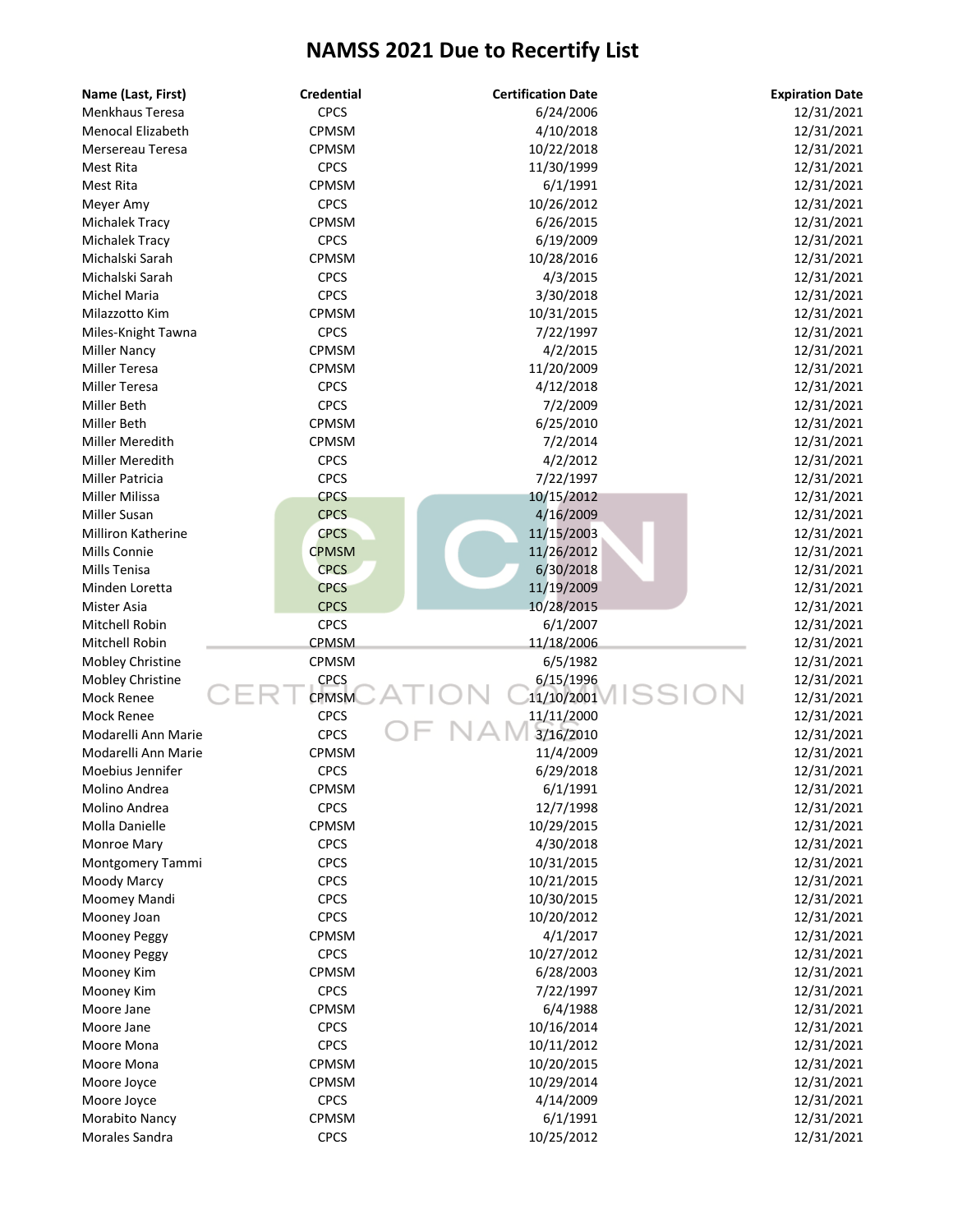# NAMSS 2021 Due to Recertify List

| Name (Last, First) | Credential | Certification Date | Expiration Date |
|---|---|---|---|
| Menkhaus Teresa | CPCS | 6/24/2006 | 12/31/2021 |
| Menocal Elizabeth | CPMSM | 4/10/2018 | 12/31/2021 |
| Mersereau Teresa | CPMSM | 10/22/2018 | 12/31/2021 |
| Mest Rita | CPCS | 11/30/1999 | 12/31/2021 |
| Mest Rita | CPMSM | 6/1/1991 | 12/31/2021 |
| Meyer Amy | CPCS | 10/26/2012 | 12/31/2021 |
| Michalek Tracy | CPMSM | 6/26/2015 | 12/31/2021 |
| Michalek Tracy | CPCS | 6/19/2009 | 12/31/2021 |
| Michalski Sarah | CPMSM | 10/28/2016 | 12/31/2021 |
| Michalski Sarah | CPCS | 4/3/2015 | 12/31/2021 |
| Michel Maria | CPCS | 3/30/2018 | 12/31/2021 |
| Milazzotto Kim | CPMSM | 10/31/2015 | 12/31/2021 |
| Miles-Knight Tawna | CPCS | 7/22/1997 | 12/31/2021 |
| Miller Nancy | CPMSM | 4/2/2015 | 12/31/2021 |
| Miller Teresa | CPMSM | 11/20/2009 | 12/31/2021 |
| Miller Teresa | CPCS | 4/12/2018 | 12/31/2021 |
| Miller Beth | CPCS | 7/2/2009 | 12/31/2021 |
| Miller Beth | CPMSM | 6/25/2010 | 12/31/2021 |
| Miller Meredith | CPMSM | 7/2/2014 | 12/31/2021 |
| Miller Meredith | CPCS | 4/2/2012 | 12/31/2021 |
| Miller Patricia | CPCS | 7/22/1997 | 12/31/2021 |
| Miller Milissa | CPCS | 10/15/2012 | 12/31/2021 |
| Miller Susan | CPCS | 4/16/2009 | 12/31/2021 |
| Milliron Katherine | CPCS | 11/15/2003 | 12/31/2021 |
| Mills Connie | CPMSM | 11/26/2012 | 12/31/2021 |
| Mills Tenisa | CPCS | 6/30/2018 | 12/31/2021 |
| Minden Loretta | CPCS | 11/19/2009 | 12/31/2021 |
| Mister Asia | CPCS | 10/28/2015 | 12/31/2021 |
| Mitchell Robin | CPCS | 6/1/2007 | 12/31/2021 |
| Mitchell Robin | CPMSM | 11/18/2006 | 12/31/2021 |
| Mobley Christine | CPMSM | 6/5/1982 | 12/31/2021 |
| Mobley Christine | CPCS | 6/15/1996 | 12/31/2021 |
| Mock Renee | CPMSM | 11/10/2001 | 12/31/2021 |
| Mock Renee | CPCS | 11/11/2000 | 12/31/2021 |
| Modarelli Ann Marie | CPCS | 3/16/2010 | 12/31/2021 |
| Modarelli Ann Marie | CPMSM | 11/4/2009 | 12/31/2021 |
| Moebius Jennifer | CPCS | 6/29/2018 | 12/31/2021 |
| Molino Andrea | CPMSM | 6/1/1991 | 12/31/2021 |
| Molino Andrea | CPCS | 12/7/1998 | 12/31/2021 |
| Molla Danielle | CPMSM | 10/29/2015 | 12/31/2021 |
| Monroe Mary | CPCS | 4/30/2018 | 12/31/2021 |
| Montgomery Tammi | CPCS | 10/31/2015 | 12/31/2021 |
| Moody Marcy | CPCS | 10/21/2015 | 12/31/2021 |
| Moomey Mandi | CPCS | 10/30/2015 | 12/31/2021 |
| Mooney Joan | CPCS | 10/20/2012 | 12/31/2021 |
| Mooney Peggy | CPMSM | 4/1/2017 | 12/31/2021 |
| Mooney Peggy | CPCS | 10/27/2012 | 12/31/2021 |
| Mooney Kim | CPMSM | 6/28/2003 | 12/31/2021 |
| Mooney Kim | CPCS | 7/22/1997 | 12/31/2021 |
| Moore Jane | CPMSM | 6/4/1988 | 12/31/2021 |
| Moore Jane | CPCS | 10/16/2014 | 12/31/2021 |
| Moore Mona | CPCS | 10/11/2012 | 12/31/2021 |
| Moore Mona | CPMSM | 10/20/2015 | 12/31/2021 |
| Moore Joyce | CPMSM | 10/29/2014 | 12/31/2021 |
| Moore Joyce | CPCS | 4/14/2009 | 12/31/2021 |
| Morabito Nancy | CPMSM | 6/1/1991 | 12/31/2021 |
| Morales Sandra | CPCS | 10/25/2012 | 12/31/2021 |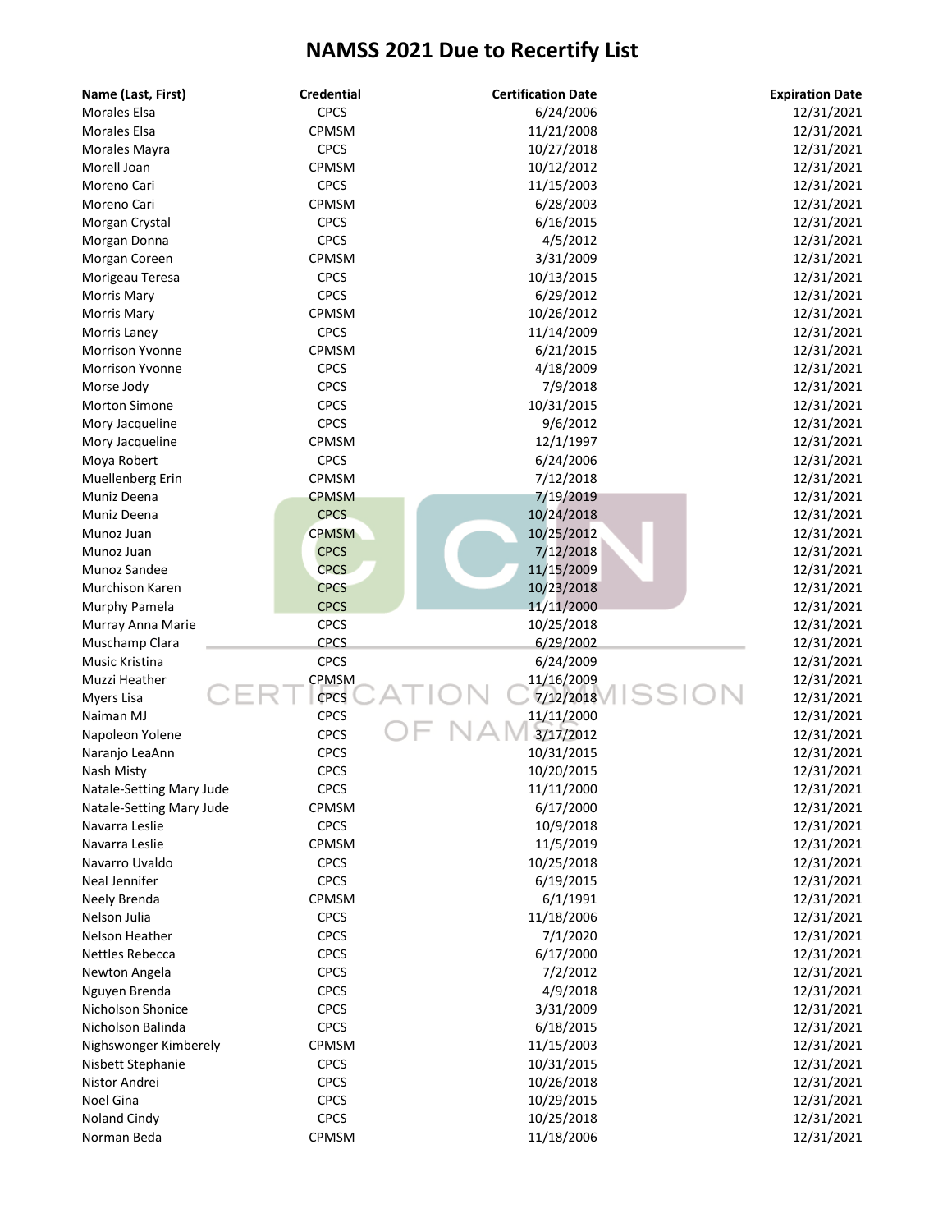# NAMSS 2021 Due to Recertify List

| Name (Last, First) | Credential | Certification Date | Expiration Date |
|---|---|---|---|
| Morales Elsa | CPCS | 6/24/2006 | 12/31/2021 |
| Morales Elsa | CPMSM | 11/21/2008 | 12/31/2021 |
| Morales Mayra | CPCS | 10/27/2018 | 12/31/2021 |
| Morell Joan | CPMSM | 10/12/2012 | 12/31/2021 |
| Moreno Cari | CPCS | 11/15/2003 | 12/31/2021 |
| Moreno Cari | CPMSM | 6/28/2003 | 12/31/2021 |
| Morgan Crystal | CPCS | 6/16/2015 | 12/31/2021 |
| Morgan Donna | CPCS | 4/5/2012 | 12/31/2021 |
| Morgan Coreen | CPMSM | 3/31/2009 | 12/31/2021 |
| Morigeau Teresa | CPCS | 10/13/2015 | 12/31/2021 |
| Morris Mary | CPCS | 6/29/2012 | 12/31/2021 |
| Morris Mary | CPMSM | 10/26/2012 | 12/31/2021 |
| Morris Laney | CPCS | 11/14/2009 | 12/31/2021 |
| Morrison Yvonne | CPMSM | 6/21/2015 | 12/31/2021 |
| Morrison Yvonne | CPCS | 4/18/2009 | 12/31/2021 |
| Morse Jody | CPCS | 7/9/2018 | 12/31/2021 |
| Morton Simone | CPCS | 10/31/2015 | 12/31/2021 |
| Mory Jacqueline | CPCS | 9/6/2012 | 12/31/2021 |
| Mory Jacqueline | CPMSM | 12/1/1997 | 12/31/2021 |
| Moya Robert | CPCS | 6/24/2006 | 12/31/2021 |
| Muellenberg Erin | CPMSM | 7/12/2018 | 12/31/2021 |
| Muniz Deena | CPMSM | 7/19/2019 | 12/31/2021 |
| Muniz Deena | CPCS | 10/24/2018 | 12/31/2021 |
| Munoz Juan | CPMSM | 10/25/2012 | 12/31/2021 |
| Munoz Juan | CPCS | 7/12/2018 | 12/31/2021 |
| Munoz Sandee | CPCS | 11/15/2009 | 12/31/2021 |
| Murchison Karen | CPCS | 10/23/2018 | 12/31/2021 |
| Murphy Pamela | CPCS | 11/11/2000 | 12/31/2021 |
| Murray Anna Marie | CPCS | 10/25/2018 | 12/31/2021 |
| Muschamp Clara | CPCS | 6/29/2002 | 12/31/2021 |
| Music Kristina | CPCS | 6/24/2009 | 12/31/2021 |
| Muzzi Heather | CPMSM | 11/16/2009 | 12/31/2021 |
| Myers Lisa | CPCS | 7/12/2018 | 12/31/2021 |
| Naiman MJ | CPCS | 11/11/2000 | 12/31/2021 |
| Napoleon Yolene | CPCS | 3/17/2012 | 12/31/2021 |
| Naranjo LeaAnn | CPCS | 10/31/2015 | 12/31/2021 |
| Nash Misty | CPCS | 10/20/2015 | 12/31/2021 |
| Natale-Setting Mary Jude | CPCS | 11/11/2000 | 12/31/2021 |
| Natale-Setting Mary Jude | CPMSM | 6/17/2000 | 12/31/2021 |
| Navarra Leslie | CPCS | 10/9/2018 | 12/31/2021 |
| Navarra Leslie | CPMSM | 11/5/2019 | 12/31/2021 |
| Navarro Uvaldo | CPCS | 10/25/2018 | 12/31/2021 |
| Neal Jennifer | CPCS | 6/19/2015 | 12/31/2021 |
| Neely Brenda | CPMSM | 6/1/1991 | 12/31/2021 |
| Nelson Julia | CPCS | 11/18/2006 | 12/31/2021 |
| Nelson Heather | CPCS | 7/1/2020 | 12/31/2021 |
| Nettles Rebecca | CPCS | 6/17/2000 | 12/31/2021 |
| Newton Angela | CPCS | 7/2/2012 | 12/31/2021 |
| Nguyen Brenda | CPCS | 4/9/2018 | 12/31/2021 |
| Nicholson Shonice | CPCS | 3/31/2009 | 12/31/2021 |
| Nicholson Balinda | CPCS | 6/18/2015 | 12/31/2021 |
| Nighswonger Kimberely | CPMSM | 11/15/2003 | 12/31/2021 |
| Nisbett Stephanie | CPCS | 10/31/2015 | 12/31/2021 |
| Nistor Andrei | CPCS | 10/26/2018 | 12/31/2021 |
| Noel Gina | CPCS | 10/29/2015 | 12/31/2021 |
| Noland Cindy | CPCS | 10/25/2018 | 12/31/2021 |
| Norman Beda | CPMSM | 11/18/2006 | 12/31/2021 |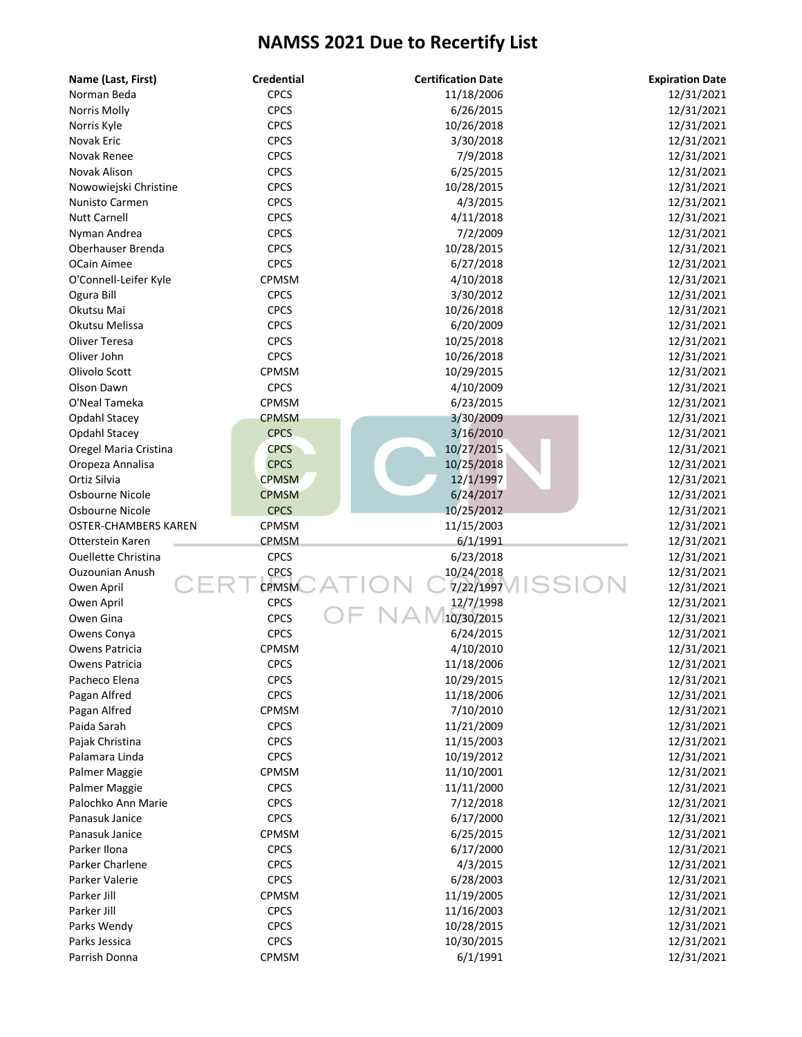# NAMSS 2021 Due to Recertify List

| Name (Last, First) | Credential | Certification Date | Expiration Date |
|---|---|---|---|
| Norman Beda | CPCS | 11/18/2006 | 12/31/2021 |
| Norris Molly | CPCS | 6/26/2015 | 12/31/2021 |
| Norris Kyle | CPCS | 10/26/2018 | 12/31/2021 |
| Novak Eric | CPCS | 3/30/2018 | 12/31/2021 |
| Novak Renee | CPCS | 7/9/2018 | 12/31/2021 |
| Novak Alison | CPCS | 6/25/2015 | 12/31/2021 |
| Nowowiejski Christine | CPCS | 10/28/2015 | 12/31/2021 |
| Nunisto Carmen | CPCS | 4/3/2015 | 12/31/2021 |
| Nutt Carnell | CPCS | 4/11/2018 | 12/31/2021 |
| Nyman Andrea | CPCS | 7/2/2009 | 12/31/2021 |
| Oberhauser Brenda | CPCS | 10/28/2015 | 12/31/2021 |
| OCain Aimee | CPCS | 6/27/2018 | 12/31/2021 |
| O'Connell-Leifer Kyle | CPMSM | 4/10/2018 | 12/31/2021 |
| Ogura Bill | CPCS | 3/30/2012 | 12/31/2021 |
| Okutsu Mai | CPCS | 10/26/2018 | 12/31/2021 |
| Okutsu Melissa | CPCS | 6/20/2009 | 12/31/2021 |
| Oliver Teresa | CPCS | 10/25/2018 | 12/31/2021 |
| Oliver John | CPCS | 10/26/2018 | 12/31/2021 |
| Olivolo Scott | CPMSM | 10/29/2015 | 12/31/2021 |
| Olson Dawn | CPCS | 4/10/2009 | 12/31/2021 |
| O'Neal Tameka | CPMSM | 6/23/2015 | 12/31/2021 |
| Opdahl Stacey | CPMSM | 3/30/2009 | 12/31/2021 |
| Opdahl Stacey | CPCS | 3/16/2010 | 12/31/2021 |
| Oregel Maria Cristina | CPCS | 10/27/2015 | 12/31/2021 |
| Oropeza Annalisa | CPCS | 10/25/2018 | 12/31/2021 |
| Ortiz Silvia | CPMSM | 12/1/1997 | 12/31/2021 |
| Osbourne Nicole | CPMSM | 6/24/2017 | 12/31/2021 |
| Osbourne Nicole | CPCS | 10/25/2012 | 12/31/2021 |
| OSTER-CHAMBERS KAREN | CPMSM | 11/15/2003 | 12/31/2021 |
| Otterstein Karen | CPMSM | 6/1/1991 | 12/31/2021 |
| Ouellette Christina | CPCS | 6/23/2018 | 12/31/2021 |
| Ouzounian Anush | CPCS | 10/24/2018 | 12/31/2021 |
| Owen April | CPMSM | 7/22/1997 | 12/31/2021 |
| Owen April | CPCS | 12/7/1998 | 12/31/2021 |
| Owen Gina | CPCS | 10/30/2015 | 12/31/2021 |
| Owens Conya | CPCS | 6/24/2015 | 12/31/2021 |
| Owens Patricia | CPMSM | 4/10/2010 | 12/31/2021 |
| Owens Patricia | CPCS | 11/18/2006 | 12/31/2021 |
| Pacheco Elena | CPCS | 10/29/2015 | 12/31/2021 |
| Pagan Alfred | CPCS | 11/18/2006 | 12/31/2021 |
| Pagan Alfred | CPMSM | 7/10/2010 | 12/31/2021 |
| Paida Sarah | CPCS | 11/21/2009 | 12/31/2021 |
| Pajak Christina | CPCS | 11/15/2003 | 12/31/2021 |
| Palamara Linda | CPCS | 10/19/2012 | 12/31/2021 |
| Palmer Maggie | CPMSM | 11/10/2001 | 12/31/2021 |
| Palmer Maggie | CPCS | 11/11/2000 | 12/31/2021 |
| Palochko Ann Marie | CPCS | 7/12/2018 | 12/31/2021 |
| Panasuk Janice | CPCS | 6/17/2000 | 12/31/2021 |
| Panasuk Janice | CPMSM | 6/25/2015 | 12/31/2021 |
| Parker Ilona | CPCS | 6/17/2000 | 12/31/2021 |
| Parker Charlene | CPCS | 4/3/2015 | 12/31/2021 |
| Parker Valerie | CPCS | 6/28/2003 | 12/31/2021 |
| Parker Jill | CPMSM | 11/19/2005 | 12/31/2021 |
| Parker Jill | CPCS | 11/16/2003 | 12/31/2021 |
| Parks Wendy | CPCS | 10/28/2015 | 12/31/2021 |
| Parks Jessica | CPCS | 10/30/2015 | 12/31/2021 |
| Parrish Donna | CPMSM | 6/1/1991 | 12/31/2021 |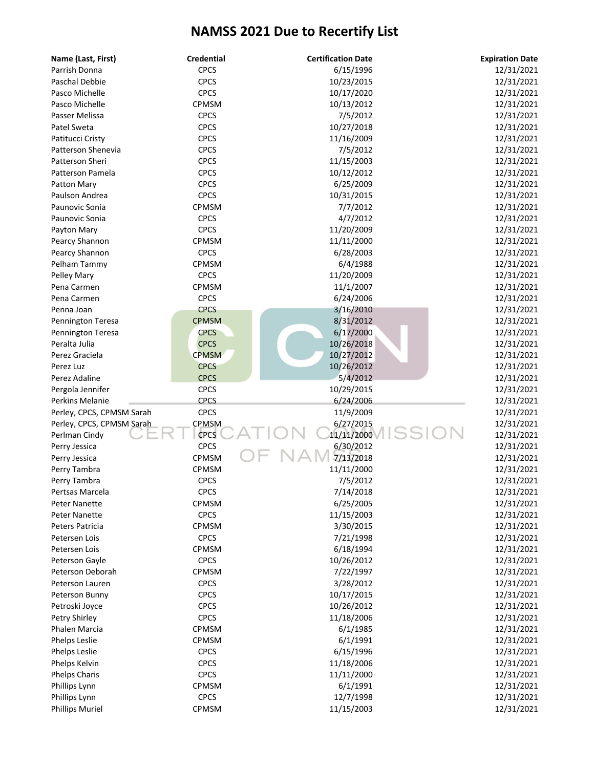# NAMSS 2021 Due to Recertify List

| Name (Last, First) | Credential | Certification Date | Expiration Date |
|---|---|---|---|
| Parrish Donna | CPCS | 6/15/1996 | 12/31/2021 |
| Paschal Debbie | CPCS | 10/23/2015 | 12/31/2021 |
| Pasco Michelle | CPCS | 10/17/2020 | 12/31/2021 |
| Pasco Michelle | CPMSM | 10/13/2012 | 12/31/2021 |
| Passer Melissa | CPCS | 7/5/2012 | 12/31/2021 |
| Patel Sweta | CPCS | 10/27/2018 | 12/31/2021 |
| Patitucci Cristy | CPCS | 11/16/2009 | 12/31/2021 |
| Patterson Shenevia | CPCS | 7/5/2012 | 12/31/2021 |
| Patterson Sheri | CPCS | 11/15/2003 | 12/31/2021 |
| Patterson Pamela | CPCS | 10/12/2012 | 12/31/2021 |
| Patton Mary | CPCS | 6/25/2009 | 12/31/2021 |
| Paulson Andrea | CPCS | 10/31/2015 | 12/31/2021 |
| Paunovic Sonia | CPMSM | 7/7/2012 | 12/31/2021 |
| Paunovic Sonia | CPCS | 4/7/2012 | 12/31/2021 |
| Payton Mary | CPCS | 11/20/2009 | 12/31/2021 |
| Pearcy Shannon | CPMSM | 11/11/2000 | 12/31/2021 |
| Pearcy Shannon | CPCS | 6/28/2003 | 12/31/2021 |
| Pelham Tammy | CPMSM | 6/4/1988 | 12/31/2021 |
| Pelley Mary | CPCS | 11/20/2009 | 12/31/2021 |
| Pena Carmen | CPMSM | 11/1/2007 | 12/31/2021 |
| Pena Carmen | CPCS | 6/24/2006 | 12/31/2021 |
| Penna Joan | CPCS | 3/16/2010 | 12/31/2021 |
| Pennington Teresa | CPMSM | 8/31/2012 | 12/31/2021 |
| Pennington Teresa | CPCS | 6/17/2000 | 12/31/2021 |
| Peralta Julia | CPCS | 10/26/2018 | 12/31/2021 |
| Perez Graciela | CPMSM | 10/27/2012 | 12/31/2021 |
| Perez Luz | CPCS | 10/26/2012 | 12/31/2021 |
| Perez Adaline | CPCS | 5/4/2012 | 12/31/2021 |
| Pergola Jennifer | CPCS | 10/29/2015 | 12/31/2021 |
| Perkins Melanie | CPCS | 6/24/2006 | 12/31/2021 |
| Perley, CPCS, CPMSM Sarah | CPCS | 11/9/2009 | 12/31/2021 |
| Perley, CPCS, CPMSM Sarah | CPMSM | 6/27/2015 | 12/31/2021 |
| Perlman Cindy | CPCS | 11/11/2000 | 12/31/2021 |
| Perry Jessica | CPCS | 6/30/2012 | 12/31/2021 |
| Perry Jessica | CPMSM | 7/13/2018 | 12/31/2021 |
| Perry Tambra | CPMSM | 11/11/2000 | 12/31/2021 |
| Perry Tambra | CPCS | 7/5/2012 | 12/31/2021 |
| Pertsas Marcela | CPCS | 7/14/2018 | 12/31/2021 |
| Peter Nanette | CPMSM | 6/25/2005 | 12/31/2021 |
| Peter Nanette | CPCS | 11/15/2003 | 12/31/2021 |
| Peters Patricia | CPMSM | 3/30/2015 | 12/31/2021 |
| Petersen Lois | CPCS | 7/21/1998 | 12/31/2021 |
| Petersen Lois | CPMSM | 6/18/1994 | 12/31/2021 |
| Peterson Gayle | CPCS | 10/26/2012 | 12/31/2021 |
| Peterson Deborah | CPMSM | 7/22/1997 | 12/31/2021 |
| Peterson Lauren | CPCS | 3/28/2012 | 12/31/2021 |
| Peterson Bunny | CPCS | 10/17/2015 | 12/31/2021 |
| Petroski Joyce | CPCS | 10/26/2012 | 12/31/2021 |
| Petry Shirley | CPCS | 11/18/2006 | 12/31/2021 |
| Phalen Marcia | CPMSM | 6/1/1985 | 12/31/2021 |
| Phelps Leslie | CPMSM | 6/1/1991 | 12/31/2021 |
| Phelps Leslie | CPCS | 6/15/1996 | 12/31/2021 |
| Phelps Kelvin | CPCS | 11/18/2006 | 12/31/2021 |
| Phelps Charis | CPCS | 11/11/2000 | 12/31/2021 |
| Phillips Lynn | CPMSM | 6/1/1991 | 12/31/2021 |
| Phillips Lynn | CPCS | 12/7/1998 | 12/31/2021 |
| Phillips Muriel | CPMSM | 11/15/2003 | 12/31/2021 |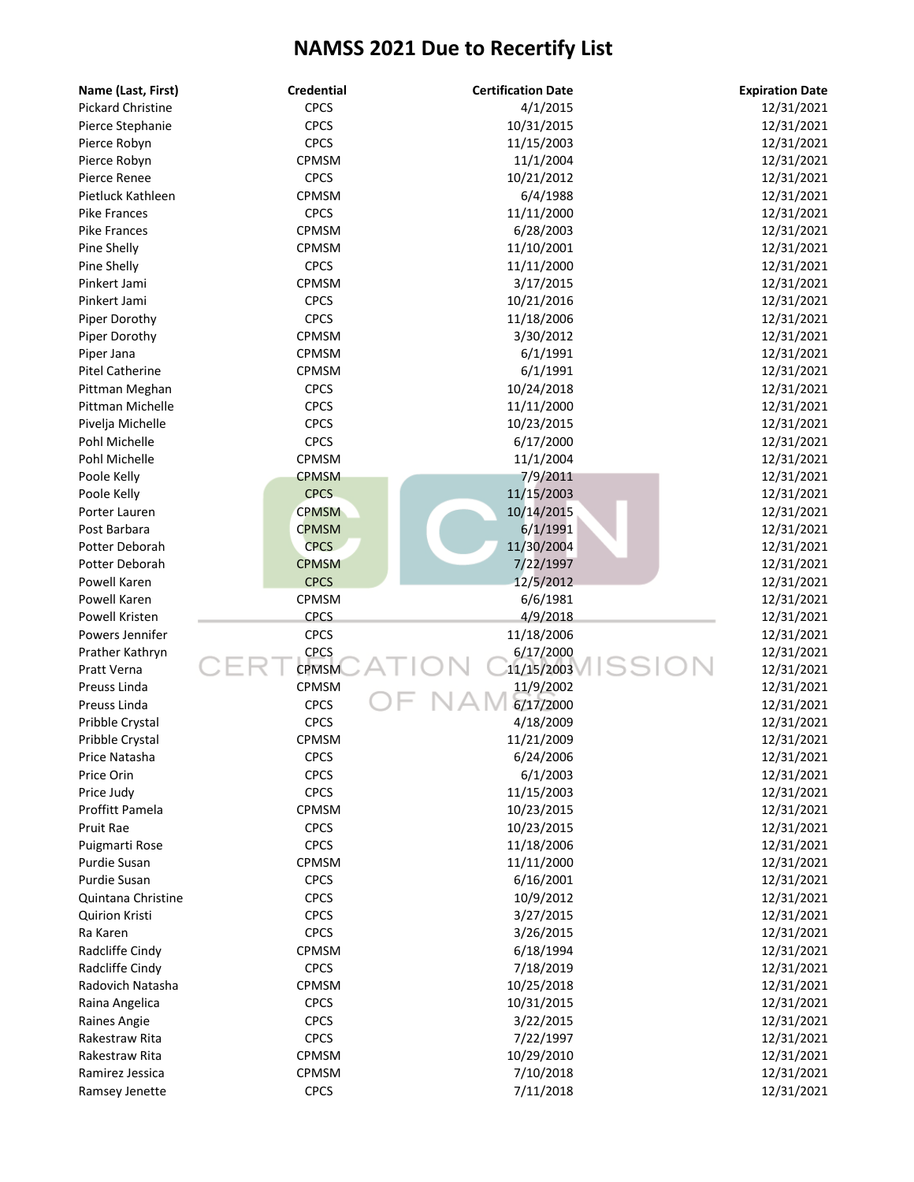# NAMSS 2021 Due to Recertify List

| Name (Last, First) | Credential | Certification Date | Expiration Date |
|---|---|---|---|
| Pickard Christine | CPCS | 4/1/2015 | 12/31/2021 |
| Pierce Stephanie | CPCS | 10/31/2015 | 12/31/2021 |
| Pierce Robyn | CPCS | 11/15/2003 | 12/31/2021 |
| Pierce Robyn | CPMSM | 11/1/2004 | 12/31/2021 |
| Pierce Renee | CPCS | 10/21/2012 | 12/31/2021 |
| Pietluck Kathleen | CPMSM | 6/4/1988 | 12/31/2021 |
| Pike Frances | CPCS | 11/11/2000 | 12/31/2021 |
| Pike Frances | CPMSM | 6/28/2003 | 12/31/2021 |
| Pine Shelly | CPMSM | 11/10/2001 | 12/31/2021 |
| Pine Shelly | CPCS | 11/11/2000 | 12/31/2021 |
| Pinkert Jami | CPMSM | 3/17/2015 | 12/31/2021 |
| Pinkert Jami | CPCS | 10/21/2016 | 12/31/2021 |
| Piper Dorothy | CPCS | 11/18/2006 | 12/31/2021 |
| Piper Dorothy | CPMSM | 3/30/2012 | 12/31/2021 |
| Piper Jana | CPMSM | 6/1/1991 | 12/31/2021 |
| Pitel Catherine | CPMSM | 6/1/1991 | 12/31/2021 |
| Pittman Meghan | CPCS | 10/24/2018 | 12/31/2021 |
| Pittman Michelle | CPCS | 11/11/2000 | 12/31/2021 |
| Pivelja Michelle | CPCS | 10/23/2015 | 12/31/2021 |
| Pohl Michelle | CPCS | 6/17/2000 | 12/31/2021 |
| Pohl Michelle | CPMSM | 11/1/2004 | 12/31/2021 |
| Poole Kelly | CPMSM | 7/9/2011 | 12/31/2021 |
| Poole Kelly | CPCS | 11/15/2003 | 12/31/2021 |
| Porter Lauren | CPMSM | 10/14/2015 | 12/31/2021 |
| Post Barbara | CPMSM | 6/1/1991 | 12/31/2021 |
| Potter Deborah | CPCS | 11/30/2004 | 12/31/2021 |
| Potter Deborah | CPMSM | 7/22/1997 | 12/31/2021 |
| Powell Karen | CPCS | 12/5/2012 | 12/31/2021 |
| Powell Karen | CPMSM | 6/6/1981 | 12/31/2021 |
| Powell Kristen | CPCS | 4/9/2018 | 12/31/2021 |
| Powers Jennifer | CPCS | 11/18/2006 | 12/31/2021 |
| Prather Kathryn | CPCS | 6/17/2000 | 12/31/2021 |
| Pratt Verna | CPMSM | 11/15/2003 | 12/31/2021 |
| Preuss Linda | CPMSM | 11/9/2002 | 12/31/2021 |
| Preuss Linda | CPCS | 6/17/2000 | 12/31/2021 |
| Pribble Crystal | CPCS | 4/18/2009 | 12/31/2021 |
| Pribble Crystal | CPMSM | 11/21/2009 | 12/31/2021 |
| Price Natasha | CPCS | 6/24/2006 | 12/31/2021 |
| Price Orin | CPCS | 6/1/2003 | 12/31/2021 |
| Price Judy | CPCS | 11/15/2003 | 12/31/2021 |
| Proffitt Pamela | CPMSM | 10/23/2015 | 12/31/2021 |
| Pruit Rae | CPCS | 10/23/2015 | 12/31/2021 |
| Puigmarti Rose | CPCS | 11/18/2006 | 12/31/2021 |
| Purdie Susan | CPMSM | 11/11/2000 | 12/31/2021 |
| Purdie Susan | CPCS | 6/16/2001 | 12/31/2021 |
| Quintana Christine | CPCS | 10/9/2012 | 12/31/2021 |
| Quirion Kristi | CPCS | 3/27/2015 | 12/31/2021 |
| Ra Karen | CPCS | 3/26/2015 | 12/31/2021 |
| Radcliffe Cindy | CPMSM | 6/18/1994 | 12/31/2021 |
| Radcliffe Cindy | CPCS | 7/18/2019 | 12/31/2021 |
| Radovich Natasha | CPMSM | 10/25/2018 | 12/31/2021 |
| Raina Angelica | CPCS | 10/31/2015 | 12/31/2021 |
| Raines Angie | CPCS | 3/22/2015 | 12/31/2021 |
| Rakestraw Rita | CPCS | 7/22/1997 | 12/31/2021 |
| Rakestraw Rita | CPMSM | 10/29/2010 | 12/31/2021 |
| Ramirez Jessica | CPMSM | 7/10/2018 | 12/31/2021 |
| Ramsey Jenette | CPCS | 7/11/2018 | 12/31/2021 |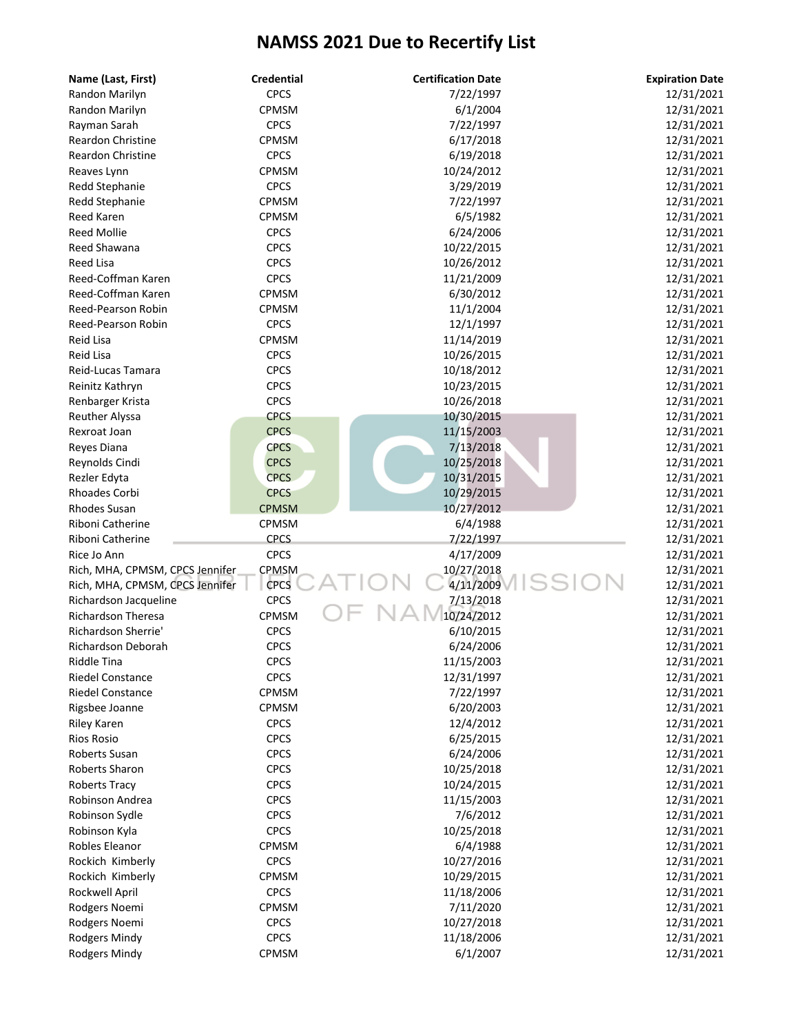# NAMSS 2021 Due to Recertify List

| Name (Last, First) | Credential | Certification Date | Expiration Date |
|---|---|---|---|
| Randon Marilyn | CPCS | 7/22/1997 | 12/31/2021 |
| Randon Marilyn | CPMSM | 6/1/2004 | 12/31/2021 |
| Rayman Sarah | CPCS | 7/22/1997 | 12/31/2021 |
| Reardon Christine | CPMSM | 6/17/2018 | 12/31/2021 |
| Reardon Christine | CPCS | 6/19/2018 | 12/31/2021 |
| Reaves Lynn | CPMSM | 10/24/2012 | 12/31/2021 |
| Redd Stephanie | CPCS | 3/29/2019 | 12/31/2021 |
| Redd Stephanie | CPMSM | 7/22/1997 | 12/31/2021 |
| Reed Karen | CPMSM | 6/5/1982 | 12/31/2021 |
| Reed Mollie | CPCS | 6/24/2006 | 12/31/2021 |
| Reed Shawana | CPCS | 10/22/2015 | 12/31/2021 |
| Reed Lisa | CPCS | 10/26/2012 | 12/31/2021 |
| Reed-Coffman Karen | CPCS | 11/21/2009 | 12/31/2021 |
| Reed-Coffman Karen | CPMSM | 6/30/2012 | 12/31/2021 |
| Reed-Pearson Robin | CPMSM | 11/1/2004 | 12/31/2021 |
| Reed-Pearson Robin | CPCS | 12/1/1997 | 12/31/2021 |
| Reid Lisa | CPMSM | 11/14/2019 | 12/31/2021 |
| Reid Lisa | CPCS | 10/26/2015 | 12/31/2021 |
| Reid-Lucas Tamara | CPCS | 10/18/2012 | 12/31/2021 |
| Reinitz Kathryn | CPCS | 10/23/2015 | 12/31/2021 |
| Renbarger Krista | CPCS | 10/26/2018 | 12/31/2021 |
| Reuther Alyssa | CPCS | 10/30/2015 | 12/31/2021 |
| Rexroat Joan | CPCS | 11/15/2003 | 12/31/2021 |
| Reyes Diana | CPCS | 7/13/2018 | 12/31/2021 |
| Reynolds Cindi | CPCS | 10/25/2018 | 12/31/2021 |
| Rezler Edyta | CPCS | 10/31/2015 | 12/31/2021 |
| Rhoades Corbi | CPCS | 10/29/2015 | 12/31/2021 |
| Rhodes Susan | CPMSM | 10/27/2012 | 12/31/2021 |
| Riboni Catherine | CPMSM | 6/4/1988 | 12/31/2021 |
| Riboni Catherine | CPCS | 7/22/1997 | 12/31/2021 |
| Rice Jo Ann | CPCS | 4/17/2009 | 12/31/2021 |
| Rich, MHA, CPMSM, CPCS Jennifer | CPMSM | 10/27/2018 | 12/31/2021 |
| Rich, MHA, CPMSM, CPCS Jennifer | CPCS | 4/11/2009 | 12/31/2021 |
| Richardson Jacqueline | CPCS | 7/13/2018 | 12/31/2021 |
| Richardson Theresa | CPMSM | 10/24/2012 | 12/31/2021 |
| Richardson Sherrie' | CPCS | 6/10/2015 | 12/31/2021 |
| Richardson Deborah | CPCS | 6/24/2006 | 12/31/2021 |
| Riddle Tina | CPCS | 11/15/2003 | 12/31/2021 |
| Riedel Constance | CPCS | 12/31/1997 | 12/31/2021 |
| Riedel Constance | CPMSM | 7/22/1997 | 12/31/2021 |
| Rigsbee Joanne | CPMSM | 6/20/2003 | 12/31/2021 |
| Riley Karen | CPCS | 12/4/2012 | 12/31/2021 |
| Rios Rosio | CPCS | 6/25/2015 | 12/31/2021 |
| Roberts Susan | CPCS | 6/24/2006 | 12/31/2021 |
| Roberts Sharon | CPCS | 10/25/2018 | 12/31/2021 |
| Roberts Tracy | CPCS | 10/24/2015 | 12/31/2021 |
| Robinson Andrea | CPCS | 11/15/2003 | 12/31/2021 |
| Robinson Sydle | CPCS | 7/6/2012 | 12/31/2021 |
| Robinson Kyla | CPCS | 10/25/2018 | 12/31/2021 |
| Robles Eleanor | CPMSM | 6/4/1988 | 12/31/2021 |
| Rockich Kimberly | CPCS | 10/27/2016 | 12/31/2021 |
| Rockich Kimberly | CPMSM | 10/29/2015 | 12/31/2021 |
| Rockwell April | CPCS | 11/18/2006 | 12/31/2021 |
| Rodgers Noemi | CPMSM | 7/11/2020 | 12/31/2021 |
| Rodgers Noemi | CPCS | 10/27/2018 | 12/31/2021 |
| Rodgers Mindy | CPCS | 11/18/2006 | 12/31/2021 |
| Rodgers Mindy | CPMSM | 6/1/2007 | 12/31/2021 |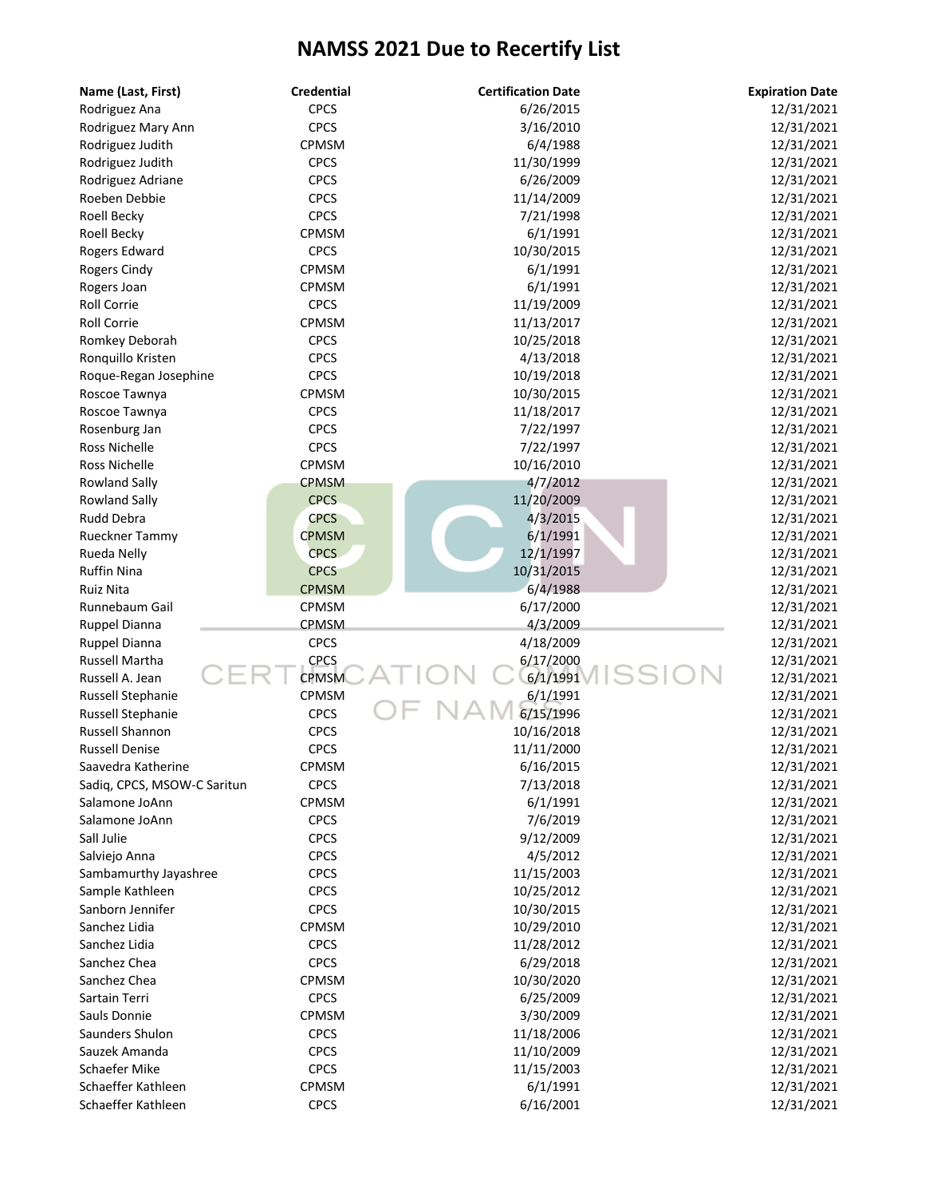# NAMSS 2021 Due to Recertify List

| Name (Last, First) | Credential | Certification Date | Expiration Date |
|---|---|---|---|
| Rodriguez Ana | CPCS | 6/26/2015 | 12/31/2021 |
| Rodriguez Mary Ann | CPCS | 3/16/2010 | 12/31/2021 |
| Rodriguez Judith | CPMSM | 6/4/1988 | 12/31/2021 |
| Rodriguez Judith | CPCS | 11/30/1999 | 12/31/2021 |
| Rodriguez Adriane | CPCS | 6/26/2009 | 12/31/2021 |
| Roeben Debbie | CPCS | 11/14/2009 | 12/31/2021 |
| Roell Becky | CPCS | 7/21/1998 | 12/31/2021 |
| Roell Becky | CPMSM | 6/1/1991 | 12/31/2021 |
| Rogers Edward | CPCS | 10/30/2015 | 12/31/2021 |
| Rogers Cindy | CPMSM | 6/1/1991 | 12/31/2021 |
| Rogers Joan | CPMSM | 6/1/1991 | 12/31/2021 |
| Roll Corrie | CPCS | 11/19/2009 | 12/31/2021 |
| Roll Corrie | CPMSM | 11/13/2017 | 12/31/2021 |
| Romkey Deborah | CPCS | 10/25/2018 | 12/31/2021 |
| Ronquillo Kristen | CPCS | 4/13/2018 | 12/31/2021 |
| Roque-Regan Josephine | CPCS | 10/19/2018 | 12/31/2021 |
| Roscoe Tawnya | CPMSM | 10/30/2015 | 12/31/2021 |
| Roscoe Tawnya | CPCS | 11/18/2017 | 12/31/2021 |
| Rosenburg Jan | CPCS | 7/22/1997 | 12/31/2021 |
| Ross Nichelle | CPCS | 7/22/1997 | 12/31/2021 |
| Ross Nichelle | CPMSM | 10/16/2010 | 12/31/2021 |
| Rowland Sally | CPMSM | 4/7/2012 | 12/31/2021 |
| Rowland Sally | CPCS | 11/20/2009 | 12/31/2021 |
| Rudd Debra | CPCS | 4/3/2015 | 12/31/2021 |
| Rueckner Tammy | CPMSM | 6/1/1991 | 12/31/2021 |
| Rueda Nelly | CPCS | 12/1/1997 | 12/31/2021 |
| Ruffin Nina | CPCS | 10/31/2015 | 12/31/2021 |
| Ruiz Nita | CPMSM | 6/4/1988 | 12/31/2021 |
| Runnebaum Gail | CPMSM | 6/17/2000 | 12/31/2021 |
| Ruppel Dianna | CPMSM | 4/3/2009 | 12/31/2021 |
| Ruppel Dianna | CPCS | 4/18/2009 | 12/31/2021 |
| Russell Martha | CPCS | 6/17/2000 | 12/31/2021 |
| Russell A. Jean | CPMSM | 6/1/1991 | 12/31/2021 |
| Russell Stephanie | CPMSM | 6/1/1991 | 12/31/2021 |
| Russell Stephanie | CPCS | 6/15/1996 | 12/31/2021 |
| Russell Shannon | CPCS | 10/16/2018 | 12/31/2021 |
| Russell Denise | CPCS | 11/11/2000 | 12/31/2021 |
| Saavedra Katherine | CPMSM | 6/16/2015 | 12/31/2021 |
| Sadiq, CPCS, MSOW-C Saritun | CPCS | 7/13/2018 | 12/31/2021 |
| Salamone JoAnn | CPMSM | 6/1/1991 | 12/31/2021 |
| Salamone JoAnn | CPCS | 7/6/2019 | 12/31/2021 |
| Sall Julie | CPCS | 9/12/2009 | 12/31/2021 |
| Salviejo Anna | CPCS | 4/5/2012 | 12/31/2021 |
| Sambamurthy Jayashree | CPCS | 11/15/2003 | 12/31/2021 |
| Sample Kathleen | CPCS | 10/25/2012 | 12/31/2021 |
| Sanborn Jennifer | CPCS | 10/30/2015 | 12/31/2021 |
| Sanchez Lidia | CPMSM | 10/29/2010 | 12/31/2021 |
| Sanchez Lidia | CPCS | 11/28/2012 | 12/31/2021 |
| Sanchez Chea | CPCS | 6/29/2018 | 12/31/2021 |
| Sanchez Chea | CPMSM | 10/30/2020 | 12/31/2021 |
| Sartain Terri | CPCS | 6/25/2009 | 12/31/2021 |
| Sauls Donnie | CPMSM | 3/30/2009 | 12/31/2021 |
| Saunders Shulon | CPCS | 11/18/2006 | 12/31/2021 |
| Sauzek Amanda | CPCS | 11/10/2009 | 12/31/2021 |
| Schaefer Mike | CPCS | 11/15/2003 | 12/31/2021 |
| Schaeffer Kathleen | CPMSM | 6/1/1991 | 12/31/2021 |
| Schaeffer Kathleen | CPCS | 6/16/2001 | 12/31/2021 |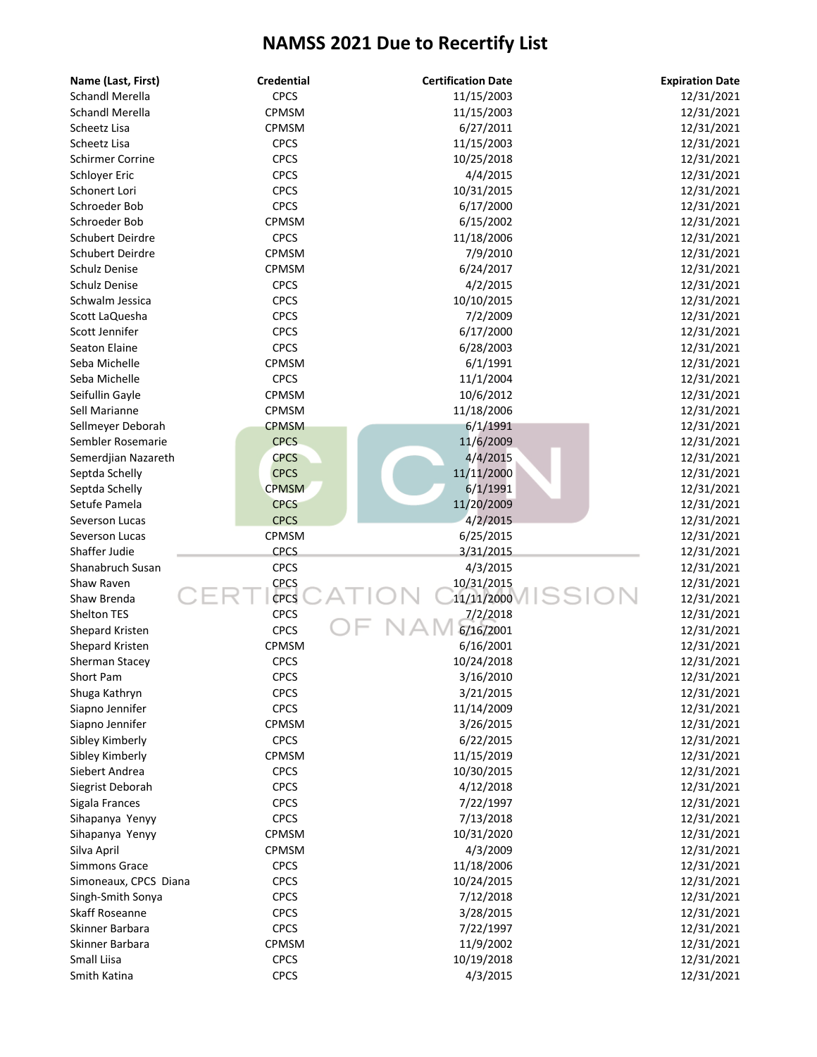# NAMSS 2021 Due to Recertify List

| Name (Last, First) | Credential | Certification Date | Expiration Date |
|---|---|---|---|
| Schandl Merella | CPCS | 11/15/2003 | 12/31/2021 |
| Schandl Merella | CPMSM | 11/15/2003 | 12/31/2021 |
| Scheetz Lisa | CPMSM | 6/27/2011 | 12/31/2021 |
| Scheetz Lisa | CPCS | 11/15/2003 | 12/31/2021 |
| Schirmer Corrine | CPCS | 10/25/2018 | 12/31/2021 |
| Schloyer Eric | CPCS | 4/4/2015 | 12/31/2021 |
| Schonert Lori | CPCS | 10/31/2015 | 12/31/2021 |
| Schroeder Bob | CPCS | 6/17/2000 | 12/31/2021 |
| Schroeder Bob | CPMSM | 6/15/2002 | 12/31/2021 |
| Schubert Deirdre | CPCS | 11/18/2006 | 12/31/2021 |
| Schubert Deirdre | CPMSM | 7/9/2010 | 12/31/2021 |
| Schulz Denise | CPMSM | 6/24/2017 | 12/31/2021 |
| Schulz Denise | CPCS | 4/2/2015 | 12/31/2021 |
| Schwalm Jessica | CPCS | 10/10/2015 | 12/31/2021 |
| Scott LaQuesha | CPCS | 7/2/2009 | 12/31/2021 |
| Scott Jennifer | CPCS | 6/17/2000 | 12/31/2021 |
| Seaton Elaine | CPCS | 6/28/2003 | 12/31/2021 |
| Seba Michelle | CPMSM | 6/1/1991 | 12/31/2021 |
| Seba Michelle | CPCS | 11/1/2004 | 12/31/2021 |
| Seifullin Gayle | CPMSM | 10/6/2012 | 12/31/2021 |
| Sell Marianne | CPMSM | 11/18/2006 | 12/31/2021 |
| Sellmeyer Deborah | CPMSM | 6/1/1991 | 12/31/2021 |
| Sembler Rosemarie | CPCS | 11/6/2009 | 12/31/2021 |
| Semerdjian Nazareth | CPCS | 4/4/2015 | 12/31/2021 |
| Septda Schelly | CPCS | 11/11/2000 | 12/31/2021 |
| Septda Schelly | CPMSM | 6/1/1991 | 12/31/2021 |
| Setufe Pamela | CPCS | 11/20/2009 | 12/31/2021 |
| Severson Lucas | CPCS | 4/2/2015 | 12/31/2021 |
| Severson Lucas | CPMSM | 6/25/2015 | 12/31/2021 |
| Shaffer Judie | CPCS | 3/31/2015 | 12/31/2021 |
| Shanabruch Susan | CPCS | 4/3/2015 | 12/31/2021 |
| Shaw Raven | CPCS | 10/31/2015 | 12/31/2021 |
| Shaw Brenda | CPCS | 11/11/2000 | 12/31/2021 |
| Shelton TES | CPCS | 7/2/2018 | 12/31/2021 |
| Shepard Kristen | CPCS | 6/16/2001 | 12/31/2021 |
| Shepard Kristen | CPMSM | 6/16/2001 | 12/31/2021 |
| Sherman Stacey | CPCS | 10/24/2018 | 12/31/2021 |
| Short Pam | CPCS | 3/16/2010 | 12/31/2021 |
| Shuga Kathryn | CPCS | 3/21/2015 | 12/31/2021 |
| Siapno Jennifer | CPCS | 11/14/2009 | 12/31/2021 |
| Siapno Jennifer | CPMSM | 3/26/2015 | 12/31/2021 |
| Sibley Kimberly | CPCS | 6/22/2015 | 12/31/2021 |
| Sibley Kimberly | CPMSM | 11/15/2019 | 12/31/2021 |
| Siebert Andrea | CPCS | 10/30/2015 | 12/31/2021 |
| Siegrist Deborah | CPCS | 4/12/2018 | 12/31/2021 |
| Sigala Frances | CPCS | 7/22/1997 | 12/31/2021 |
| Sihapanya Yenyy | CPCS | 7/13/2018 | 12/31/2021 |
| Sihapanya Yenyy | CPMSM | 10/31/2020 | 12/31/2021 |
| Silva April | CPMSM | 4/3/2009 | 12/31/2021 |
| Simmons Grace | CPCS | 11/18/2006 | 12/31/2021 |
| Simoneaux, CPCS Diana | CPCS | 10/24/2015 | 12/31/2021 |
| Singh-Smith Sonya | CPCS | 7/12/2018 | 12/31/2021 |
| Skaff Roseanne | CPCS | 3/28/2015 | 12/31/2021 |
| Skinner Barbara | CPCS | 7/22/1997 | 12/31/2021 |
| Skinner Barbara | CPMSM | 11/9/2002 | 12/31/2021 |
| Small Liisa | CPCS | 10/19/2018 | 12/31/2021 |
| Smith Katina | CPCS | 4/3/2015 | 12/31/2021 |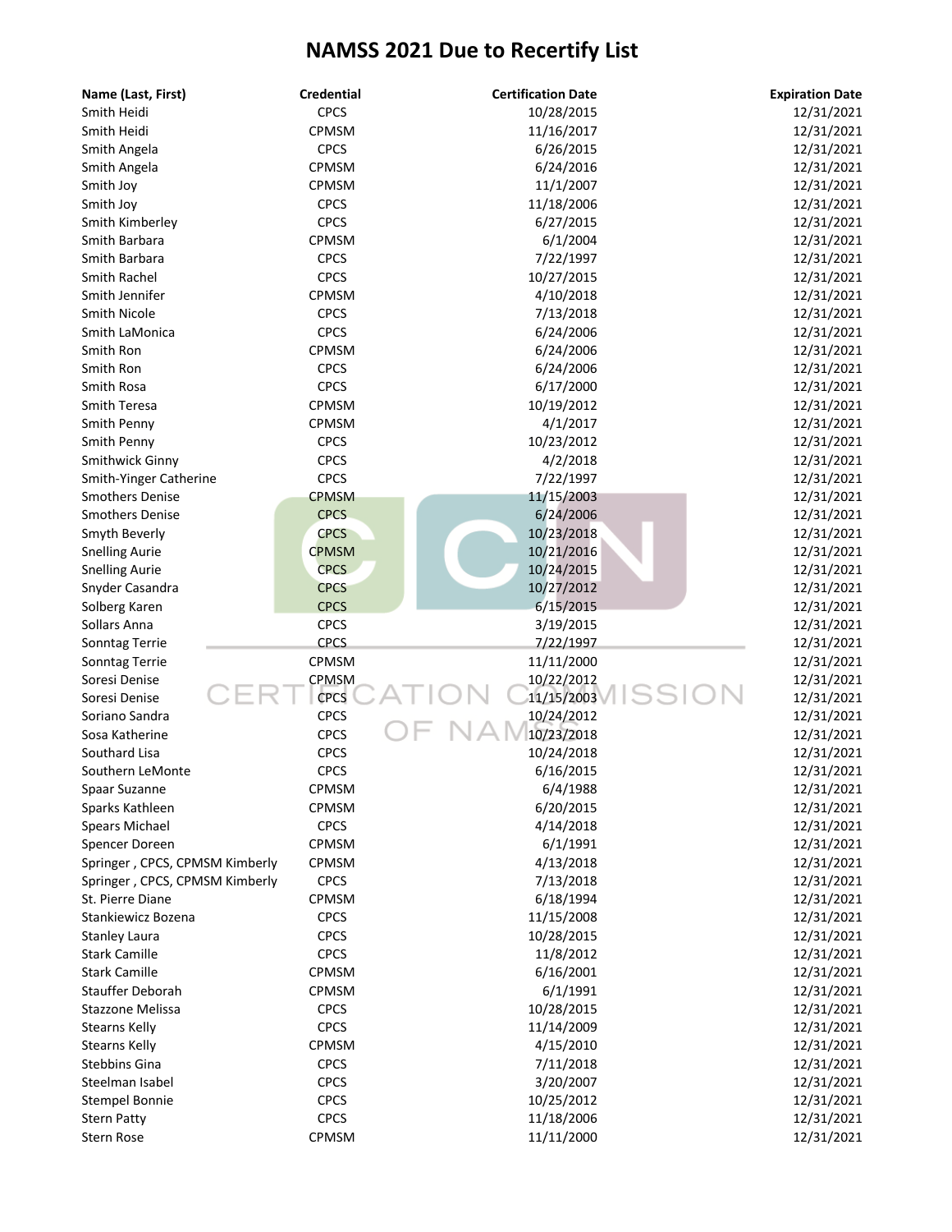# NAMSS 2021 Due to Recertify List

| Name (Last, First) | Credential | Certification Date | Expiration Date |
|---|---|---|---|
| Smith Heidi | CPCS | 10/28/2015 | 12/31/2021 |
| Smith Heidi | CPMSM | 11/16/2017 | 12/31/2021 |
| Smith Angela | CPCS | 6/26/2015 | 12/31/2021 |
| Smith Angela | CPMSM | 6/24/2016 | 12/31/2021 |
| Smith Joy | CPMSM | 11/1/2007 | 12/31/2021 |
| Smith Joy | CPCS | 11/18/2006 | 12/31/2021 |
| Smith Kimberley | CPCS | 6/27/2015 | 12/31/2021 |
| Smith Barbara | CPMSM | 6/1/2004 | 12/31/2021 |
| Smith Barbara | CPCS | 7/22/1997 | 12/31/2021 |
| Smith Rachel | CPCS | 10/27/2015 | 12/31/2021 |
| Smith Jennifer | CPMSM | 4/10/2018 | 12/31/2021 |
| Smith Nicole | CPCS | 7/13/2018 | 12/31/2021 |
| Smith LaMonica | CPCS | 6/24/2006 | 12/31/2021 |
| Smith Ron | CPMSM | 6/24/2006 | 12/31/2021 |
| Smith Ron | CPCS | 6/24/2006 | 12/31/2021 |
| Smith Rosa | CPCS | 6/17/2000 | 12/31/2021 |
| Smith Teresa | CPMSM | 10/19/2012 | 12/31/2021 |
| Smith Penny | CPMSM | 4/1/2017 | 12/31/2021 |
| Smith Penny | CPCS | 10/23/2012 | 12/31/2021 |
| Smithwick Ginny | CPCS | 4/2/2018 | 12/31/2021 |
| Smith-Yinger Catherine | CPCS | 7/22/1997 | 12/31/2021 |
| Smothers Denise | CPMSM | 11/15/2003 | 12/31/2021 |
| Smothers Denise | CPCS | 6/24/2006 | 12/31/2021 |
| Smyth Beverly | CPCS | 10/23/2018 | 12/31/2021 |
| Snelling Aurie | CPMSM | 10/21/2016 | 12/31/2021 |
| Snelling Aurie | CPCS | 10/24/2015 | 12/31/2021 |
| Snyder Casandra | CPCS | 10/27/2012 | 12/31/2021 |
| Solberg Karen | CPCS | 6/15/2015 | 12/31/2021 |
| Sollars Anna | CPCS | 3/19/2015 | 12/31/2021 |
| Sonntag Terrie | CPCS | 7/22/1997 | 12/31/2021 |
| Sonntag Terrie | CPMSM | 11/11/2000 | 12/31/2021 |
| Soresi Denise | CPMSM | 10/22/2012 | 12/31/2021 |
| Soresi Denise | CPCS | 11/15/2003 | 12/31/2021 |
| Soriano Sandra | CPCS | 10/24/2012 | 12/31/2021 |
| Sosa Katherine | CPCS | 10/23/2018 | 12/31/2021 |
| Southard Lisa | CPCS | 10/24/2018 | 12/31/2021 |
| Southern LeMonte | CPCS | 6/16/2015 | 12/31/2021 |
| Spaar Suzanne | CPMSM | 6/4/1988 | 12/31/2021 |
| Sparks Kathleen | CPMSM | 6/20/2015 | 12/31/2021 |
| Spears Michael | CPCS | 4/14/2018 | 12/31/2021 |
| Spencer Doreen | CPMSM | 6/1/1991 | 12/31/2021 |
| Springer , CPCS, CPMSM Kimberly | CPMSM | 4/13/2018 | 12/31/2021 |
| Springer , CPCS, CPMSM Kimberly | CPCS | 7/13/2018 | 12/31/2021 |
| St. Pierre Diane | CPMSM | 6/18/1994 | 12/31/2021 |
| Stankiewicz Bozena | CPCS | 11/15/2008 | 12/31/2021 |
| Stanley Laura | CPCS | 10/28/2015 | 12/31/2021 |
| Stark Camille | CPCS | 11/8/2012 | 12/31/2021 |
| Stark Camille | CPMSM | 6/16/2001 | 12/31/2021 |
| Stauffer Deborah | CPMSM | 6/1/1991 | 12/31/2021 |
| Stazzone Melissa | CPCS | 10/28/2015 | 12/31/2021 |
| Stearns Kelly | CPCS | 11/14/2009 | 12/31/2021 |
| Stearns Kelly | CPMSM | 4/15/2010 | 12/31/2021 |
| Stebbins Gina | CPCS | 7/11/2018 | 12/31/2021 |
| Steelman Isabel | CPCS | 3/20/2007 | 12/31/2021 |
| Stempel Bonnie | CPCS | 10/25/2012 | 12/31/2021 |
| Stern Patty | CPCS | 11/18/2006 | 12/31/2021 |
| Stern Rose | CPMSM | 11/11/2000 | 12/31/2021 |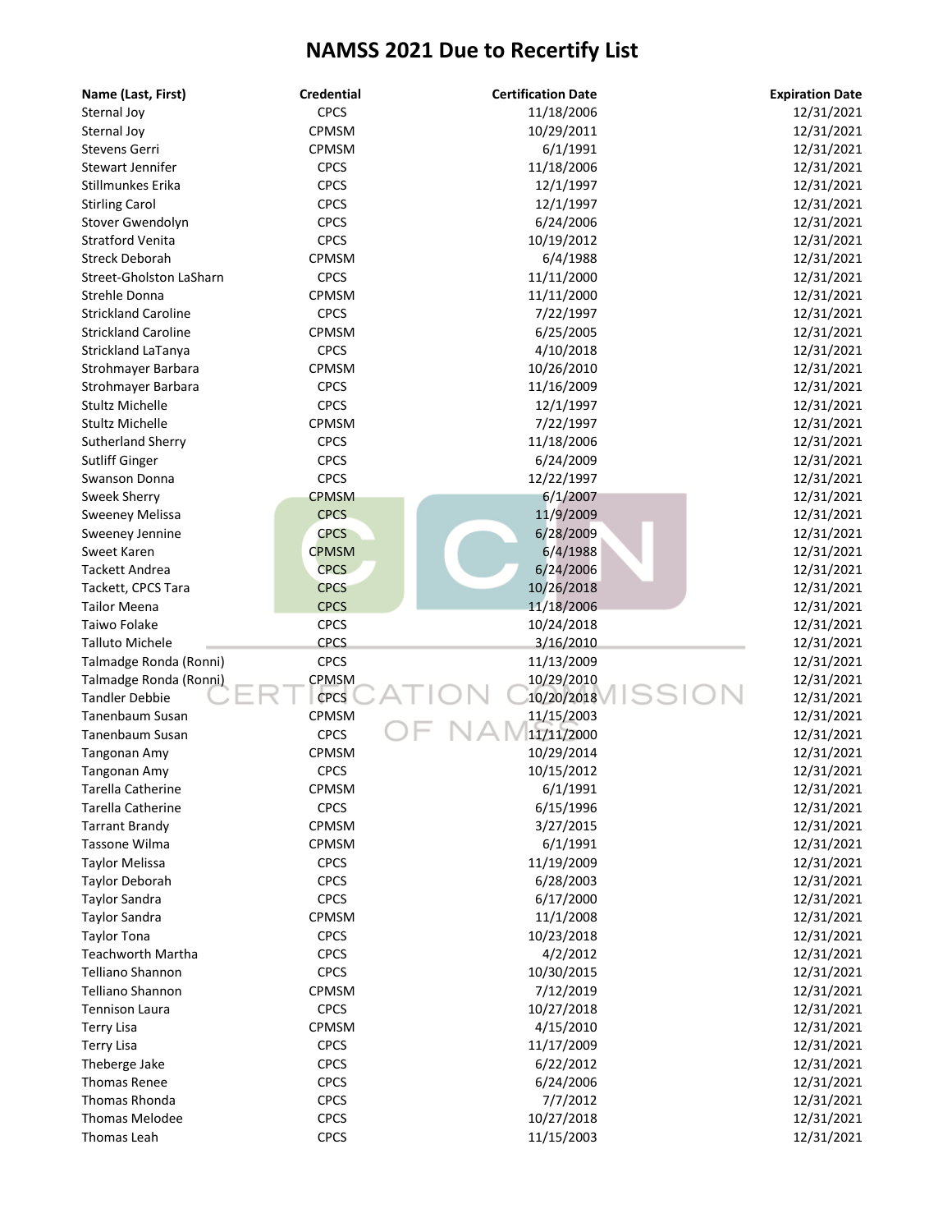# NAMSS 2021 Due to Recertify List

| Name (Last, First) | Credential | Certification Date | Expiration Date |
|---|---|---|---|
| Sternal Joy | CPCS | 11/18/2006 | 12/31/2021 |
| Sternal Joy | CPMSM | 10/29/2011 | 12/31/2021 |
| Stevens Gerri | CPMSM | 6/1/1991 | 12/31/2021 |
| Stewart Jennifer | CPCS | 11/18/2006 | 12/31/2021 |
| Stillmunkes Erika | CPCS | 12/1/1997 | 12/31/2021 |
| Stirling Carol | CPCS | 12/1/1997 | 12/31/2021 |
| Stover Gwendolyn | CPCS | 6/24/2006 | 12/31/2021 |
| Stratford Venita | CPCS | 10/19/2012 | 12/31/2021 |
| Streck Deborah | CPMSM | 6/4/1988 | 12/31/2021 |
| Street-Gholston LaSharn | CPCS | 11/11/2000 | 12/31/2021 |
| Strehle Donna | CPMSM | 11/11/2000 | 12/31/2021 |
| Strickland Caroline | CPCS | 7/22/1997 | 12/31/2021 |
| Strickland Caroline | CPMSM | 6/25/2005 | 12/31/2021 |
| Strickland LaTanya | CPCS | 4/10/2018 | 12/31/2021 |
| Strohmayer Barbara | CPMSM | 10/26/2010 | 12/31/2021 |
| Strohmayer Barbara | CPCS | 11/16/2009 | 12/31/2021 |
| Stultz Michelle | CPCS | 12/1/1997 | 12/31/2021 |
| Stultz Michelle | CPMSM | 7/22/1997 | 12/31/2021 |
| Sutherland Sherry | CPCS | 11/18/2006 | 12/31/2021 |
| Sutliff Ginger | CPCS | 6/24/2009 | 12/31/2021 |
| Swanson Donna | CPCS | 12/22/1997 | 12/31/2021 |
| Sweek Sherry | CPMSM | 6/1/2007 | 12/31/2021 |
| Sweeney Melissa | CPCS | 11/9/2009 | 12/31/2021 |
| Sweeney Jennine | CPCS | 6/28/2009 | 12/31/2021 |
| Sweet Karen | CPMSM | 6/4/1988 | 12/31/2021 |
| Tackett Andrea | CPCS | 6/24/2006 | 12/31/2021 |
| Tackett, CPCS Tara | CPCS | 10/26/2018 | 12/31/2021 |
| Tailor Meena | CPCS | 11/18/2006 | 12/31/2021 |
| Taiwo Folake | CPCS | 10/24/2018 | 12/31/2021 |
| Talluto Michele | CPCS | 3/16/2010 | 12/31/2021 |
| Talmadge Ronda (Ronni) | CPCS | 11/13/2009 | 12/31/2021 |
| Talmadge Ronda (Ronni) | CPMSM | 10/29/2010 | 12/31/2021 |
| Tandler Debbie | CPCS | 10/20/2018 | 12/31/2021 |
| Tanenbaum Susan | CPMSM | 11/15/2003 | 12/31/2021 |
| Tanenbaum Susan | CPCS | 11/11/2000 | 12/31/2021 |
| Tangonan Amy | CPMSM | 10/29/2014 | 12/31/2021 |
| Tangonan Amy | CPCS | 10/15/2012 | 12/31/2021 |
| Tarella Catherine | CPMSM | 6/1/1991 | 12/31/2021 |
| Tarella Catherine | CPCS | 6/15/1996 | 12/31/2021 |
| Tarrant Brandy | CPMSM | 3/27/2015 | 12/31/2021 |
| Tassone Wilma | CPMSM | 6/1/1991 | 12/31/2021 |
| Taylor Melissa | CPCS | 11/19/2009 | 12/31/2021 |
| Taylor Deborah | CPCS | 6/28/2003 | 12/31/2021 |
| Taylor Sandra | CPCS | 6/17/2000 | 12/31/2021 |
| Taylor Sandra | CPMSM | 11/1/2008 | 12/31/2021 |
| Taylor Tona | CPCS | 10/23/2018 | 12/31/2021 |
| Teachworth Martha | CPCS | 4/2/2012 | 12/31/2021 |
| Telliano Shannon | CPCS | 10/30/2015 | 12/31/2021 |
| Telliano Shannon | CPMSM | 7/12/2019 | 12/31/2021 |
| Tennison Laura | CPCS | 10/27/2018 | 12/31/2021 |
| Terry Lisa | CPMSM | 4/15/2010 | 12/31/2021 |
| Terry Lisa | CPCS | 11/17/2009 | 12/31/2021 |
| Theberge Jake | CPCS | 6/22/2012 | 12/31/2021 |
| Thomas Renee | CPCS | 6/24/2006 | 12/31/2021 |
| Thomas Rhonda | CPCS | 7/7/2012 | 12/31/2021 |
| Thomas Melodee | CPCS | 10/27/2018 | 12/31/2021 |
| Thomas Leah | CPCS | 11/15/2003 | 12/31/2021 |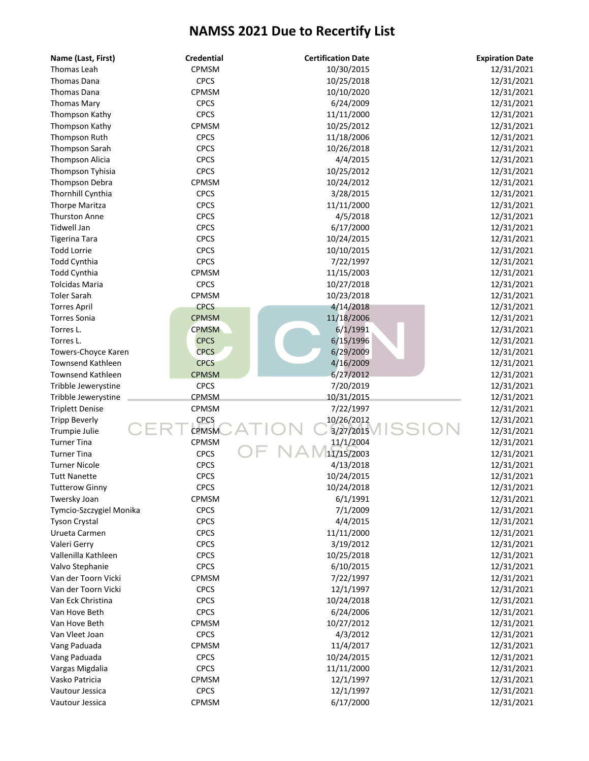# NAMSS 2021 Due to Recertify List

| Name (Last, First) | Credential | Certification Date | Expiration Date |
|---|---|---|---|
| Thomas Leah | CPMSM | 10/30/2015 | 12/31/2021 |
| Thomas Dana | CPCS | 10/25/2018 | 12/31/2021 |
| Thomas Dana | CPMSM | 10/10/2020 | 12/31/2021 |
| Thomas Mary | CPCS | 6/24/2009 | 12/31/2021 |
| Thompson Kathy | CPCS | 11/11/2000 | 12/31/2021 |
| Thompson Kathy | CPMSM | 10/25/2012 | 12/31/2021 |
| Thompson Ruth | CPCS | 11/18/2006 | 12/31/2021 |
| Thompson Sarah | CPCS | 10/26/2018 | 12/31/2021 |
| Thompson Alicia | CPCS | 4/4/2015 | 12/31/2021 |
| Thompson Tyhisia | CPCS | 10/25/2012 | 12/31/2021 |
| Thompson Debra | CPMSM | 10/24/2012 | 12/31/2021 |
| Thornhill Cynthia | CPCS | 3/28/2015 | 12/31/2021 |
| Thorpe Maritza | CPCS | 11/11/2000 | 12/31/2021 |
| Thurston Anne | CPCS | 4/5/2018 | 12/31/2021 |
| Tidwell Jan | CPCS | 6/17/2000 | 12/31/2021 |
| Tigerina Tara | CPCS | 10/24/2015 | 12/31/2021 |
| Todd Lorrie | CPCS | 10/10/2015 | 12/31/2021 |
| Todd Cynthia | CPCS | 7/22/1997 | 12/31/2021 |
| Todd Cynthia | CPMSM | 11/15/2003 | 12/31/2021 |
| Tolcidas Maria | CPCS | 10/27/2018 | 12/31/2021 |
| Toler Sarah | CPMSM | 10/23/2018 | 12/31/2021 |
| Torres April | CPCS | 4/14/2018 | 12/31/2021 |
| Torres Sonia | CPMSM | 11/18/2006 | 12/31/2021 |
| Torres L. | CPMSM | 6/1/1991 | 12/31/2021 |
| Torres L. | CPCS | 6/15/1996 | 12/31/2021 |
| Towers-Choyce Karen | CPCS | 6/29/2009 | 12/31/2021 |
| Townsend Kathleen | CPCS | 4/16/2009 | 12/31/2021 |
| Townsend Kathleen | CPMSM | 6/27/2012 | 12/31/2021 |
| Tribble Jewerystine | CPCS | 7/20/2019 | 12/31/2021 |
| Tribble Jewerystine | CPMSM | 10/31/2015 | 12/31/2021 |
| Triplett Denise | CPMSM | 7/22/1997 | 12/31/2021 |
| Tripp Beverly | CPCS | 10/26/2012 | 12/31/2021 |
| Trumpie Julie | CPMSM | 3/27/2015 | 12/31/2021 |
| Turner Tina | CPMSM | 11/1/2004 | 12/31/2021 |
| Turner Tina | CPCS | 11/15/2003 | 12/31/2021 |
| Turner Nicole | CPCS | 4/13/2018 | 12/31/2021 |
| Tutt Nanette | CPCS | 10/24/2015 | 12/31/2021 |
| Tutterow Ginny | CPCS | 10/24/2018 | 12/31/2021 |
| Twersky Joan | CPMSM | 6/1/1991 | 12/31/2021 |
| Tymcio-Szczygiel Monika | CPCS | 7/1/2009 | 12/31/2021 |
| Tyson Crystal | CPCS | 4/4/2015 | 12/31/2021 |
| Urueta Carmen | CPCS | 11/11/2000 | 12/31/2021 |
| Valeri Gerry | CPCS | 3/19/2012 | 12/31/2021 |
| Vallenilla Kathleen | CPCS | 10/25/2018 | 12/31/2021 |
| Valvo Stephanie | CPCS | 6/10/2015 | 12/31/2021 |
| Van der Toorn Vicki | CPMSM | 7/22/1997 | 12/31/2021 |
| Van der Toorn Vicki | CPCS | 12/1/1997 | 12/31/2021 |
| Van Eck Christina | CPCS | 10/24/2018 | 12/31/2021 |
| Van Hove Beth | CPCS | 6/24/2006 | 12/31/2021 |
| Van Hove Beth | CPMSM | 10/27/2012 | 12/31/2021 |
| Van Vleet Joan | CPCS | 4/3/2012 | 12/31/2021 |
| Vang Paduada | CPMSM | 11/4/2017 | 12/31/2021 |
| Vang Paduada | CPCS | 10/24/2015 | 12/31/2021 |
| Vargas Migdalia | CPCS | 11/11/2000 | 12/31/2021 |
| Vasko Patricia | CPMSM | 12/1/1997 | 12/31/2021 |
| Vautour Jessica | CPCS | 12/1/1997 | 12/31/2021 |
| Vautour Jessica | CPMSM | 6/17/2000 | 12/31/2021 |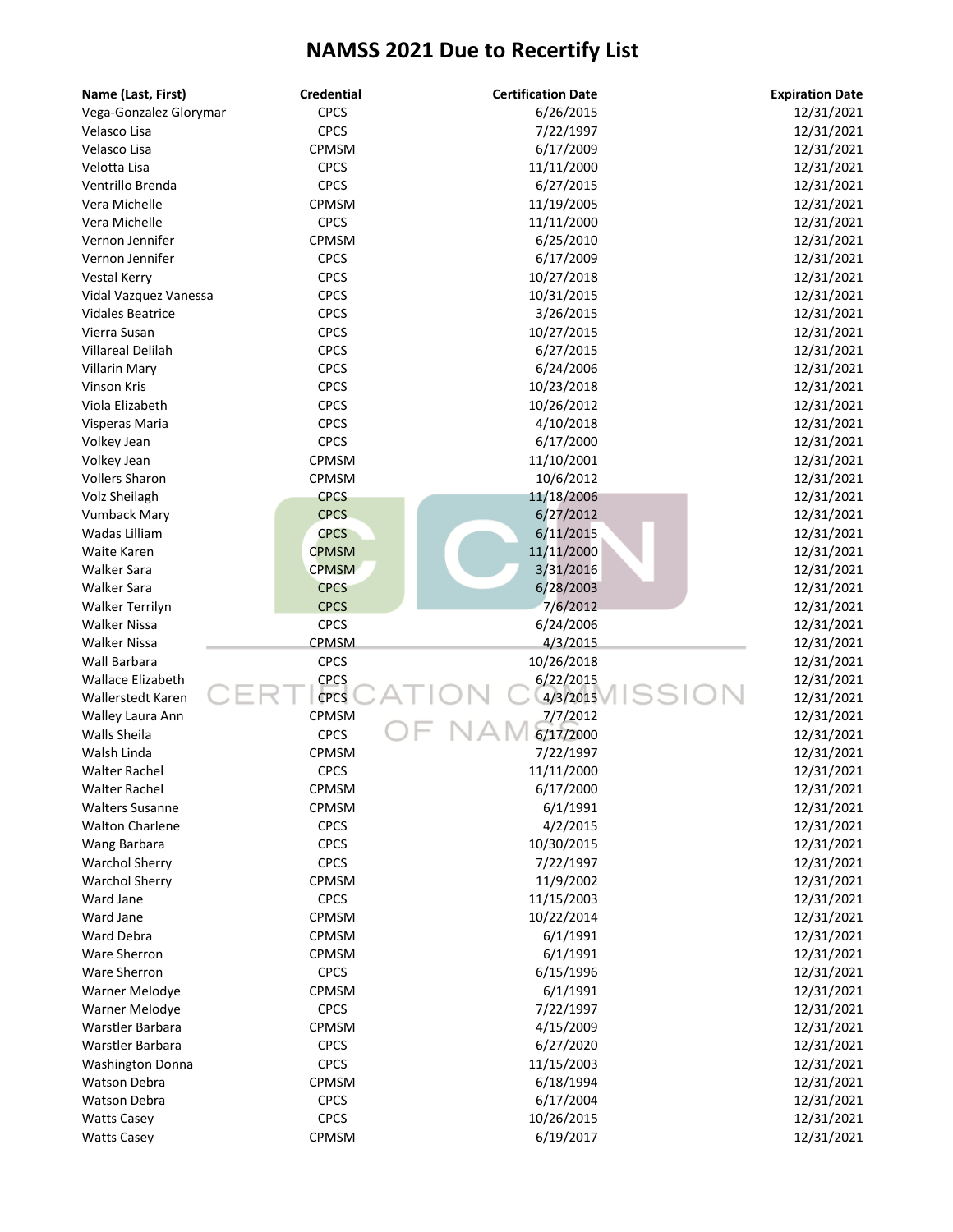# NAMSS 2021 Due to Recertify List

| Name (Last, First) | Credential | Certification Date | Expiration Date |
|---|---|---|---|
| Vega-Gonzalez Glorymar | CPCS | 6/26/2015 | 12/31/2021 |
| Velasco Lisa | CPCS | 7/22/1997 | 12/31/2021 |
| Velasco Lisa | CPMSM | 6/17/2009 | 12/31/2021 |
| Velotta Lisa | CPCS | 11/11/2000 | 12/31/2021 |
| Ventrillo Brenda | CPCS | 6/27/2015 | 12/31/2021 |
| Vera Michelle | CPMSM | 11/19/2005 | 12/31/2021 |
| Vera Michelle | CPCS | 11/11/2000 | 12/31/2021 |
| Vernon Jennifer | CPMSM | 6/25/2010 | 12/31/2021 |
| Vernon Jennifer | CPCS | 6/17/2009 | 12/31/2021 |
| Vestal Kerry | CPCS | 10/27/2018 | 12/31/2021 |
| Vidal Vazquez Vanessa | CPCS | 10/31/2015 | 12/31/2021 |
| Vidales Beatrice | CPCS | 3/26/2015 | 12/31/2021 |
| Vierra Susan | CPCS | 10/27/2015 | 12/31/2021 |
| Villareal Delilah | CPCS | 6/27/2015 | 12/31/2021 |
| Villarin Mary | CPCS | 6/24/2006 | 12/31/2021 |
| Vinson Kris | CPCS | 10/23/2018 | 12/31/2021 |
| Viola Elizabeth | CPCS | 10/26/2012 | 12/31/2021 |
| Visperas Maria | CPCS | 4/10/2018 | 12/31/2021 |
| Volkey Jean | CPCS | 6/17/2000 | 12/31/2021 |
| Volkey Jean | CPMSM | 11/10/2001 | 12/31/2021 |
| Vollers Sharon | CPMSM | 10/6/2012 | 12/31/2021 |
| Volz Sheilagh | CPCS | 11/18/2006 | 12/31/2021 |
| Vumback Mary | CPCS | 6/27/2012 | 12/31/2021 |
| Wadas Lilliam | CPCS | 6/11/2015 | 12/31/2021 |
| Waite Karen | CPMSM | 11/11/2000 | 12/31/2021 |
| Walker Sara | CPMSM | 3/31/2016 | 12/31/2021 |
| Walker Sara | CPCS | 6/28/2003 | 12/31/2021 |
| Walker Terrilyn | CPCS | 7/6/2012 | 12/31/2021 |
| Walker Nissa | CPCS | 6/24/2006 | 12/31/2021 |
| Walker Nissa | CPMSM | 4/3/2015 | 12/31/2021 |
| Wall Barbara | CPCS | 10/26/2018 | 12/31/2021 |
| Wallace Elizabeth | CPCS | 6/22/2015 | 12/31/2021 |
| Wallerstedt Karen | CPCS | 4/3/2015 | 12/31/2021 |
| Walley Laura Ann | CPMSM | 7/7/2012 | 12/31/2021 |
| Walls Sheila | CPCS | 6/17/2000 | 12/31/2021 |
| Walsh Linda | CPMSM | 7/22/1997 | 12/31/2021 |
| Walter Rachel | CPCS | 11/11/2000 | 12/31/2021 |
| Walter Rachel | CPMSM | 6/17/2000 | 12/31/2021 |
| Walters Susanne | CPMSM | 6/1/1991 | 12/31/2021 |
| Walton Charlene | CPCS | 4/2/2015 | 12/31/2021 |
| Wang Barbara | CPCS | 10/30/2015 | 12/31/2021 |
| Warchol Sherry | CPCS | 7/22/1997 | 12/31/2021 |
| Warchol Sherry | CPMSM | 11/9/2002 | 12/31/2021 |
| Ward Jane | CPCS | 11/15/2003 | 12/31/2021 |
| Ward Jane | CPMSM | 10/22/2014 | 12/31/2021 |
| Ward Debra | CPMSM | 6/1/1991 | 12/31/2021 |
| Ware Sherron | CPMSM | 6/1/1991 | 12/31/2021 |
| Ware Sherron | CPCS | 6/15/1996 | 12/31/2021 |
| Warner Melodye | CPMSM | 6/1/1991 | 12/31/2021 |
| Warner Melodye | CPCS | 7/22/1997 | 12/31/2021 |
| Warstler Barbara | CPMSM | 4/15/2009 | 12/31/2021 |
| Warstler Barbara | CPCS | 6/27/2020 | 12/31/2021 |
| Washington Donna | CPCS | 11/15/2003 | 12/31/2021 |
| Watson Debra | CPMSM | 6/18/1994 | 12/31/2021 |
| Watson Debra | CPCS | 6/17/2004 | 12/31/2021 |
| Watts Casey | CPCS | 10/26/2015 | 12/31/2021 |
| Watts Casey | CPMSM | 6/19/2017 | 12/31/2021 |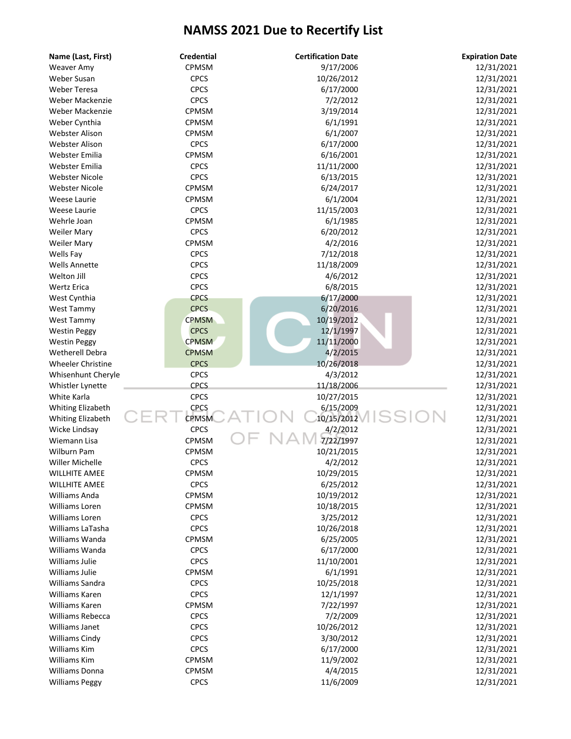# NAMSS 2021 Due to Recertify List

| Name (Last, First) | Credential | Certification Date | Expiration Date |
|---|---|---|---|
| Weaver Amy | CPMSM | 9/17/2006 | 12/31/2021 |
| Weber Susan | CPCS | 10/26/2012 | 12/31/2021 |
| Weber Teresa | CPCS | 6/17/2000 | 12/31/2021 |
| Weber Mackenzie | CPCS | 7/2/2012 | 12/31/2021 |
| Weber Mackenzie | CPMSM | 3/19/2014 | 12/31/2021 |
| Weber Cynthia | CPMSM | 6/1/1991 | 12/31/2021 |
| Webster Alison | CPMSM | 6/1/2007 | 12/31/2021 |
| Webster Alison | CPCS | 6/17/2000 | 12/31/2021 |
| Webster Emilia | CPMSM | 6/16/2001 | 12/31/2021 |
| Webster Emilia | CPCS | 11/11/2000 | 12/31/2021 |
| Webster Nicole | CPCS | 6/13/2015 | 12/31/2021 |
| Webster Nicole | CPMSM | 6/24/2017 | 12/31/2021 |
| Weese Laurie | CPMSM | 6/1/2004 | 12/31/2021 |
| Weese Laurie | CPCS | 11/15/2003 | 12/31/2021 |
| Wehrle Joan | CPMSM | 6/1/1985 | 12/31/2021 |
| Weiler Mary | CPCS | 6/20/2012 | 12/31/2021 |
| Weiler Mary | CPMSM | 4/2/2016 | 12/31/2021 |
| Wells Fay | CPCS | 7/12/2018 | 12/31/2021 |
| Wells Annette | CPCS | 11/18/2009 | 12/31/2021 |
| Welton Jill | CPCS | 4/6/2012 | 12/31/2021 |
| Wertz Erica | CPCS | 6/8/2015 | 12/31/2021 |
| West Cynthia | CPCS | 6/17/2000 | 12/31/2021 |
| West Tammy | CPCS | 6/20/2016 | 12/31/2021 |
| West Tammy | CPMSM | 10/19/2012 | 12/31/2021 |
| Westin Peggy | CPCS | 12/1/1997 | 12/31/2021 |
| Westin Peggy | CPMSM | 11/11/2000 | 12/31/2021 |
| Wetherell Debra | CPMSM | 4/2/2015 | 12/31/2021 |
| Wheeler Christine | CPCS | 10/26/2018 | 12/31/2021 |
| Whisenhunt Cheryle | CPCS | 4/3/2012 | 12/31/2021 |
| Whistler Lynette | CPCS | 11/18/2006 | 12/31/2021 |
| White Karla | CPCS | 10/27/2015 | 12/31/2021 |
| Whiting Elizabeth | CPCS | 6/15/2009 | 12/31/2021 |
| Whiting Elizabeth | CPMSM | 10/15/2012 | 12/31/2021 |
| Wicke Lindsay | CPCS | 4/2/2012 | 12/31/2021 |
| Wiemann Lisa | CPMSM | 7/22/1997 | 12/31/2021 |
| Wilburn Pam | CPMSM | 10/21/2015 | 12/31/2021 |
| Willer Michelle | CPCS | 4/2/2012 | 12/31/2021 |
| WILLHITE AMEE | CPMSM | 10/29/2015 | 12/31/2021 |
| WILLHITE AMEE | CPCS | 6/25/2012 | 12/31/2021 |
| Williams Anda | CPMSM | 10/19/2012 | 12/31/2021 |
| Williams Loren | CPMSM | 10/18/2015 | 12/31/2021 |
| Williams Loren | CPCS | 3/25/2012 | 12/31/2021 |
| Williams LaTasha | CPCS | 10/26/2018 | 12/31/2021 |
| Williams Wanda | CPMSM | 6/25/2005 | 12/31/2021 |
| Williams Wanda | CPCS | 6/17/2000 | 12/31/2021 |
| Williams Julie | CPCS | 11/10/2001 | 12/31/2021 |
| Williams Julie | CPMSM | 6/1/1991 | 12/31/2021 |
| Williams Sandra | CPCS | 10/25/2018 | 12/31/2021 |
| Williams Karen | CPCS | 12/1/1997 | 12/31/2021 |
| Williams Karen | CPMSM | 7/22/1997 | 12/31/2021 |
| Williams Rebecca | CPCS | 7/2/2009 | 12/31/2021 |
| Williams Janet | CPCS | 10/26/2012 | 12/31/2021 |
| Williams Cindy | CPCS | 3/30/2012 | 12/31/2021 |
| Williams Kim | CPCS | 6/17/2000 | 12/31/2021 |
| Williams Kim | CPMSM | 11/9/2002 | 12/31/2021 |
| Williams Donna | CPMSM | 4/4/2015 | 12/31/2021 |
| Williams Peggy | CPCS | 11/6/2009 | 12/31/2021 |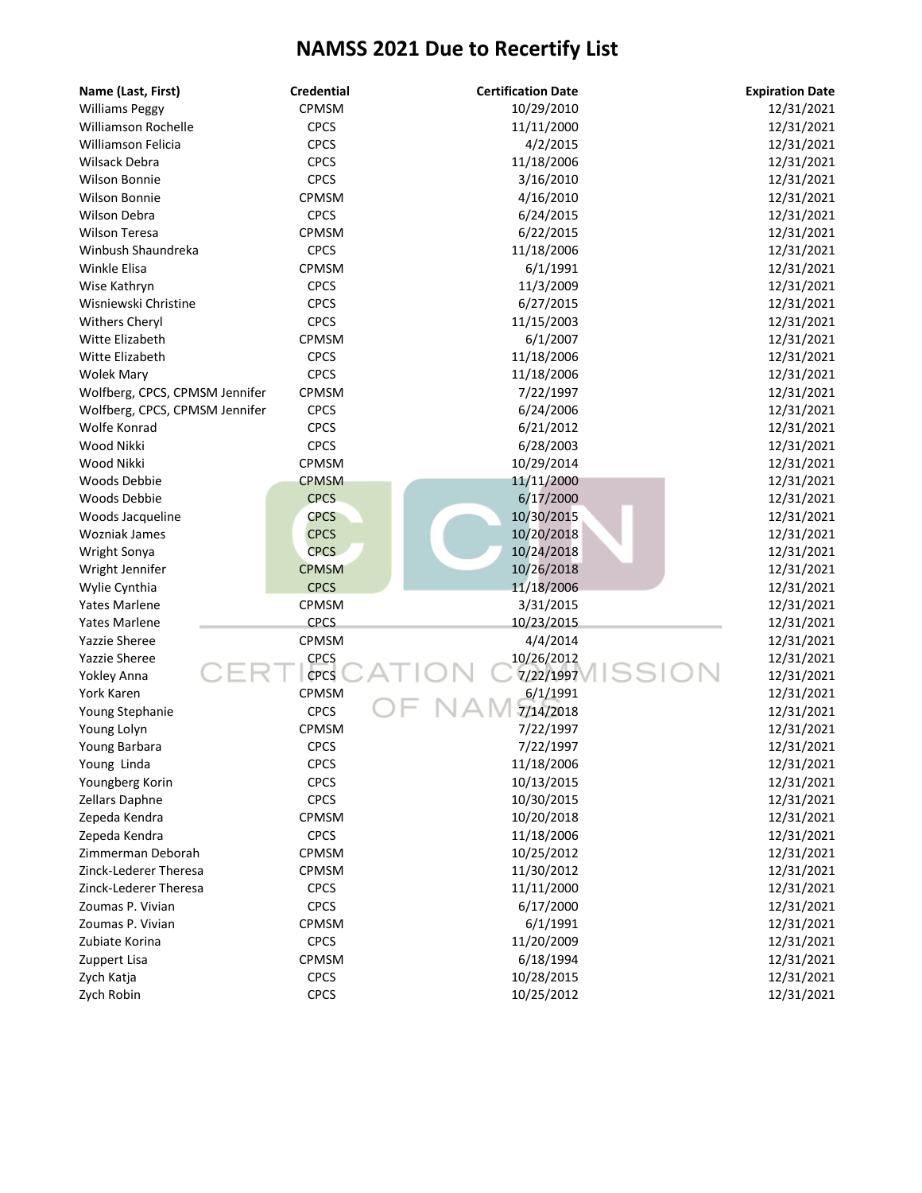# NAMSS 2021 Due to Recertify List

| Name (Last, First) | Credential | Certification Date | Expiration Date |
|---|---|---|---|
| Williams Peggy | CPMSM | 10/29/2010 | 12/31/2021 |
| Williamson Rochelle | CPCS | 11/11/2000 | 12/31/2021 |
| Williamson Felicia | CPCS | 4/2/2015 | 12/31/2021 |
| Wilsack Debra | CPCS | 11/18/2006 | 12/31/2021 |
| Wilson Bonnie | CPCS | 3/16/2010 | 12/31/2021 |
| Wilson Bonnie | CPMSM | 4/16/2010 | 12/31/2021 |
| Wilson Debra | CPCS | 6/24/2015 | 12/31/2021 |
| Wilson Teresa | CPMSM | 6/22/2015 | 12/31/2021 |
| Winbush Shaundreka | CPCS | 11/18/2006 | 12/31/2021 |
| Winkle Elisa | CPMSM | 6/1/1991 | 12/31/2021 |
| Wise Kathryn | CPCS | 11/3/2009 | 12/31/2021 |
| Wisniewski Christine | CPCS | 6/27/2015 | 12/31/2021 |
| Withers Cheryl | CPCS | 11/15/2003 | 12/31/2021 |
| Witte Elizabeth | CPMSM | 6/1/2007 | 12/31/2021 |
| Witte Elizabeth | CPCS | 11/18/2006 | 12/31/2021 |
| Wolek Mary | CPCS | 11/18/2006 | 12/31/2021 |
| Wolfberg, CPCS, CPMSM Jennifer | CPMSM | 7/22/1997 | 12/31/2021 |
| Wolfberg, CPCS, CPMSM Jennifer | CPCS | 6/24/2006 | 12/31/2021 |
| Wolfe Konrad | CPCS | 6/21/2012 | 12/31/2021 |
| Wood Nikki | CPCS | 6/28/2003 | 12/31/2021 |
| Wood Nikki | CPMSM | 10/29/2014 | 12/31/2021 |
| Woods Debbie | CPMSM | 11/11/2000 | 12/31/2021 |
| Woods Debbie | CPCS | 6/17/2000 | 12/31/2021 |
| Woods Jacqueline | CPCS | 10/30/2015 | 12/31/2021 |
| Wozniak James | CPCS | 10/20/2018 | 12/31/2021 |
| Wright Sonya | CPCS | 10/24/2018 | 12/31/2021 |
| Wright Jennifer | CPMSM | 10/26/2018 | 12/31/2021 |
| Wylie Cynthia | CPCS | 11/18/2006 | 12/31/2021 |
| Yates Marlene | CPMSM | 3/31/2015 | 12/31/2021 |
| Yates Marlene | CPCS | 10/23/2015 | 12/31/2021 |
| Yazzie Sheree | CPMSM | 4/4/2014 | 12/31/2021 |
| Yazzie Sheree | CPCS | 10/26/2012 | 12/31/2021 |
| Yokley Anna | CPCS | 7/22/1997 | 12/31/2021 |
| York Karen | CPMSM | 6/1/1991 | 12/31/2021 |
| Young Stephanie | CPCS | 7/14/2018 | 12/31/2021 |
| Young Lolyn | CPMSM | 7/22/1997 | 12/31/2021 |
| Young Barbara | CPCS | 7/22/1997 | 12/31/2021 |
| Young Linda | CPCS | 11/18/2006 | 12/31/2021 |
| Youngberg Korin | CPCS | 10/13/2015 | 12/31/2021 |
| Zellars Daphne | CPCS | 10/30/2015 | 12/31/2021 |
| Zepeda Kendra | CPMSM | 10/20/2018 | 12/31/2021 |
| Zepeda Kendra | CPCS | 11/18/2006 | 12/31/2021 |
| Zimmerman Deborah | CPMSM | 10/25/2012 | 12/31/2021 |
| Zinck-Lederer Theresa | CPMSM | 11/30/2012 | 12/31/2021 |
| Zinck-Lederer Theresa | CPCS | 11/11/2000 | 12/31/2021 |
| Zoumas P. Vivian | CPCS | 6/17/2000 | 12/31/2021 |
| Zoumas P. Vivian | CPMSM | 6/1/1991 | 12/31/2021 |
| Zubiate Korina | CPCS | 11/20/2009 | 12/31/2021 |
| Zuppert Lisa | CPMSM | 6/18/1994 | 12/31/2021 |
| Zych Katja | CPCS | 10/28/2015 | 12/31/2021 |
| Zych Robin | CPCS | 10/25/2012 | 12/31/2021 |